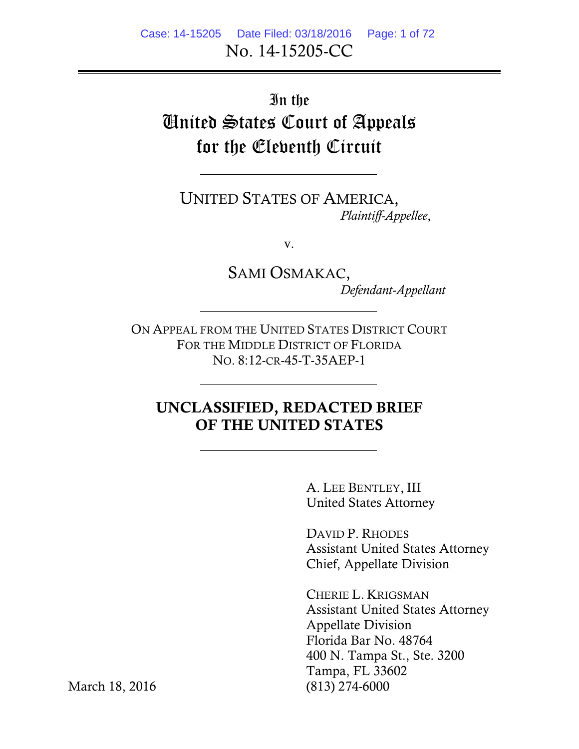No. 14-15205-CC

---

In the
United States Court of Appeals
for the Eleventh Circuit

---

UNITED STATES OF AMERICA,
*Plaintiff-Appellee*,

v.

SAMI OSMAKAC,
*Defendant-Appellant*

---

ON APPEAL FROM THE UNITED STATES DISTRICT COURT
FOR THE MIDDLE DISTRICT OF FLORIDA
NO. 8:12-CR-45-T-35AEP-1

---

**UNCLASSIFIED, REDACTED BRIEF
OF THE UNITED STATES**

---

A. LEE BENTLEY, III
United States Attorney

DAVID P. RHODES
Assistant United States Attorney
Chief, Appellate Division

CHERIE L. KRIGSMAN
Assistant United States Attorney
Appellate Division
Florida Bar No. 48764
400 N. Tampa St., Ste. 3200
Tampa, FL 33602
(813) 274-6000

March 18, 2016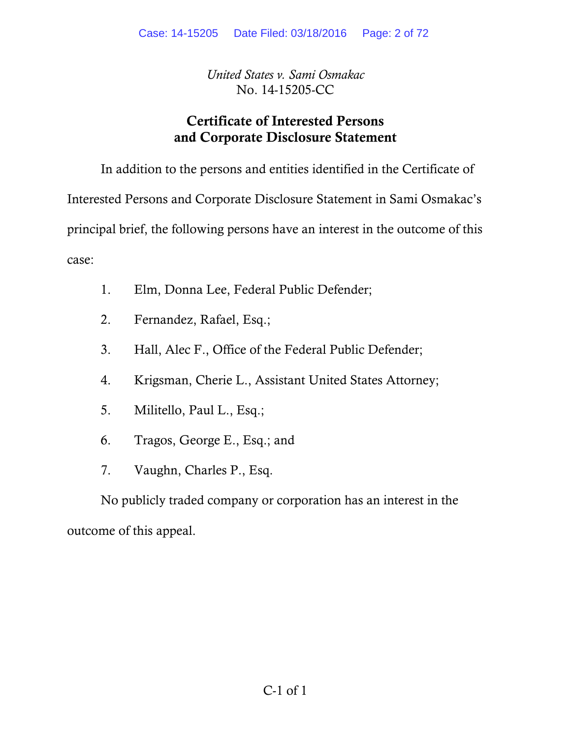*United States v. Sami Osmakac*
No. 14-15205-CC

## Certificate of Interested Persons and Corporate Disclosure Statement

In addition to the persons and entities identified in the Certificate of Interested Persons and Corporate Disclosure Statement in Sami Osmakac's principal brief, the following persons have an interest in the outcome of this case:

1. Elm, Donna Lee, Federal Public Defender;
2. Fernandez, Rafael, Esq.;
3. Hall, Alec F., Office of the Federal Public Defender;
4. Krigsman, Cherie L., Assistant United States Attorney;
5. Militello, Paul L., Esq.;
6. Tragos, George E., Esq.; and
7. Vaughn, Charles P., Esq.

No publicly traded company or corporation has an interest in the outcome of this appeal.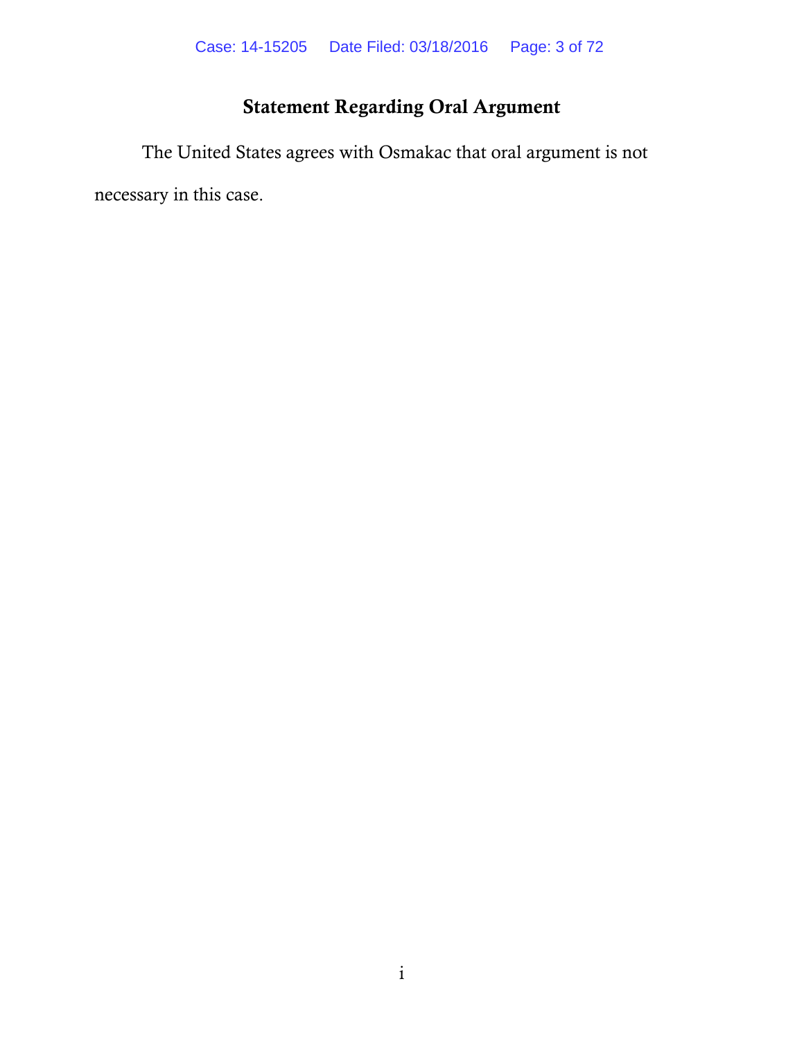# Statement Regarding Oral Argument

The United States agrees with Osmakac that oral argument is not necessary in this case.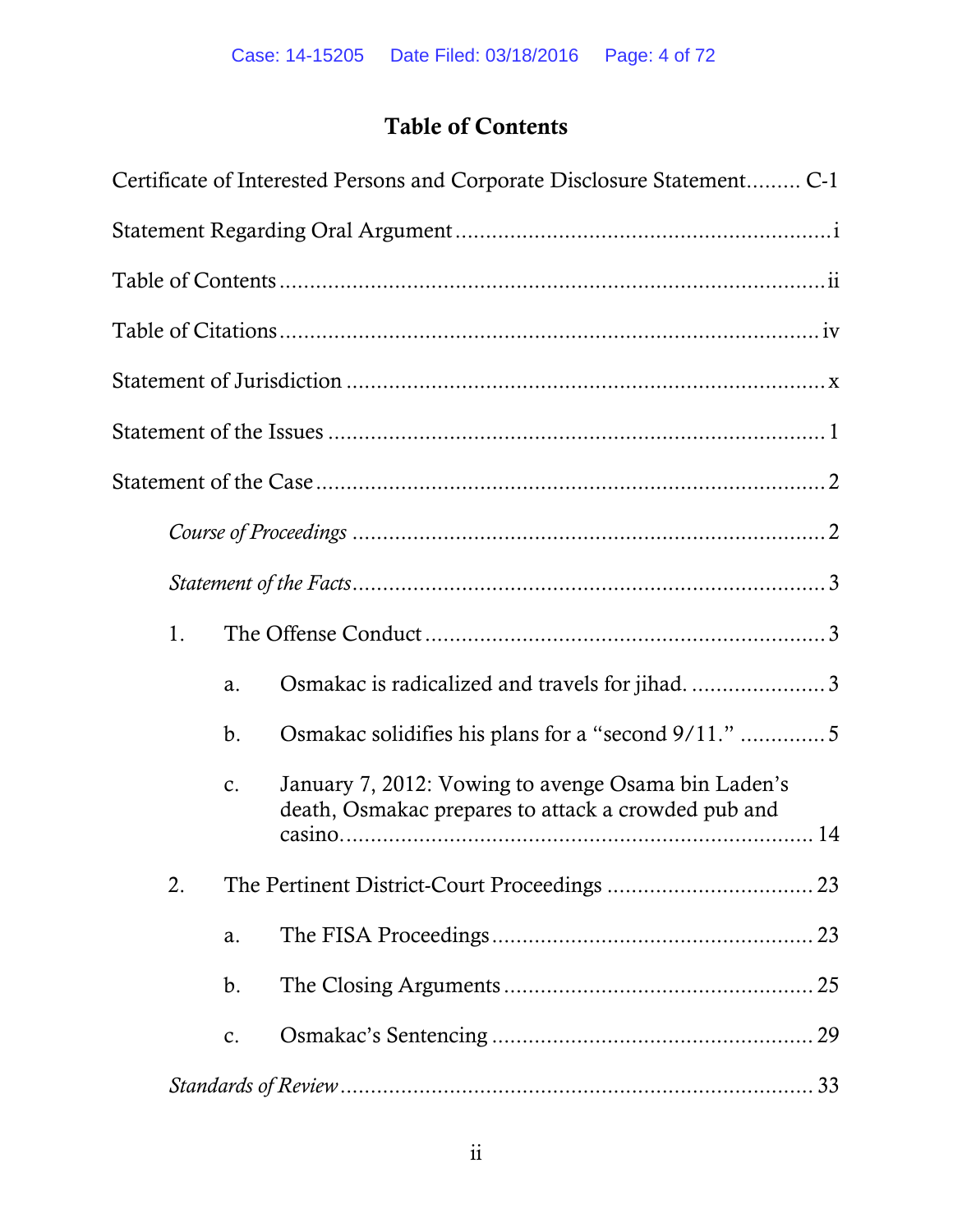# Table of Contents

Certificate of Interested Persons and Corporate Disclosure Statement......... C-1

Statement Regarding Oral Argument ............................................................. i

Table of Contents ......................................................................................... ii

Table of Citations ........................................................................................ iv

Statement of Jurisdiction .............................................................................. x

Statement of the Issues ................................................................................. 1

Statement of the Case ................................................................................... 2

*Course of Proceedings* ............................................................................. 2

*Statement of the Facts* ............................................................................. 3

1. The Offense Conduct ................................................................. 3

   a. Osmakac is radicalized and travels for jihad. ....................... 3

   b. Osmakac solidifies his plans for a "second 9/11." .............. 5

   c. January 7, 2012: Vowing to avenge Osama bin Laden's death, Osmakac prepares to attack a crowded pub and casino............................................................................ 14

2. The Pertinent District-Court Proceedings .................................. 23

   a. The FISA Proceedings .................................................... 23

   b. The Closing Arguments .................................................. 25

   c. Osmakac's Sentencing .................................................... 29

*Standards of Review* ............................................................................. 33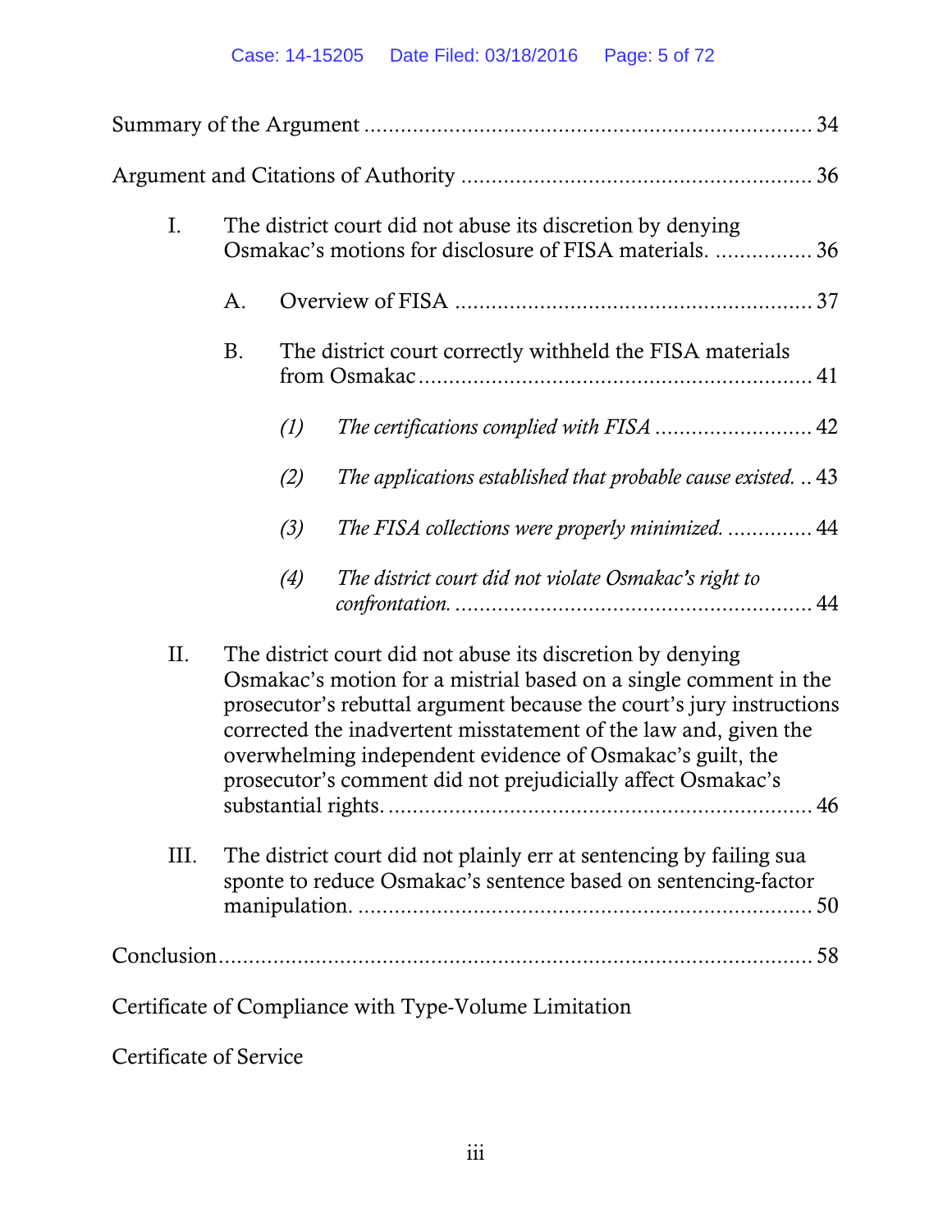Summary of the Argument ........................................................................ 34

Argument and Citations of Authority ........................................................ 36

I. The district court did not abuse its discretion by denying Osmakac's motions for disclosure of FISA materials. ................ 36

  A. Overview of FISA ......................................................... 37

  B. The district court correctly withheld the FISA materials from Osmakac ................................................................ 41

    *(1) The certifications complied with FISA* .......................... 42

    *(2) The applications established that probable cause existed.* .. 43

    *(3) The FISA collections were properly minimized.* .............. 44

    *(4) The district court did not violate Osmakac's right to confrontation.* .......................................................... 44

II. The district court did not abuse its discretion by denying Osmakac's motion for a mistrial based on a single comment in the prosecutor's rebuttal argument because the court's jury instructions corrected the inadvertent misstatement of the law and, given the overwhelming independent evidence of Osmakac's guilt, the prosecutor's comment did not prejudicially affect Osmakac's substantial rights. .................................................................... 46

III. The district court did not plainly err at sentencing by failing sua sponte to reduce Osmakac's sentence based on sentencing-factor manipulation. .......................................................................... 50

Conclusion............................................................................................. 58

Certificate of Compliance with Type-Volume Limitation

Certificate of Service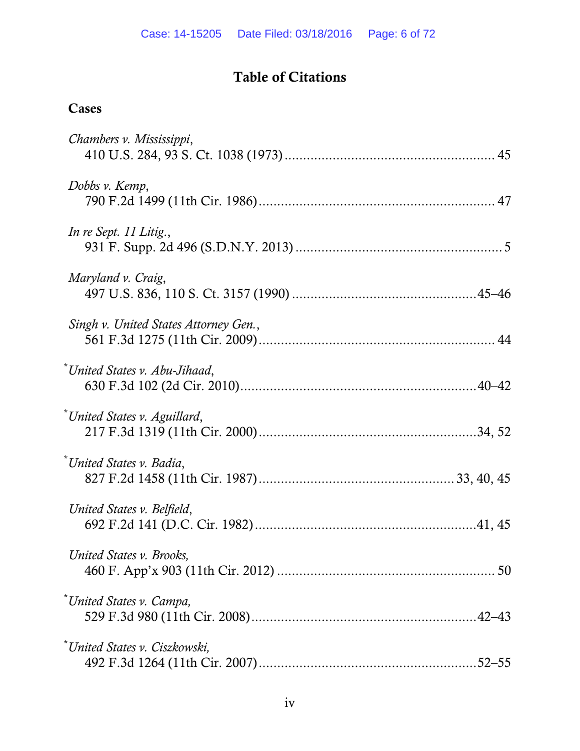# Table of Citations

## Cases

*Chambers v. Mississippi*,
410 U.S. 284, 93 S. Ct. 1038 (1973) ........................................................ 45

*Dobbs v. Kemp*,
790 F.2d 1499 (11th Cir. 1986) ............................................................... 47

*In re Sept. 11 Litig.*,
931 F. Supp. 2d 496 (S.D.N.Y. 2013) ........................................................ 5

*Maryland v. Craig*,
497 U.S. 836, 110 S. Ct. 3157 (1990) ..................................................45–46

*Singh v. United States Attorney Gen.*,
561 F.3d 1275 (11th Cir. 2009) ............................................................... 44

\**United States v. Abu-Jihaad*,
630 F.3d 102 (2d Cir. 2010)...............................................................40–42

\**United States v. Aguillard*,
217 F.3d 1319 (11th Cir. 2000)..........................................................34, 52

\**United States v. Badia*,
827 F.2d 1458 (11th Cir. 1987).................................................... 33, 40, 45

*United States v. Belfield*,
692 F.2d 141 (D.C. Cir. 1982)...........................................................41, 45

*United States v. Brooks,*
460 F. App'x 903 (11th Cir. 2012) .......................................................... 50

\**United States v. Campa,*
529 F.3d 980 (11th Cir. 2008)............................................................42–43

\**United States v. Ciszkowski,*
492 F.3d 1264 (11th Cir. 2007)..........................................................52–55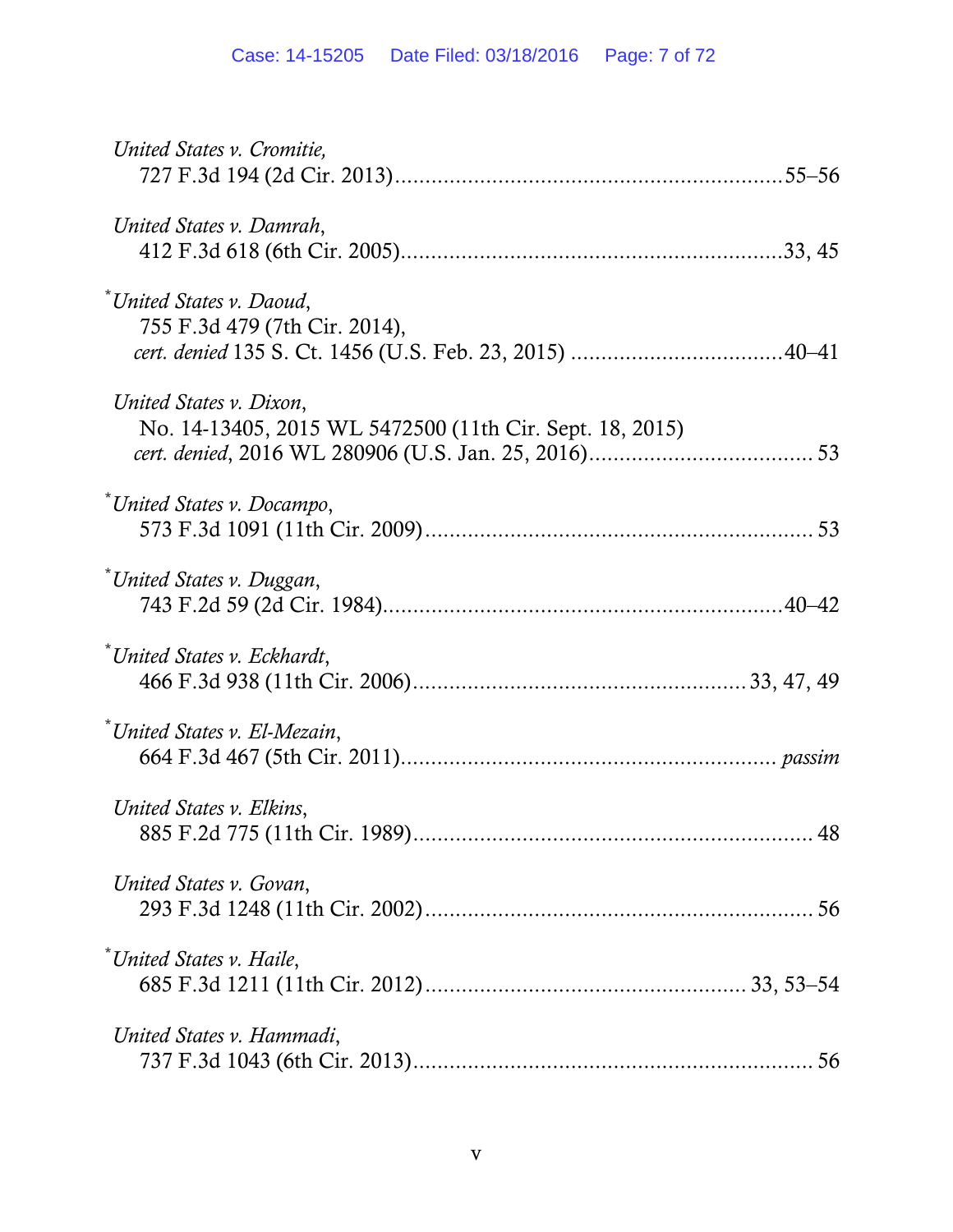*United States v. Cromitie*,
727 F.3d 194 (2d Cir. 2013)................................................................55–56

*United States v. Damrah*,
412 F.3d 618 (6th Cir. 2005)..............................................................33, 45

\**United States v. Daoud*,
755 F.3d 479 (7th Cir. 2014),
*cert. denied* 135 S. Ct. 1456 (U.S. Feb. 23, 2015) ..................................40–41

*United States v. Dixon*,
No. 14-13405, 2015 WL 5472500 (11th Cir. Sept. 18, 2015)
*cert. denied*, 2016 WL 280906 (U.S. Jan. 25, 2016).................................... 53

\**United States v. Docampo*,
573 F.3d 1091 (11th Cir. 2009)............................................................... 53

\**United States v. Duggan*,
743 F.2d 59 (2d Cir. 1984)..................................................................40–42

\**United States v. Eckhardt*,
466 F.3d 938 (11th Cir. 2006)......................................................33, 47, 49

\**United States v. El-Mezain*,
664 F.3d 467 (5th Cir. 2011)............................................................. *passim*

*United States v. Elkins*,
885 F.2d 775 (11th Cir. 1989)................................................................. 48

*United States v. Govan*,
293 F.3d 1248 (11th Cir. 2002)............................................................... 56

\**United States v. Haile*,
685 F.3d 1211 (11th Cir. 2012).................................................... 33, 53–54

*United States v. Hammadi*,
737 F.3d 1043 (6th Cir. 2013)................................................................. 56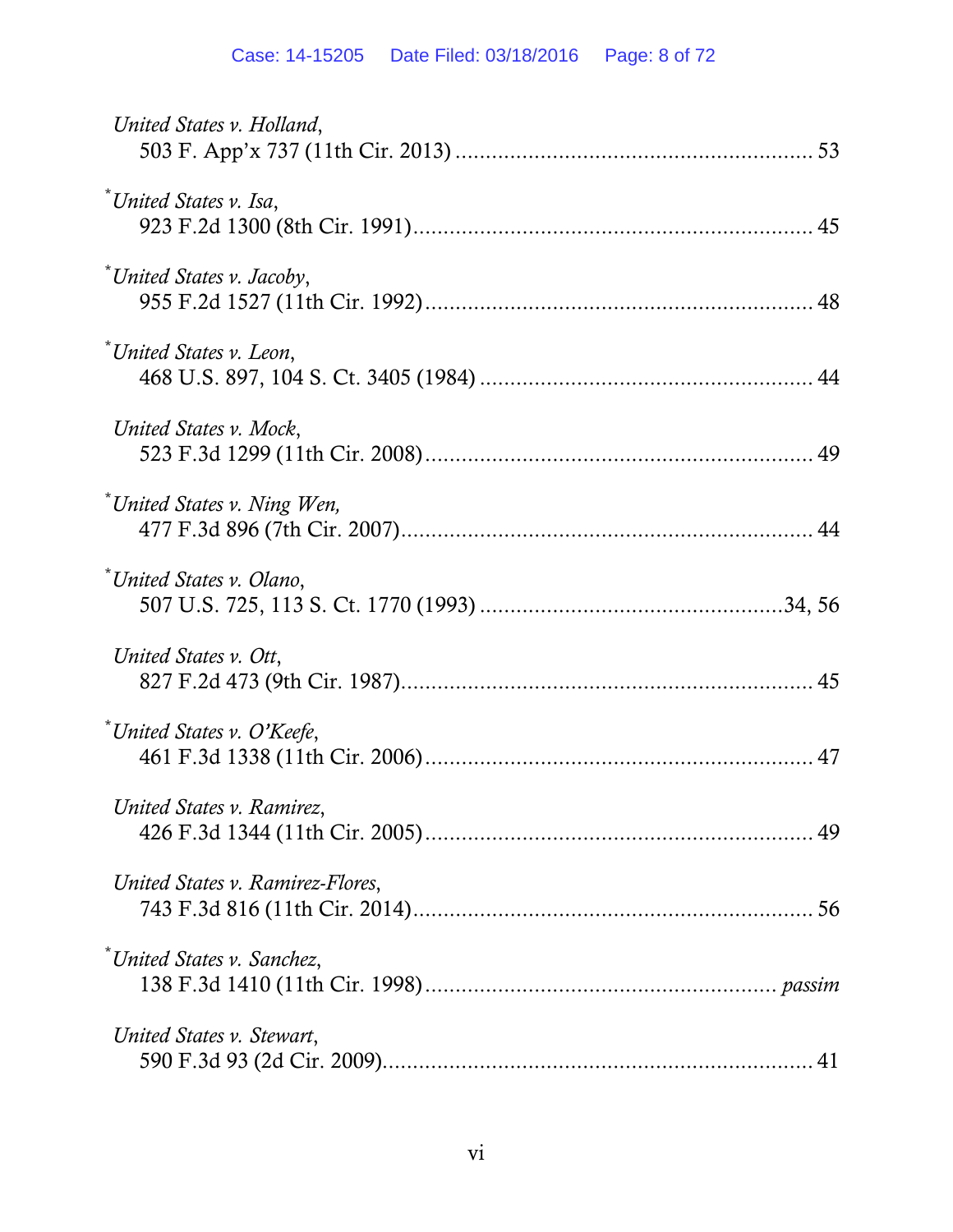*United States v. Holland*,
503 F. App'x 737 (11th Cir. 2013) .......................................................... 53

\* *United States v. Isa*,
923 F.2d 1300 (8th Cir. 1991)................................................................ 45

\* *United States v. Jacoby*,
955 F.2d 1527 (11th Cir. 1992).............................................................. 48

\* *United States v. Leon*,
468 U.S. 897, 104 S. Ct. 3405 (1984) ..................................................... 44

*United States v. Mock*,
523 F.3d 1299 (11th Cir. 2008).............................................................. 49

\* *United States v. Ning Wen,*
477 F.3d 896 (7th Cir. 2007).................................................................. 44

\* *United States v. Olano*,
507 U.S. 725, 113 S. Ct. 1770 (1993) .................................................34, 56

*United States v. Ott*,
827 F.2d 473 (9th Cir. 1987).................................................................. 45

\* *United States v. O'Keefe*,
461 F.3d 1338 (11th Cir. 2006).............................................................. 47

*United States v. Ramirez*,
426 F.3d 1344 (11th Cir. 2005).............................................................. 49

*United States v. Ramirez-Flores*,
743 F.3d 816 (11th Cir. 2014)................................................................ 56

\* *United States v. Sanchez*,
138 F.3d 1410 (11th Cir. 1998)........................................................ *passim*

*United States v. Stewart*,
590 F.3d 93 (2d Cir. 2009)...................................................................... 41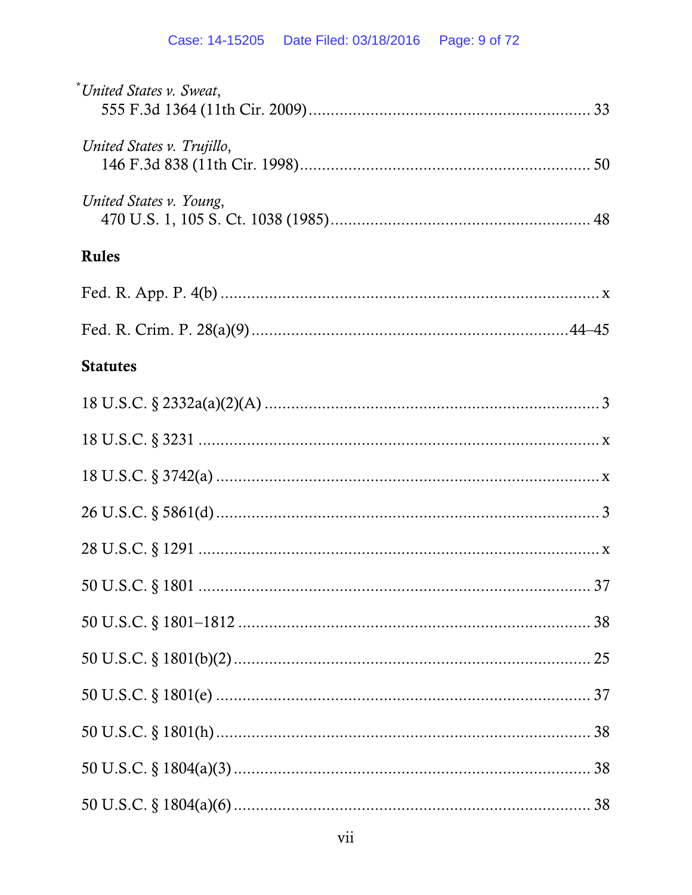*United States v. Sweat*,
555 F.3d 1364 (11th Cir. 2009) ............................................................ 33

*United States v. Trujillo*,
146 F.3d 838 (11th Cir. 1998) ............................................................ 50

*United States v. Young*,
470 U.S. 1, 105 S. Ct. 1038 (1985) ...................................................... 48

**Rules**

Fed. R. App. P. 4(b) ........................................................................ x

Fed. R. Crim. P. 28(a)(9) ............................................................ 44–45

**Statutes**

18 U.S.C. § 2332a(a)(2)(A) ............................................................... 3

18 U.S.C. § 3231 ............................................................................. x

18 U.S.C. § 3742(a) ......................................................................... x

26 U.S.C. § 5861(d) .......................................................................... 3

28 U.S.C. § 1291 ............................................................................. x

50 U.S.C. § 1801 ............................................................................ 37

50 U.S.C. § 1801–1812 .................................................................... 38

50 U.S.C. § 1801(b)(2) .................................................................... 25

50 U.S.C. § 1801(e) ........................................................................ 37

50 U.S.C. § 1801(h) ........................................................................ 38

50 U.S.C. § 1804(a)(3) .................................................................... 38

50 U.S.C. § 1804(a)(6) .................................................................... 38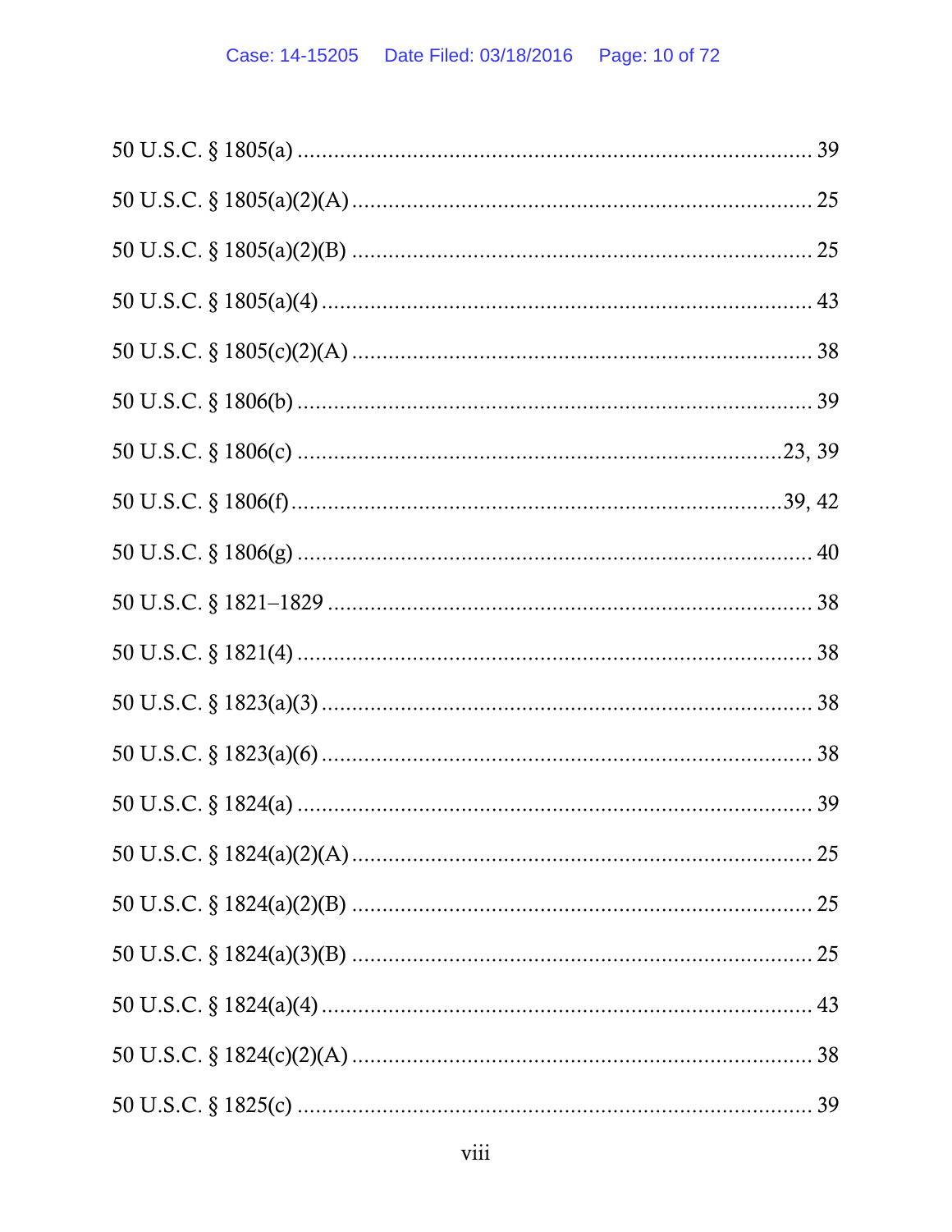50 U.S.C. § 1805(a) ........................................................................................ 39

50 U.S.C. § 1805(a)(2)(A) ............................................................................... 25

50 U.S.C. § 1805(a)(2)(B) ............................................................................... 25

50 U.S.C. § 1805(a)(4) .................................................................................... 43

50 U.S.C. § 1805(c)(2)(A) ............................................................................... 38

50 U.S.C. § 1806(b) ........................................................................................ 39

50 U.S.C. § 1806(c) ................................................................................... 23, 39

50 U.S.C. § 1806(f) .................................................................................... 39, 42

50 U.S.C. § 1806(g) ........................................................................................ 40

50 U.S.C. § 1821–1829 ................................................................................... 38

50 U.S.C. § 1821(4) ........................................................................................ 38

50 U.S.C. § 1823(a)(3) .................................................................................... 38

50 U.S.C. § 1823(a)(6) .................................................................................... 38

50 U.S.C. § 1824(a) ........................................................................................ 39

50 U.S.C. § 1824(a)(2)(A) ............................................................................... 25

50 U.S.C. § 1824(a)(2)(B) ............................................................................... 25

50 U.S.C. § 1824(a)(3)(B) ............................................................................... 25

50 U.S.C. § 1824(a)(4) .................................................................................... 43

50 U.S.C. § 1824(c)(2)(A) ............................................................................... 38

50 U.S.C. § 1825(c) ........................................................................................ 39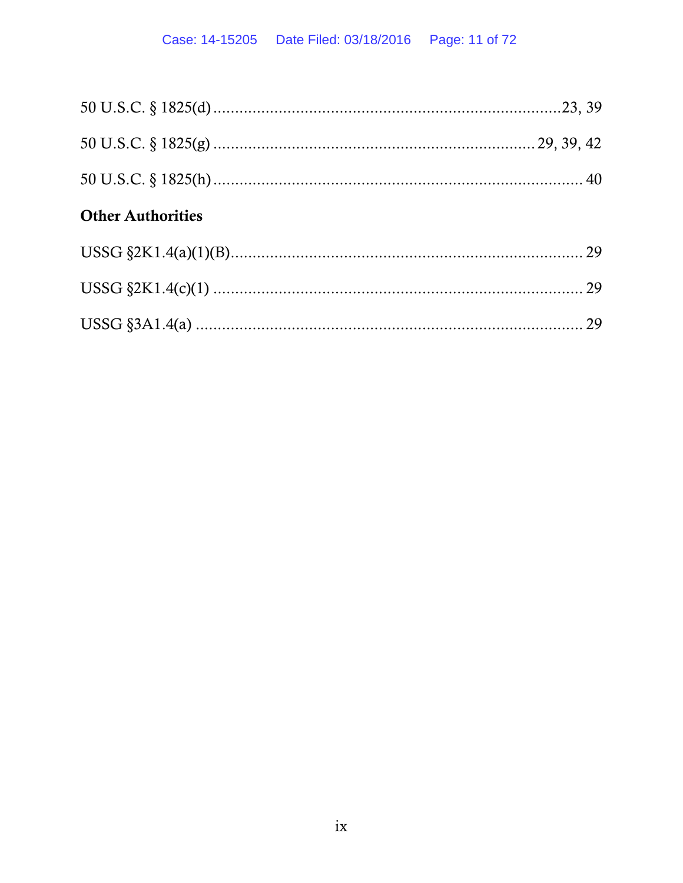50 U.S.C. § 1825(d) ...........................................................................23, 39

50 U.S.C. § 1825(g) ........................................................................ 29, 39, 42

50 U.S.C. § 1825(h) .................................................................................. 40

**Other Authorities**

USSG §2K1.4(a)(1)(B)............................................................................... 29

USSG §2K1.4(c)(1) ................................................................................... 29

USSG §3A1.4(a) ........................................................................................ 29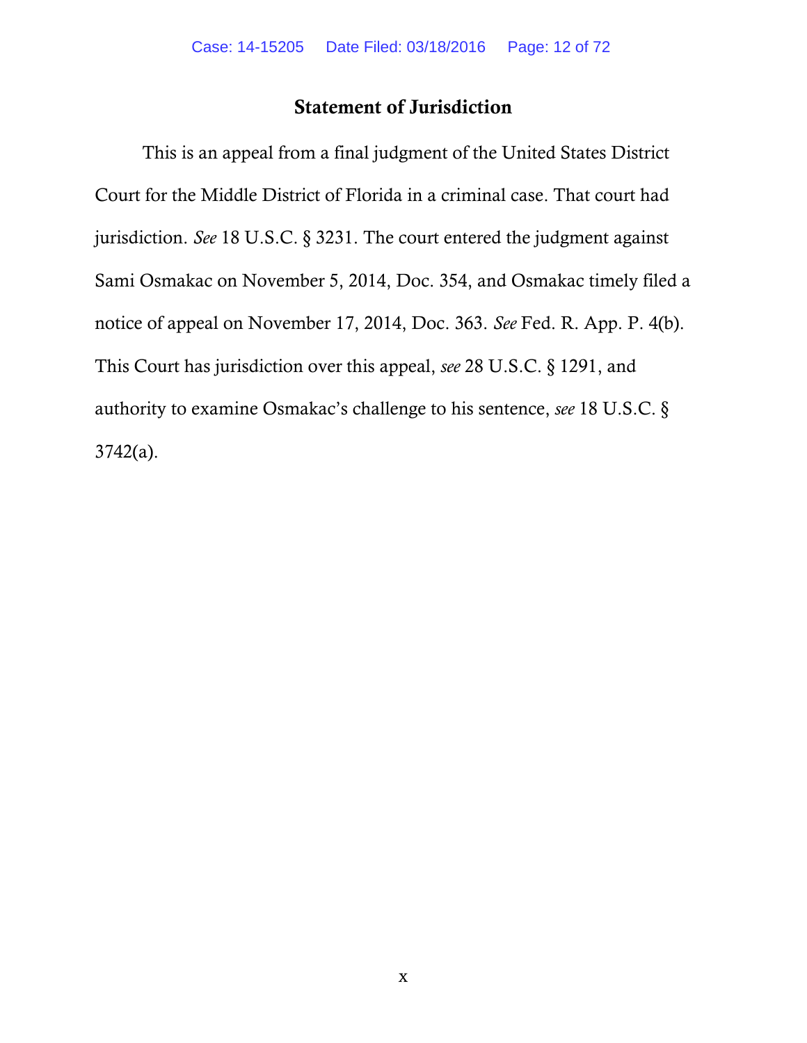## Statement of Jurisdiction

This is an appeal from a final judgment of the United States District Court for the Middle District of Florida in a criminal case. That court had jurisdiction. *See* 18 U.S.C. § 3231. The court entered the judgment against Sami Osmakac on November 5, 2014, Doc. 354, and Osmakac timely filed a notice of appeal on November 17, 2014, Doc. 363. *See* Fed. R. App. P. 4(b). This Court has jurisdiction over this appeal, *see* 28 U.S.C. § 1291, and authority to examine Osmakac's challenge to his sentence, *see* 18 U.S.C. § 3742(a).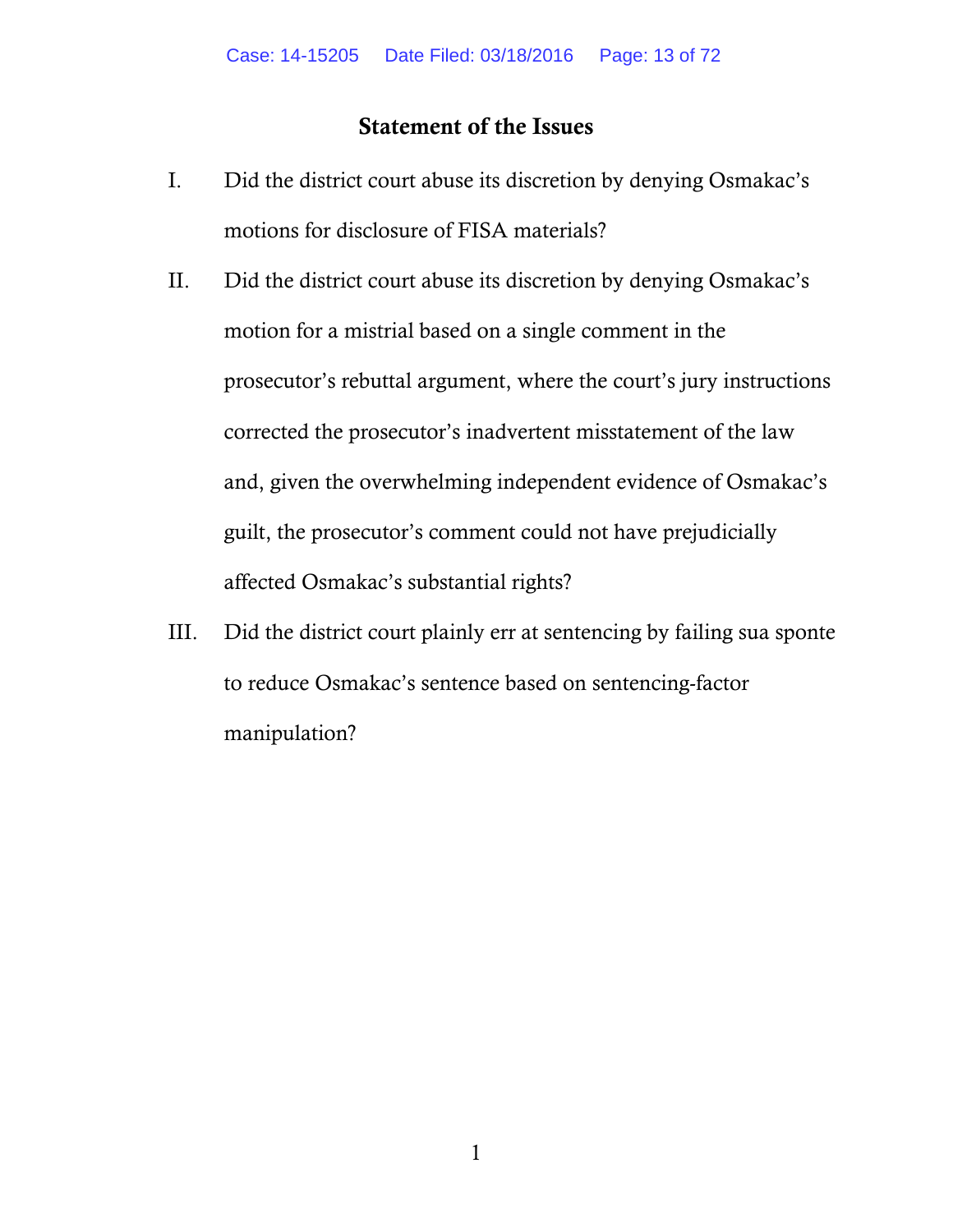## Statement of the Issues

I. Did the district court abuse its discretion by denying Osmakac's motions for disclosure of FISA materials?

II. Did the district court abuse its discretion by denying Osmakac's motion for a mistrial based on a single comment in the prosecutor's rebuttal argument, where the court's jury instructions corrected the prosecutor's inadvertent misstatement of the law and, given the overwhelming independent evidence of Osmakac's guilt, the prosecutor's comment could not have prejudicially affected Osmakac's substantial rights?

III. Did the district court plainly err at sentencing by failing sua sponte to reduce Osmakac's sentence based on sentencing-factor manipulation?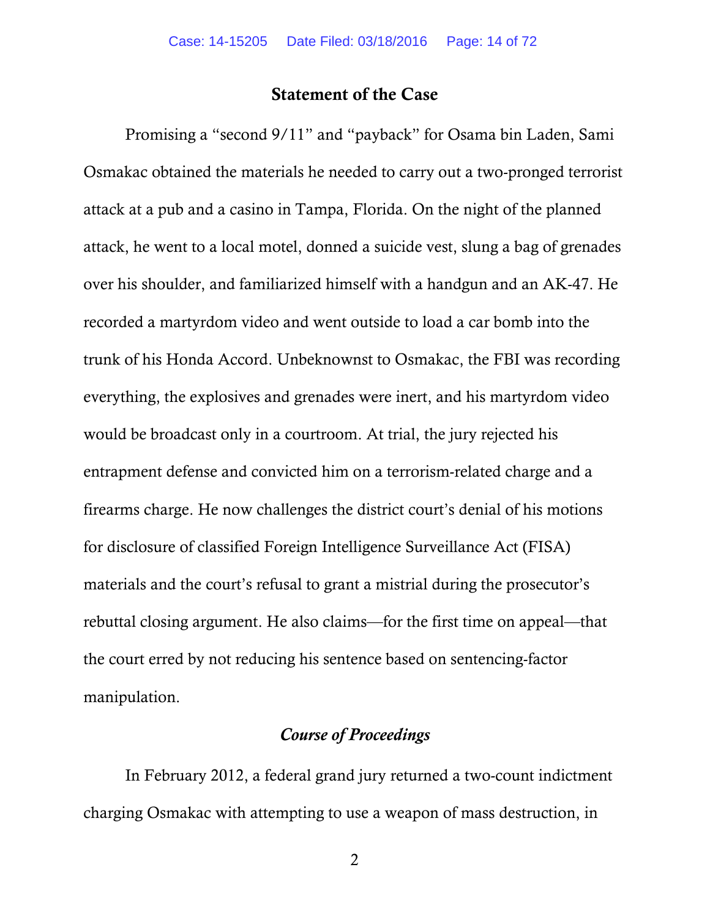## Statement of the Case

Promising a "second 9/11" and "payback" for Osama bin Laden, Sami Osmakac obtained the materials he needed to carry out a two-pronged terrorist attack at a pub and a casino in Tampa, Florida. On the night of the planned attack, he went to a local motel, donned a suicide vest, slung a bag of grenades over his shoulder, and familiarized himself with a handgun and an AK-47. He recorded a martyrdom video and went outside to load a car bomb into the trunk of his Honda Accord. Unbeknownst to Osmakac, the FBI was recording everything, the explosives and grenades were inert, and his martyrdom video would be broadcast only in a courtroom. At trial, the jury rejected his entrapment defense and convicted him on a terrorism-related charge and a firearms charge. He now challenges the district court's denial of his motions for disclosure of classified Foreign Intelligence Surveillance Act (FISA) materials and the court's refusal to grant a mistrial during the prosecutor's rebuttal closing argument. He also claims—for the first time on appeal—that the court erred by not reducing his sentence based on sentencing-factor manipulation.

### *Course of Proceedings*

In February 2012, a federal grand jury returned a two-count indictment charging Osmakac with attempting to use a weapon of mass destruction, in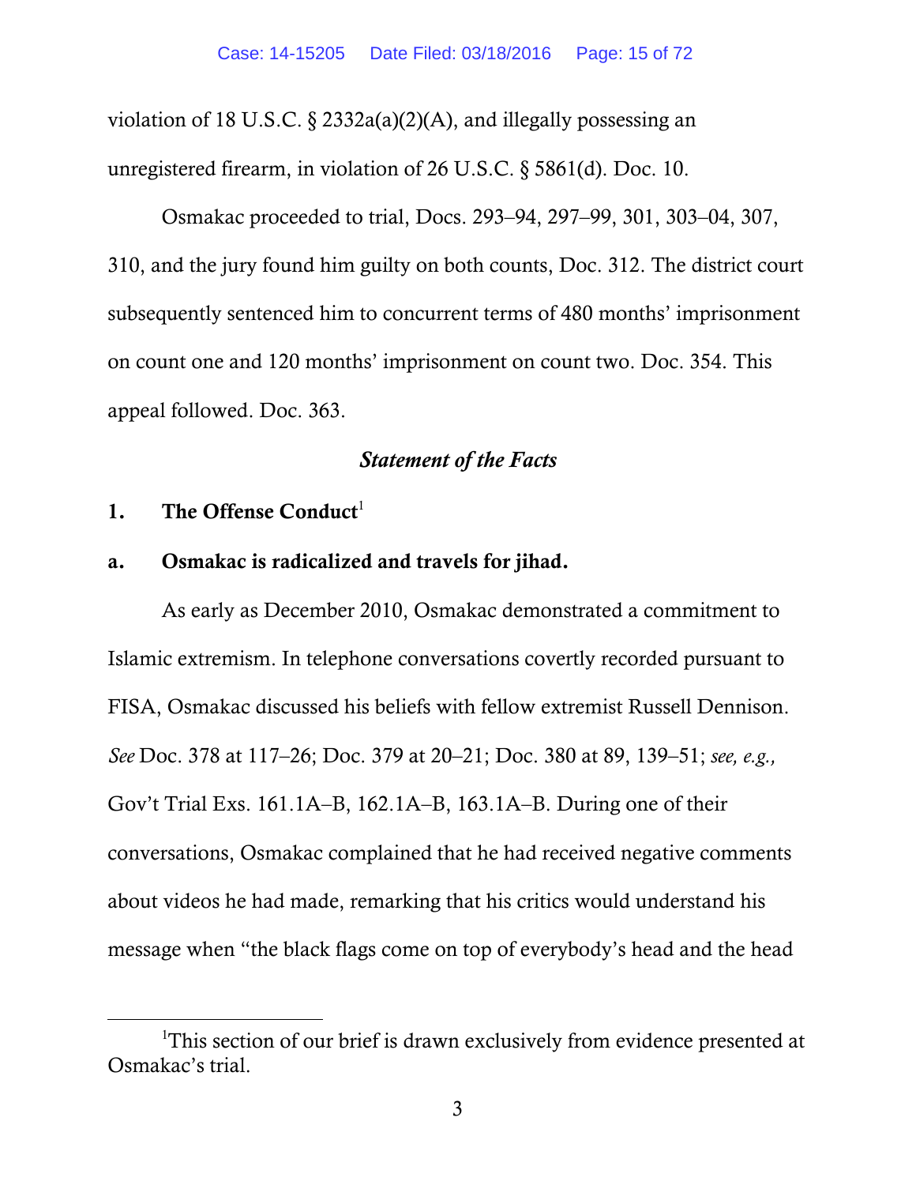violation of 18 U.S.C. § 2332a(a)(2)(A), and illegally possessing an unregistered firearm, in violation of 26 U.S.C. § 5861(d). Doc. 10.

Osmakac proceeded to trial, Docs. 293–94, 297–99, 301, 303–04, 307, 310, and the jury found him guilty on both counts, Doc. 312. The district court subsequently sentenced him to concurrent terms of 480 months' imprisonment on count one and 120 months' imprisonment on count two. Doc. 354. This appeal followed. Doc. 363.

### *Statement of the Facts*

#### 1. The Offense Conduct[1]

#### a. Osmakac is radicalized and travels for jihad.

As early as December 2010, Osmakac demonstrated a commitment to Islamic extremism. In telephone conversations covertly recorded pursuant to FISA, Osmakac discussed his beliefs with fellow extremist Russell Dennison. *See* Doc. 378 at 117–26; Doc. 379 at 20–21; Doc. 380 at 89, 139–51; *see, e.g.,* Gov't Trial Exs. 161.1A–B, 162.1A–B, 163.1A–B. During one of their conversations, Osmakac complained that he had received negative comments about videos he had made, remarking that his critics would understand his message when "the black flags come on top of everybody's head and the head

[1]This section of our brief is drawn exclusively from evidence presented at Osmakac's trial.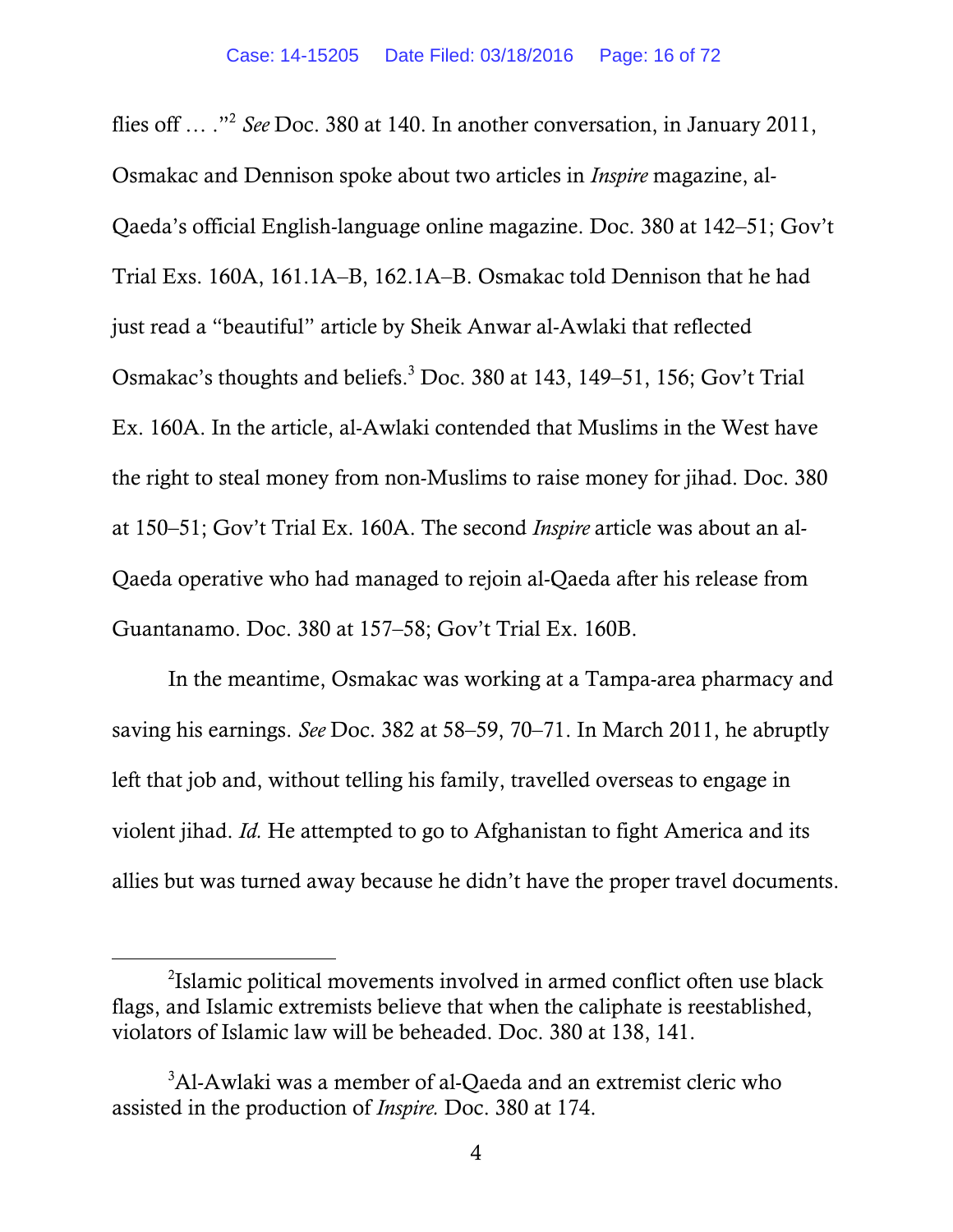flies off … ."[2] *See* Doc. 380 at 140. In another conversation, in January 2011, Osmakac and Dennison spoke about two articles in *Inspire* magazine, al-Qaeda's official English-language online magazine. Doc. 380 at 142–51; Gov't Trial Exs. 160A, 161.1A–B, 162.1A–B. Osmakac told Dennison that he had just read a "beautiful" article by Sheik Anwar al-Awlaki that reflected Osmakac's thoughts and beliefs.[3] Doc. 380 at 143, 149–51, 156; Gov't Trial Ex. 160A. In the article, al-Awlaki contended that Muslims in the West have the right to steal money from non-Muslims to raise money for jihad. Doc. 380 at 150–51; Gov't Trial Ex. 160A. The second *Inspire* article was about an al-Qaeda operative who had managed to rejoin al-Qaeda after his release from Guantanamo. Doc. 380 at 157–58; Gov't Trial Ex. 160B.

In the meantime, Osmakac was working at a Tampa-area pharmacy and saving his earnings. *See* Doc. 382 at 58–59, 70–71. In March 2011, he abruptly left that job and, without telling his family, travelled overseas to engage in violent jihad. *Id.* He attempted to go to Afghanistan to fight America and its allies but was turned away because he didn't have the proper travel documents.

---

[2] Islamic political movements involved in armed conflict often use black flags, and Islamic extremists believe that when the caliphate is reestablished, violators of Islamic law will be beheaded. Doc. 380 at 138, 141.

[3] Al-Awlaki was a member of al-Qaeda and an extremist cleric who assisted in the production of *Inspire.* Doc. 380 at 174.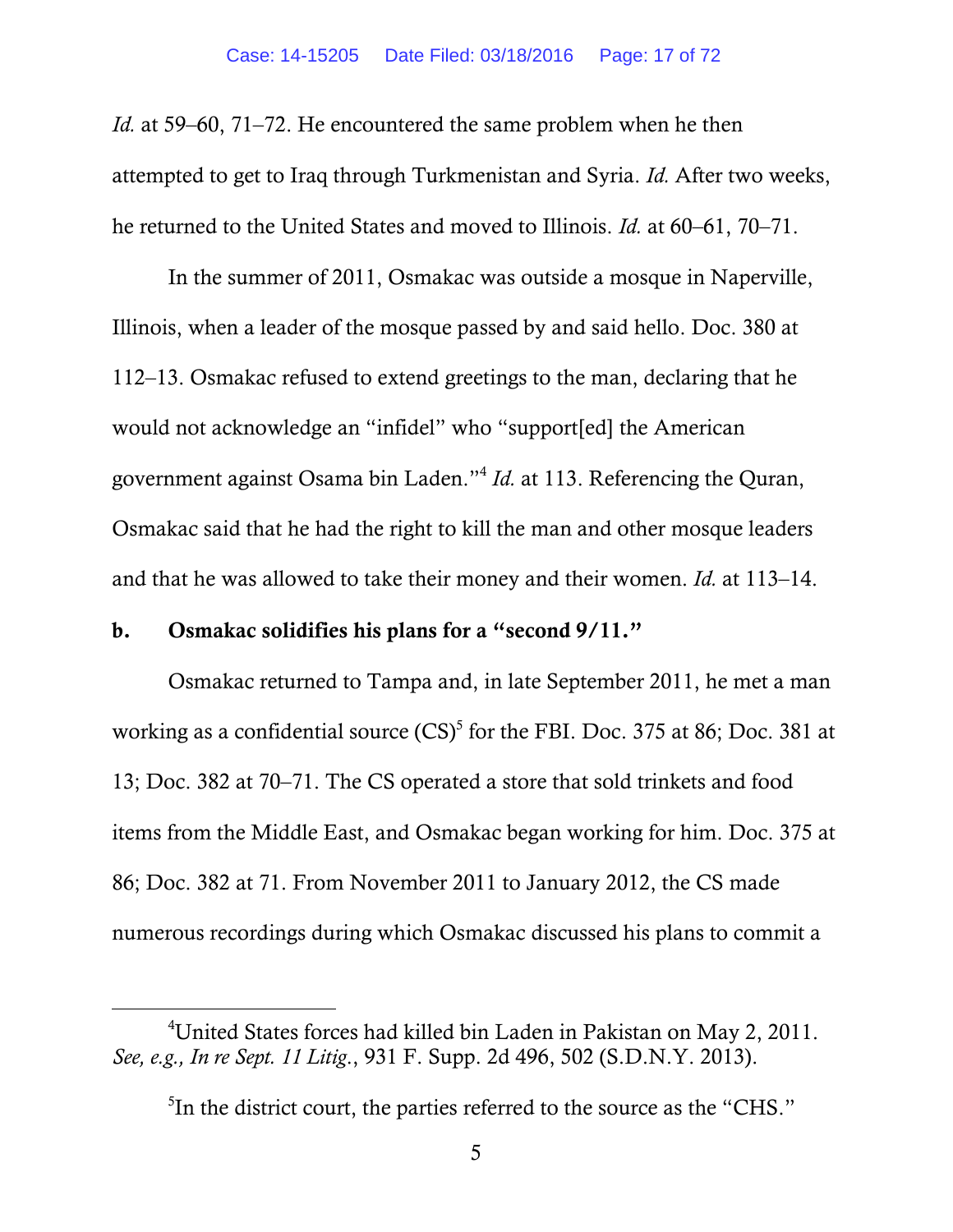*Id.* at 59–60, 71–72. He encountered the same problem when he then attempted to get to Iraq through Turkmenistan and Syria. *Id.* After two weeks, he returned to the United States and moved to Illinois. *Id.* at 60–61, 70–71.

In the summer of 2011, Osmakac was outside a mosque in Naperville, Illinois, when a leader of the mosque passed by and said hello. Doc. 380 at 112–13. Osmakac refused to extend greetings to the man, declaring that he would not acknowledge an "infidel" who "support[ed] the American government against Osama bin Laden."[4] *Id.* at 113. Referencing the Quran, Osmakac said that he had the right to kill the man and other mosque leaders and that he was allowed to take their money and their women. *Id.* at 113–14.

**b. Osmakac solidifies his plans for a "second 9/11."**

Osmakac returned to Tampa and, in late September 2011, he met a man working as a confidential source (CS)[5] for the FBI. Doc. 375 at 86; Doc. 381 at 13; Doc. 382 at 70–71. The CS operated a store that sold trinkets and food items from the Middle East, and Osmakac began working for him. Doc. 375 at 86; Doc. 382 at 71. From November 2011 to January 2012, the CS made numerous recordings during which Osmakac discussed his plans to commit a

---

[4]United States forces had killed bin Laden in Pakistan on May 2, 2011. *See, e.g., In re Sept. 11 Litig.*, 931 F. Supp. 2d 496, 502 (S.D.N.Y. 2013).

[5]In the district court, the parties referred to the source as the "CHS."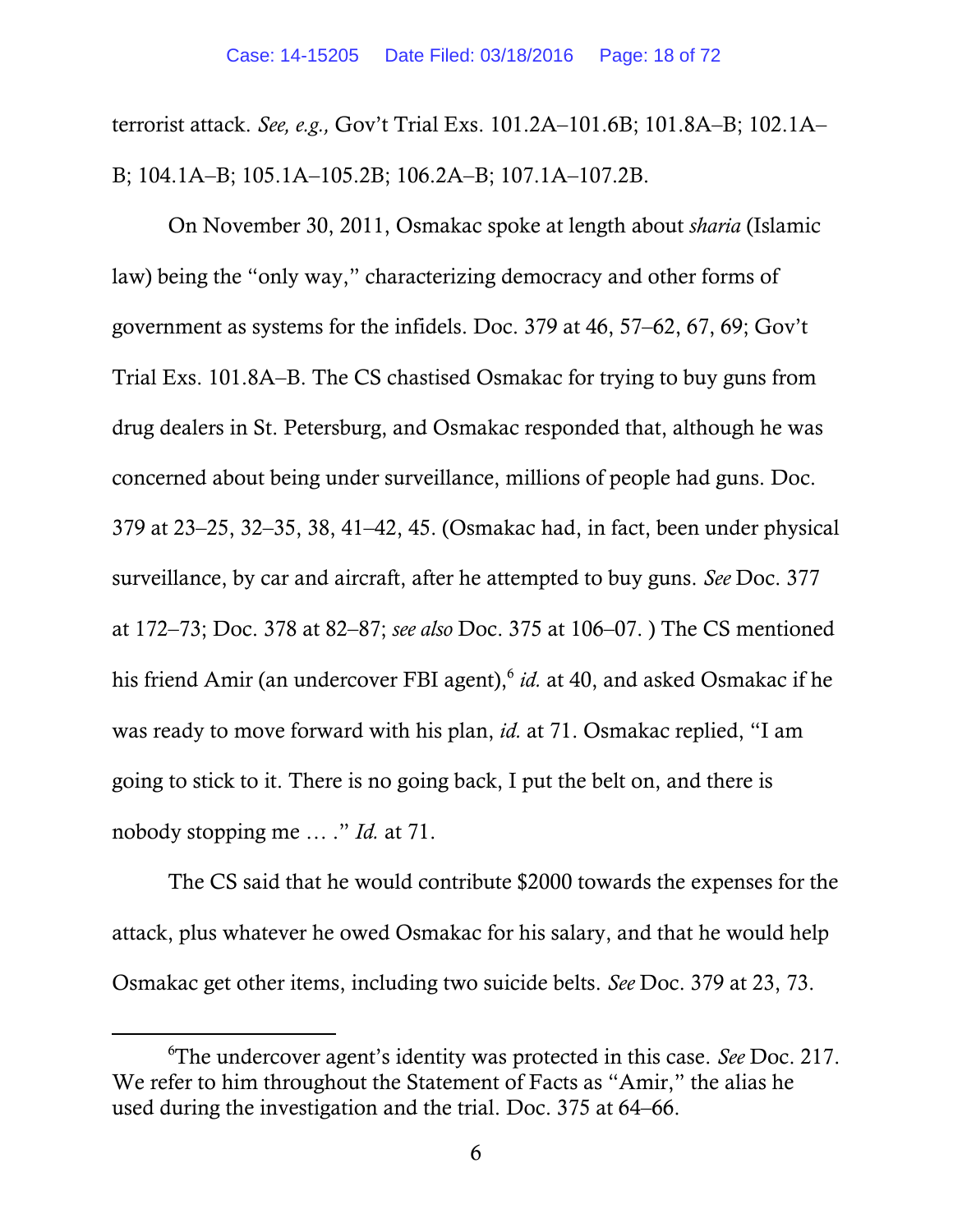terrorist attack. *See, e.g.,* Gov't Trial Exs. 101.2A–101.6B; 101.8A–B; 102.1A–B; 104.1A–B; 105.1A–105.2B; 106.2A–B; 107.1A–107.2B.

On November 30, 2011, Osmakac spoke at length about *sharia* (Islamic law) being the "only way," characterizing democracy and other forms of government as systems for the infidels. Doc. 379 at 46, 57–62, 67, 69; Gov't Trial Exs. 101.8A–B. The CS chastised Osmakac for trying to buy guns from drug dealers in St. Petersburg, and Osmakac responded that, although he was concerned about being under surveillance, millions of people had guns. Doc. 379 at 23–25, 32–35, 38, 41–42, 45. (Osmakac had, in fact, been under physical surveillance, by car and aircraft, after he attempted to buy guns. *See* Doc. 377 at 172–73; Doc. 378 at 82–87; *see also* Doc. 375 at 106–07. ) The CS mentioned his friend Amir (an undercover FBI agent),[6] *id.* at 40, and asked Osmakac if he was ready to move forward with his plan, *id.* at 71. Osmakac replied, "I am going to stick to it. There is no going back, I put the belt on, and there is nobody stopping me … ." *Id.* at 71.

The CS said that he would contribute $2000 towards the expenses for the attack, plus whatever he owed Osmakac for his salary, and that he would help Osmakac get other items, including two suicide belts. *See* Doc. 379 at 23, 73.

---

[6]The undercover agent's identity was protected in this case. *See* Doc. 217. We refer to him throughout the Statement of Facts as "Amir," the alias he used during the investigation and the trial. Doc. 375 at 64–66.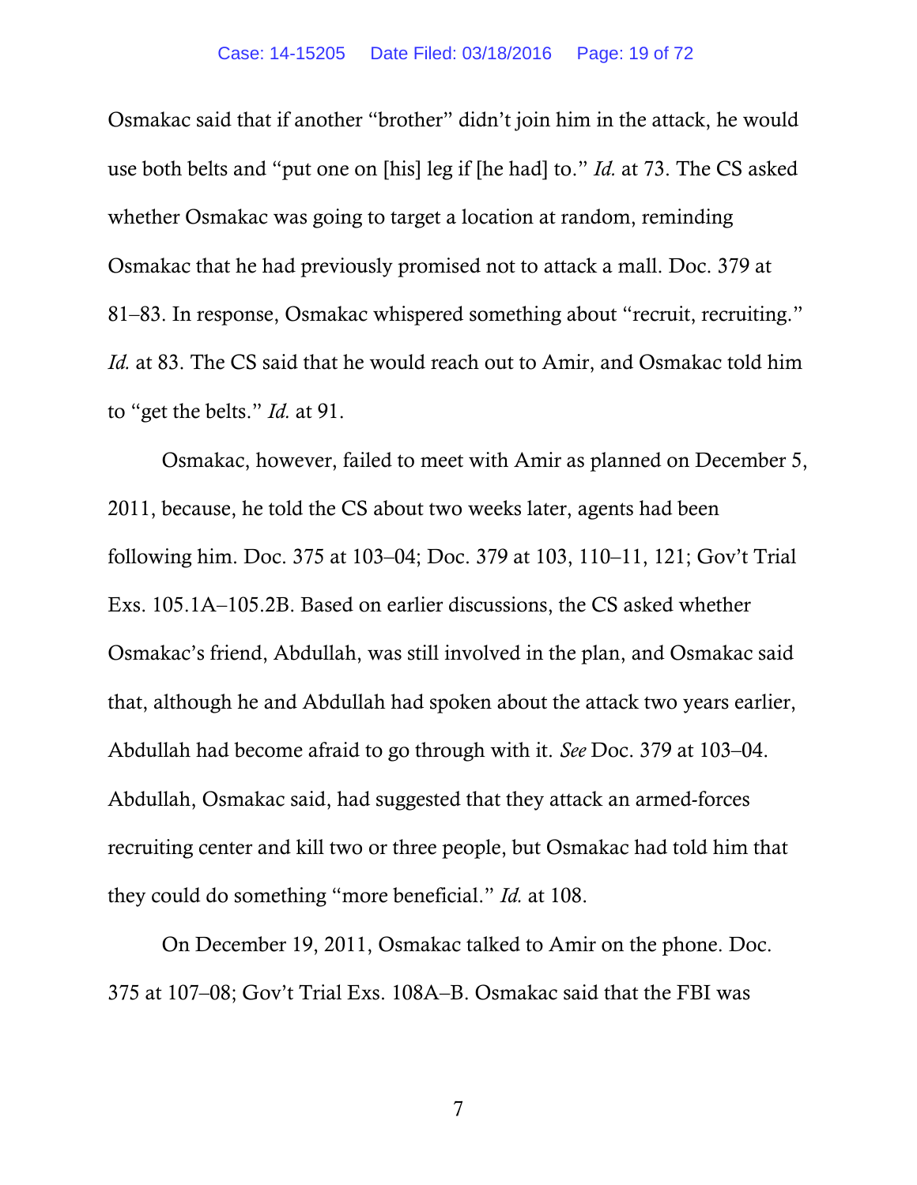Osmakac said that if another "brother" didn't join him in the attack, he would use both belts and "put one on [his] leg if [he had] to." *Id.* at 73. The CS asked whether Osmakac was going to target a location at random, reminding Osmakac that he had previously promised not to attack a mall. Doc. 379 at 81–83. In response, Osmakac whispered something about "recruit, recruiting." *Id.* at 83. The CS said that he would reach out to Amir, and Osmakac told him to "get the belts." *Id.* at 91.

Osmakac, however, failed to meet with Amir as planned on December 5, 2011, because, he told the CS about two weeks later, agents had been following him. Doc. 375 at 103–04; Doc. 379 at 103, 110–11, 121; Gov't Trial Exs. 105.1A–105.2B. Based on earlier discussions, the CS asked whether Osmakac's friend, Abdullah, was still involved in the plan, and Osmakac said that, although he and Abdullah had spoken about the attack two years earlier, Abdullah had become afraid to go through with it. *See* Doc. 379 at 103–04. Abdullah, Osmakac said, had suggested that they attack an armed-forces recruiting center and kill two or three people, but Osmakac had told him that they could do something "more beneficial." *Id.* at 108.

On December 19, 2011, Osmakac talked to Amir on the phone. Doc. 375 at 107–08; Gov't Trial Exs. 108A–B. Osmakac said that the FBI was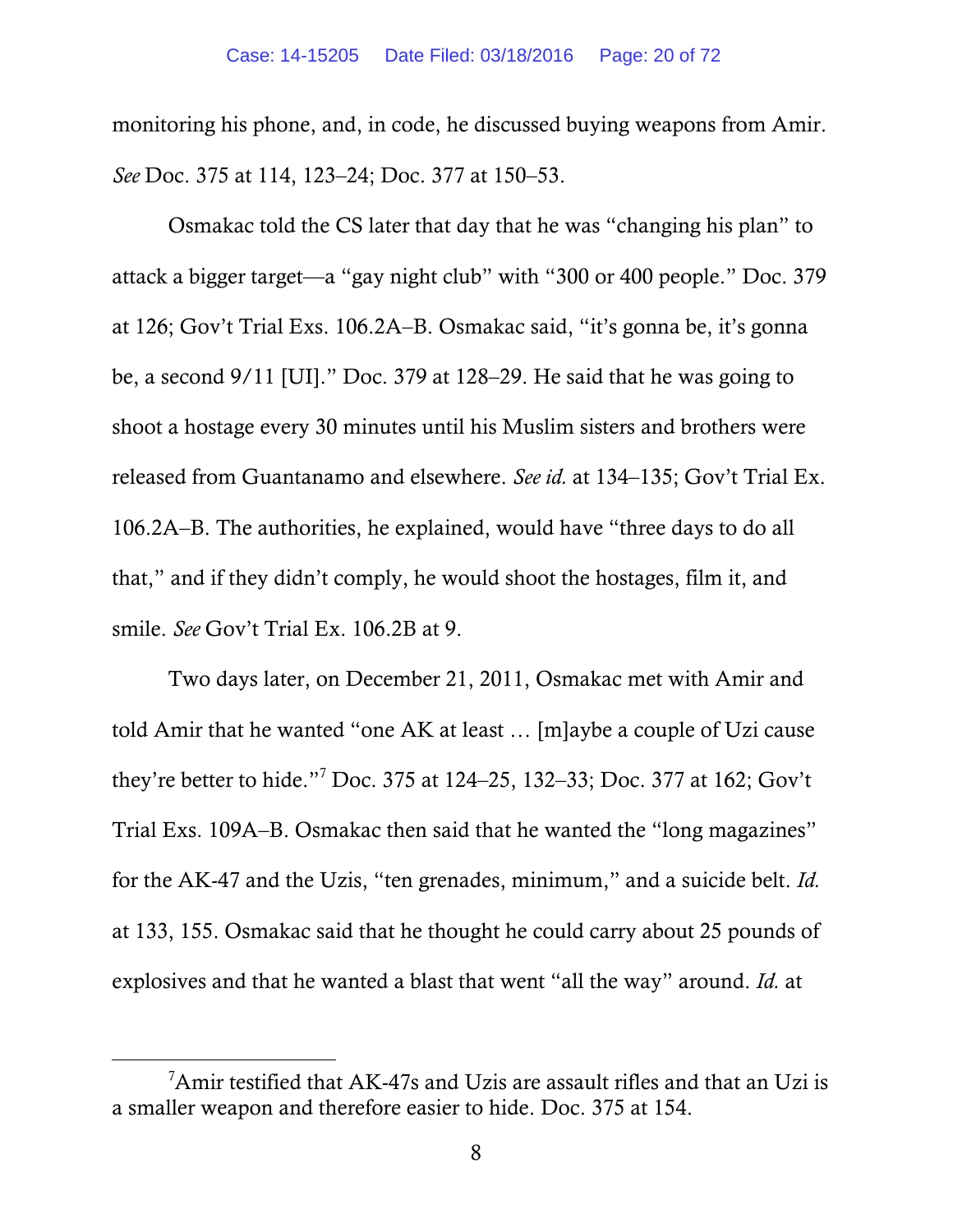monitoring his phone, and, in code, he discussed buying weapons from Amir. *See* Doc. 375 at 114, 123–24; Doc. 377 at 150–53.

Osmakac told the CS later that day that he was "changing his plan" to attack a bigger target—a "gay night club" with "300 or 400 people." Doc. 379 at 126; Gov't Trial Exs. 106.2A–B. Osmakac said, "it's gonna be, it's gonna be, a second 9/11 [UI]." Doc. 379 at 128–29. He said that he was going to shoot a hostage every 30 minutes until his Muslim sisters and brothers were released from Guantanamo and elsewhere. *See id.* at 134–135; Gov't Trial Ex. 106.2A–B. The authorities, he explained, would have "three days to do all that," and if they didn't comply, he would shoot the hostages, film it, and smile. *See* Gov't Trial Ex. 106.2B at 9.

Two days later, on December 21, 2011, Osmakac met with Amir and told Amir that he wanted "one AK at least … [m]aybe a couple of Uzi cause they're better to hide."[7] Doc. 375 at 124–25, 132–33; Doc. 377 at 162; Gov't Trial Exs. 109A–B. Osmakac then said that he wanted the "long magazines" for the AK-47 and the Uzis, "ten grenades, minimum," and a suicide belt. *Id.* at 133, 155. Osmakac said that he thought he could carry about 25 pounds of explosives and that he wanted a blast that went "all the way" around. *Id.* at

[7] Amir testified that AK-47s and Uzis are assault rifles and that an Uzi is a smaller weapon and therefore easier to hide. Doc. 375 at 154.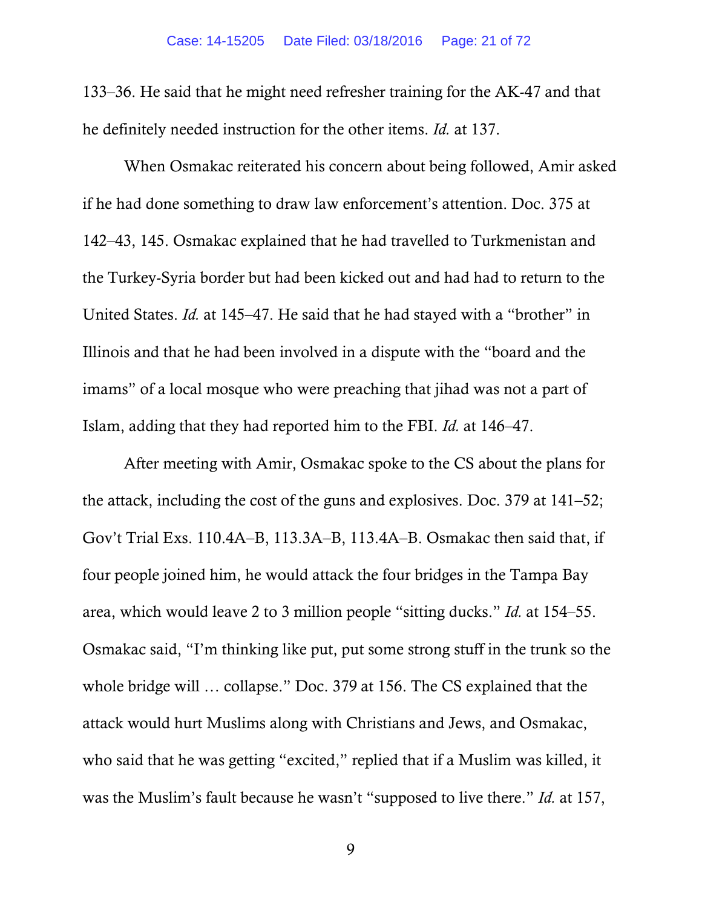133–36. He said that he might need refresher training for the AK-47 and that he definitely needed instruction for the other items. *Id.* at 137.

When Osmakac reiterated his concern about being followed, Amir asked if he had done something to draw law enforcement's attention. Doc. 375 at 142–43, 145. Osmakac explained that he had travelled to Turkmenistan and the Turkey-Syria border but had been kicked out and had had to return to the United States. *Id.* at 145–47. He said that he had stayed with a "brother" in Illinois and that he had been involved in a dispute with the "board and the imams" of a local mosque who were preaching that jihad was not a part of Islam, adding that they had reported him to the FBI. *Id.* at 146–47.

After meeting with Amir, Osmakac spoke to the CS about the plans for the attack, including the cost of the guns and explosives. Doc. 379 at 141–52; Gov't Trial Exs. 110.4A–B, 113.3A–B, 113.4A–B. Osmakac then said that, if four people joined him, he would attack the four bridges in the Tampa Bay area, which would leave 2 to 3 million people "sitting ducks." *Id.* at 154–55. Osmakac said, "I'm thinking like put, put some strong stuff in the trunk so the whole bridge will … collapse." Doc. 379 at 156. The CS explained that the attack would hurt Muslims along with Christians and Jews, and Osmakac, who said that he was getting "excited," replied that if a Muslim was killed, it was the Muslim's fault because he wasn't "supposed to live there." *Id.* at 157,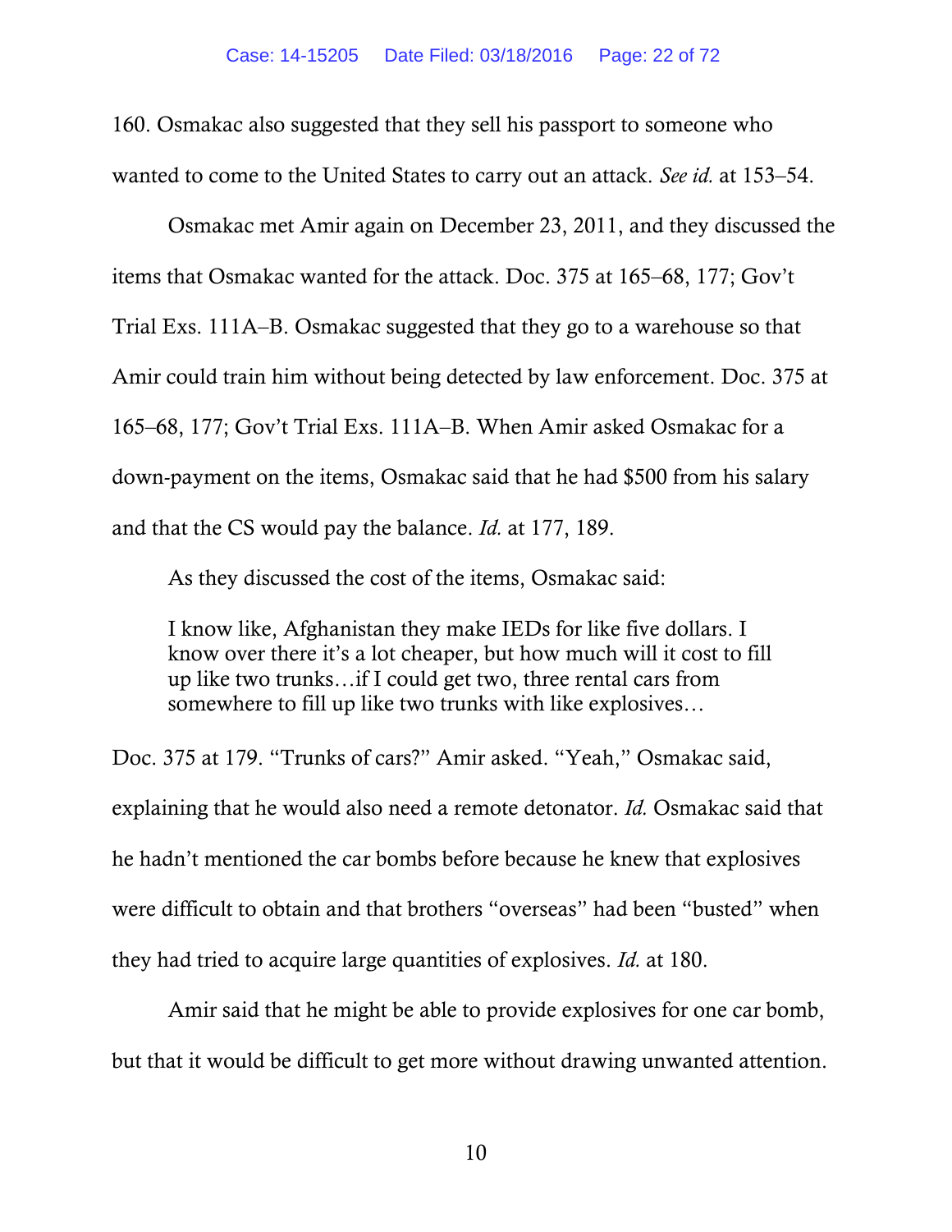160. Osmakac also suggested that they sell his passport to someone who wanted to come to the United States to carry out an attack. *See id.* at 153–54.

Osmakac met Amir again on December 23, 2011, and they discussed the items that Osmakac wanted for the attack. Doc. 375 at 165–68, 177; Gov't Trial Exs. 111A–B. Osmakac suggested that they go to a warehouse so that Amir could train him without being detected by law enforcement. Doc. 375 at 165–68, 177; Gov't Trial Exs. 111A–B. When Amir asked Osmakac for a down-payment on the items, Osmakac said that he had $500 from his salary and that the CS would pay the balance. *Id.* at 177, 189.

As they discussed the cost of the items, Osmakac said:

> I know like, Afghanistan they make IEDs for like five dollars. I know over there it's a lot cheaper, but how much will it cost to fill up like two trunks…if I could get two, three rental cars from somewhere to fill up like two trunks with like explosives…

Doc. 375 at 179. "Trunks of cars?" Amir asked. "Yeah," Osmakac said, explaining that he would also need a remote detonator. *Id.* Osmakac said that he hadn't mentioned the car bombs before because he knew that explosives were difficult to obtain and that brothers "overseas" had been "busted" when they had tried to acquire large quantities of explosives. *Id.* at 180.

Amir said that he might be able to provide explosives for one car bomb, but that it would be difficult to get more without drawing unwanted attention.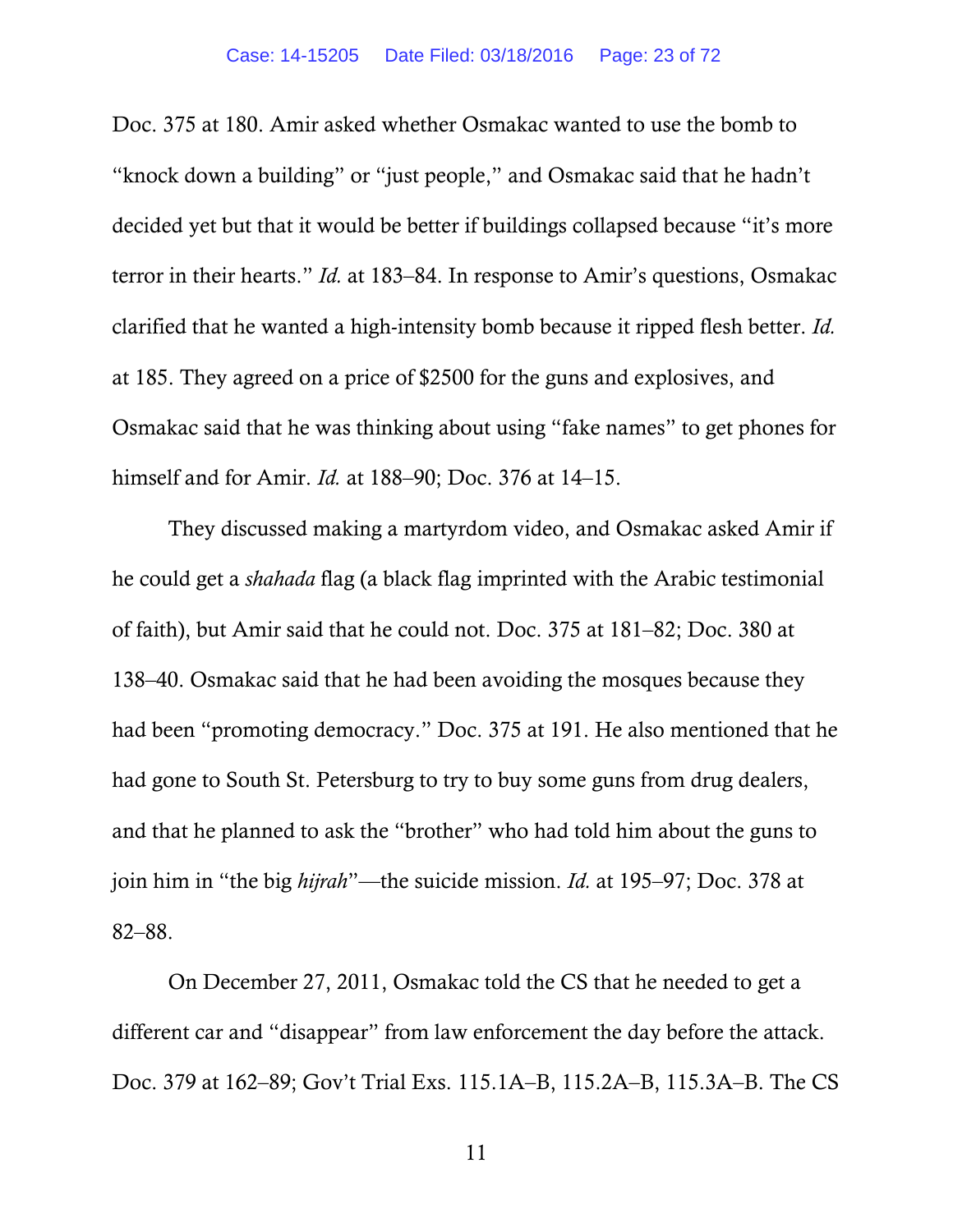Doc. 375 at 180. Amir asked whether Osmakac wanted to use the bomb to "knock down a building" or "just people," and Osmakac said that he hadn't decided yet but that it would be better if buildings collapsed because "it's more terror in their hearts." *Id.* at 183–84. In response to Amir's questions, Osmakac clarified that he wanted a high-intensity bomb because it ripped flesh better. *Id.* at 185. They agreed on a price of $2500 for the guns and explosives, and Osmakac said that he was thinking about using "fake names" to get phones for himself and for Amir. *Id.* at 188–90; Doc. 376 at 14–15.

They discussed making a martyrdom video, and Osmakac asked Amir if he could get a *shahada* flag (a black flag imprinted with the Arabic testimonial of faith), but Amir said that he could not. Doc. 375 at 181–82; Doc. 380 at 138–40. Osmakac said that he had been avoiding the mosques because they had been "promoting democracy." Doc. 375 at 191. He also mentioned that he had gone to South St. Petersburg to try to buy some guns from drug dealers, and that he planned to ask the "brother" who had told him about the guns to join him in "the big *hijrah*"—the suicide mission. *Id.* at 195–97; Doc. 378 at 82–88.

On December 27, 2011, Osmakac told the CS that he needed to get a different car and "disappear" from law enforcement the day before the attack. Doc. 379 at 162–89; Gov't Trial Exs. 115.1A–B, 115.2A–B, 115.3A–B. The CS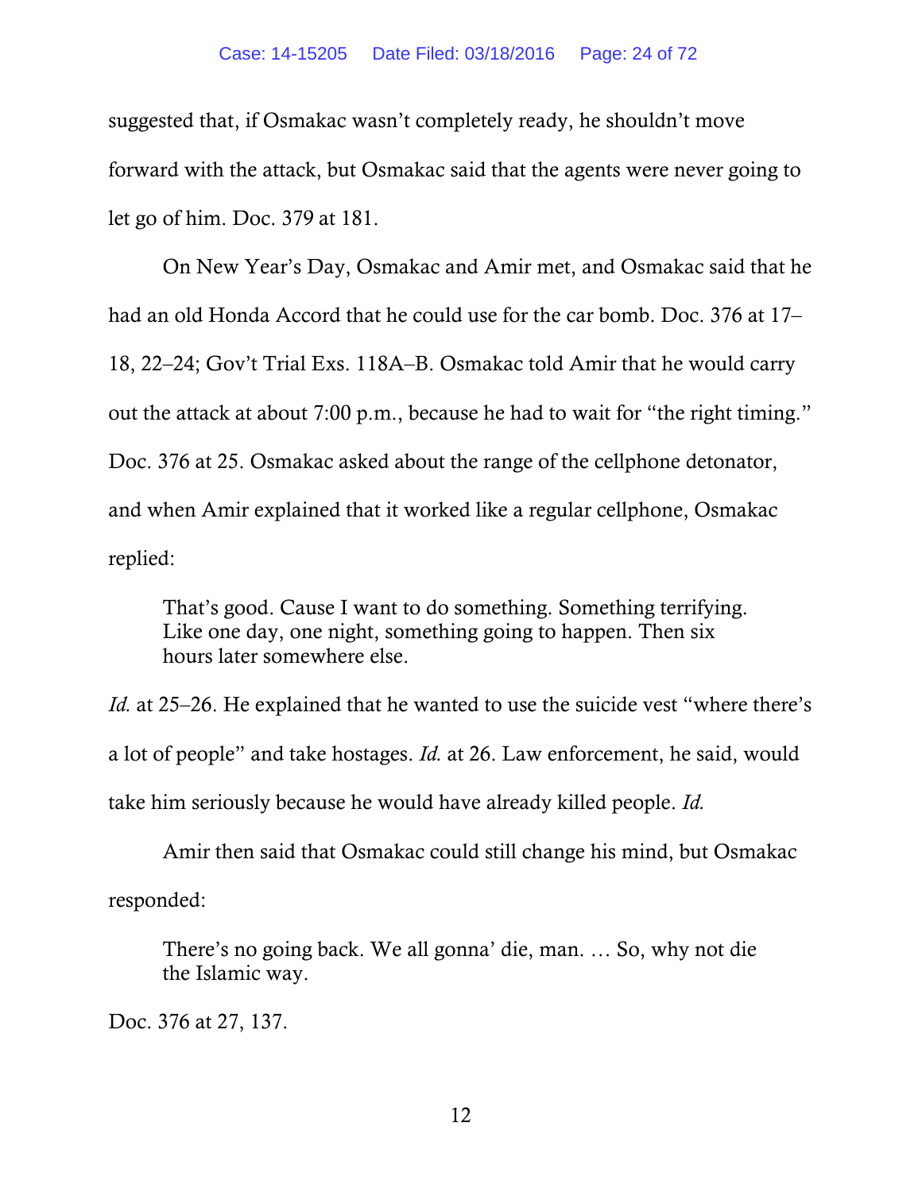suggested that, if Osmakac wasn't completely ready, he shouldn't move forward with the attack, but Osmakac said that the agents were never going to let go of him. Doc. 379 at 181.

On New Year's Day, Osmakac and Amir met, and Osmakac said that he had an old Honda Accord that he could use for the car bomb. Doc. 376 at 17–18, 22–24; Gov't Trial Exs. 118A–B. Osmakac told Amir that he would carry out the attack at about 7:00 p.m., because he had to wait for "the right timing." Doc. 376 at 25. Osmakac asked about the range of the cellphone detonator, and when Amir explained that it worked like a regular cellphone, Osmakac replied:

> That's good. Cause I want to do something. Something terrifying. Like one day, one night, something going to happen. Then six hours later somewhere else.

*Id.* at 25–26. He explained that he wanted to use the suicide vest "where there's a lot of people" and take hostages. *Id.* at 26. Law enforcement, he said, would take him seriously because he would have already killed people. *Id.*

Amir then said that Osmakac could still change his mind, but Osmakac responded:

> There's no going back. We all gonna' die, man. … So, why not die the Islamic way.

Doc. 376 at 27, 137.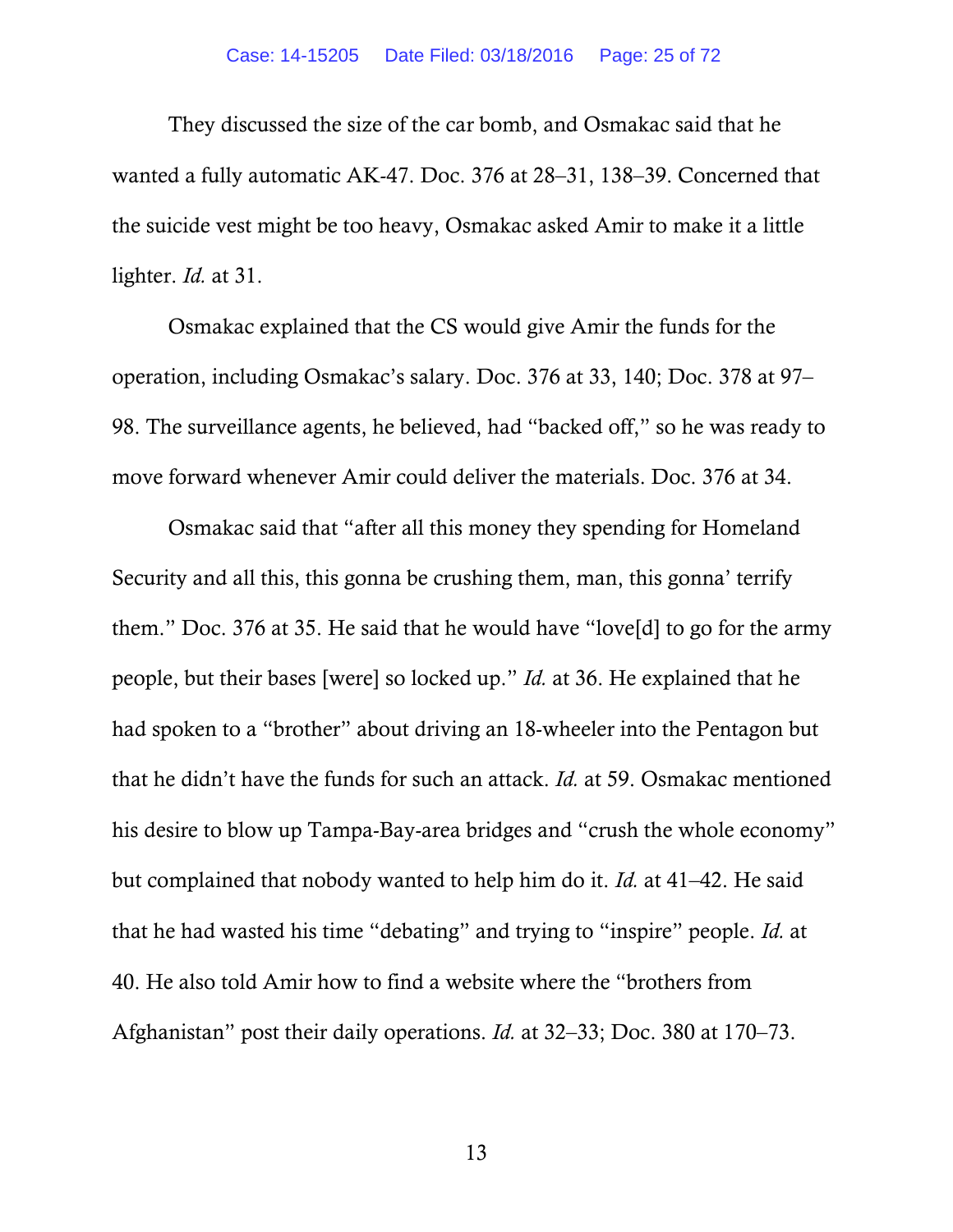They discussed the size of the car bomb, and Osmakac said that he wanted a fully automatic AK-47. Doc. 376 at 28–31, 138–39. Concerned that the suicide vest might be too heavy, Osmakac asked Amir to make it a little lighter. *Id.* at 31.

Osmakac explained that the CS would give Amir the funds for the operation, including Osmakac's salary. Doc. 376 at 33, 140; Doc. 378 at 97–98. The surveillance agents, he believed, had "backed off," so he was ready to move forward whenever Amir could deliver the materials. Doc. 376 at 34.

Osmakac said that "after all this money they spending for Homeland Security and all this, this gonna be crushing them, man, this gonna' terrify them." Doc. 376 at 35. He said that he would have "love[d] to go for the army people, but their bases [were] so locked up." *Id.* at 36. He explained that he had spoken to a "brother" about driving an 18-wheeler into the Pentagon but that he didn't have the funds for such an attack. *Id.* at 59. Osmakac mentioned his desire to blow up Tampa-Bay-area bridges and "crush the whole economy" but complained that nobody wanted to help him do it. *Id.* at 41–42. He said that he had wasted his time "debating" and trying to "inspire" people. *Id.* at 40. He also told Amir how to find a website where the "brothers from Afghanistan" post their daily operations. *Id.* at 32–33; Doc. 380 at 170–73.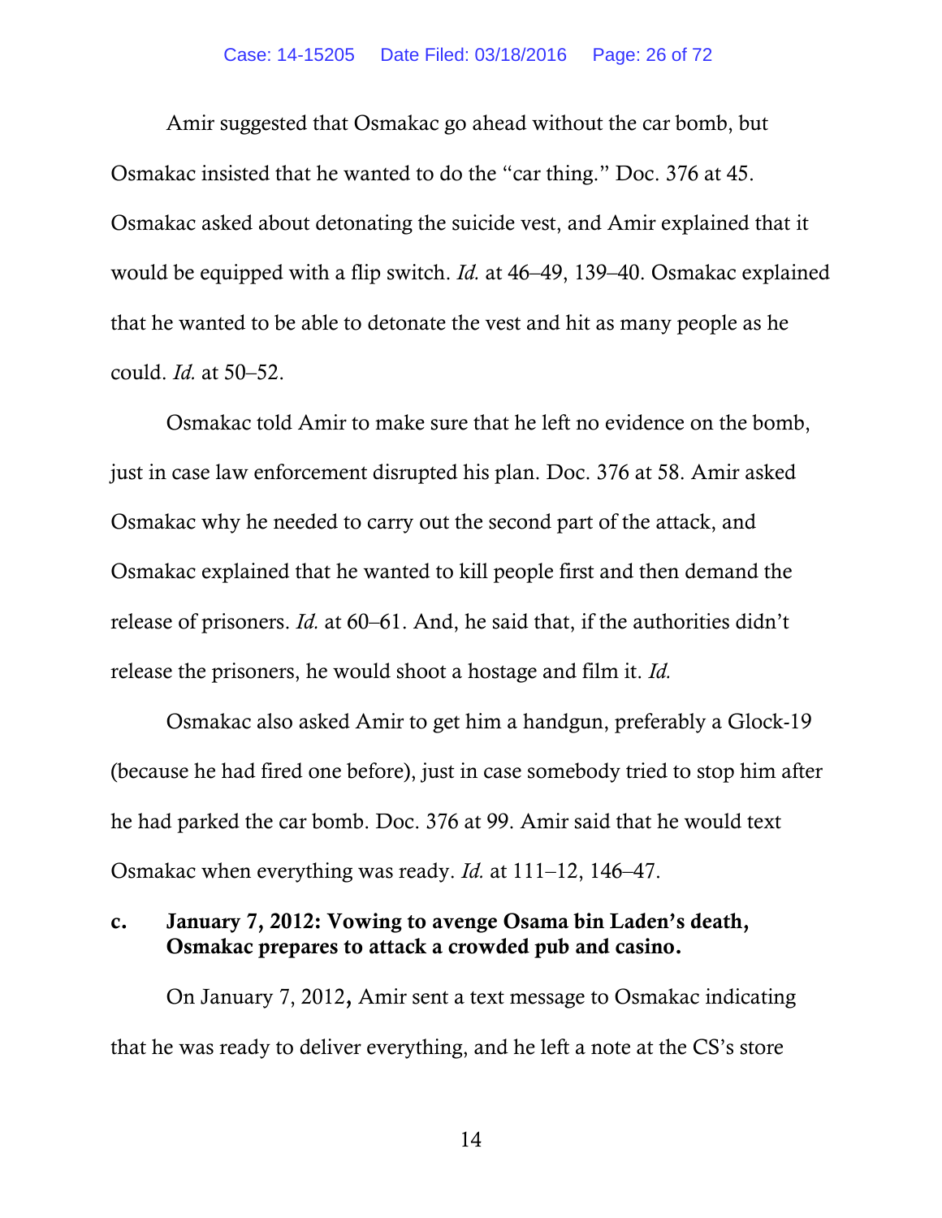Amir suggested that Osmakac go ahead without the car bomb, but Osmakac insisted that he wanted to do the "car thing." Doc. 376 at 45. Osmakac asked about detonating the suicide vest, and Amir explained that it would be equipped with a flip switch. *Id.* at 46–49, 139–40. Osmakac explained that he wanted to be able to detonate the vest and hit as many people as he could. *Id.* at 50–52.

Osmakac told Amir to make sure that he left no evidence on the bomb, just in case law enforcement disrupted his plan. Doc. 376 at 58. Amir asked Osmakac why he needed to carry out the second part of the attack, and Osmakac explained that he wanted to kill people first and then demand the release of prisoners. *Id.* at 60–61. And, he said that, if the authorities didn't release the prisoners, he would shoot a hostage and film it. *Id.*

Osmakac also asked Amir to get him a handgun, preferably a Glock-19 (because he had fired one before), just in case somebody tried to stop him after he had parked the car bomb. Doc. 376 at 99. Amir said that he would text Osmakac when everything was ready. *Id.* at 111–12, 146–47.

**c. January 7, 2012: Vowing to avenge Osama bin Laden's death, Osmakac prepares to attack a crowded pub and casino.**

On January 7, 2012, Amir sent a text message to Osmakac indicating that he was ready to deliver everything, and he left a note at the CS's store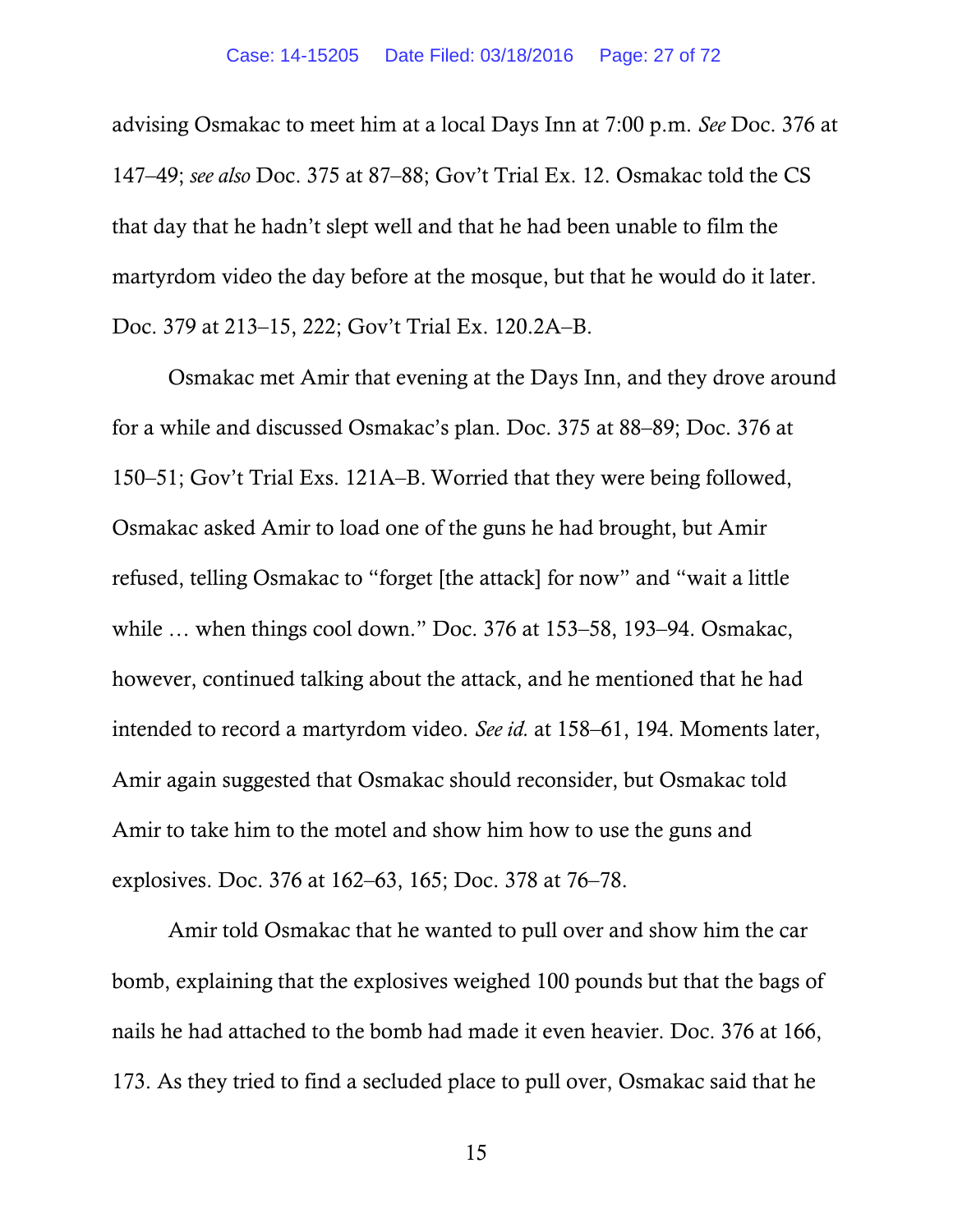advising Osmakac to meet him at a local Days Inn at 7:00 p.m. *See* Doc. 376 at 147–49; *see also* Doc. 375 at 87–88; Gov't Trial Ex. 12. Osmakac told the CS that day that he hadn't slept well and that he had been unable to film the martyrdom video the day before at the mosque, but that he would do it later. Doc. 379 at 213–15, 222; Gov't Trial Ex. 120.2A–B.

Osmakac met Amir that evening at the Days Inn, and they drove around for a while and discussed Osmakac's plan. Doc. 375 at 88–89; Doc. 376 at 150–51; Gov't Trial Exs. 121A–B. Worried that they were being followed, Osmakac asked Amir to load one of the guns he had brought, but Amir refused, telling Osmakac to "forget [the attack] for now" and "wait a little while … when things cool down." Doc. 376 at 153–58, 193–94. Osmakac, however, continued talking about the attack, and he mentioned that he had intended to record a martyrdom video. *See id.* at 158–61, 194. Moments later, Amir again suggested that Osmakac should reconsider, but Osmakac told Amir to take him to the motel and show him how to use the guns and explosives. Doc. 376 at 162–63, 165; Doc. 378 at 76–78.

Amir told Osmakac that he wanted to pull over and show him the car bomb, explaining that the explosives weighed 100 pounds but that the bags of nails he had attached to the bomb had made it even heavier. Doc. 376 at 166, 173. As they tried to find a secluded place to pull over, Osmakac said that he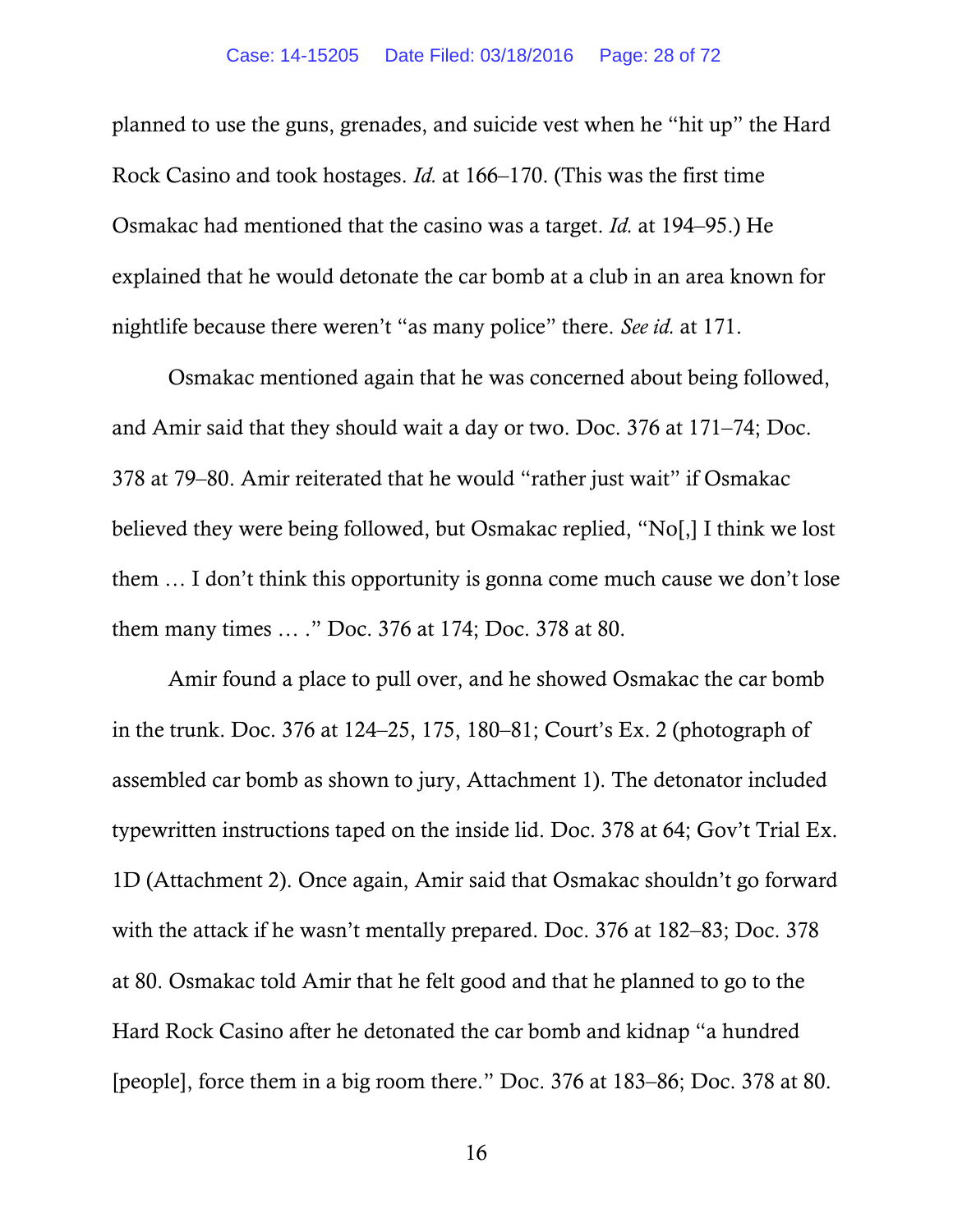planned to use the guns, grenades, and suicide vest when he "hit up" the Hard Rock Casino and took hostages. *Id.* at 166–170. (This was the first time Osmakac had mentioned that the casino was a target. *Id.* at 194–95.) He explained that he would detonate the car bomb at a club in an area known for nightlife because there weren't "as many police" there. *See id.* at 171.

Osmakac mentioned again that he was concerned about being followed, and Amir said that they should wait a day or two. Doc. 376 at 171–74; Doc. 378 at 79–80. Amir reiterated that he would "rather just wait" if Osmakac believed they were being followed, but Osmakac replied, "No[,] I think we lost them … I don't think this opportunity is gonna come much cause we don't lose them many times … ." Doc. 376 at 174; Doc. 378 at 80.

Amir found a place to pull over, and he showed Osmakac the car bomb in the trunk. Doc. 376 at 124–25, 175, 180–81; Court's Ex. 2 (photograph of assembled car bomb as shown to jury, Attachment 1). The detonator included typewritten instructions taped on the inside lid. Doc. 378 at 64; Gov't Trial Ex. 1D (Attachment 2). Once again, Amir said that Osmakac shouldn't go forward with the attack if he wasn't mentally prepared. Doc. 376 at 182–83; Doc. 378 at 80. Osmakac told Amir that he felt good and that he planned to go to the Hard Rock Casino after he detonated the car bomb and kidnap "a hundred [people], force them in a big room there." Doc. 376 at 183–86; Doc. 378 at 80.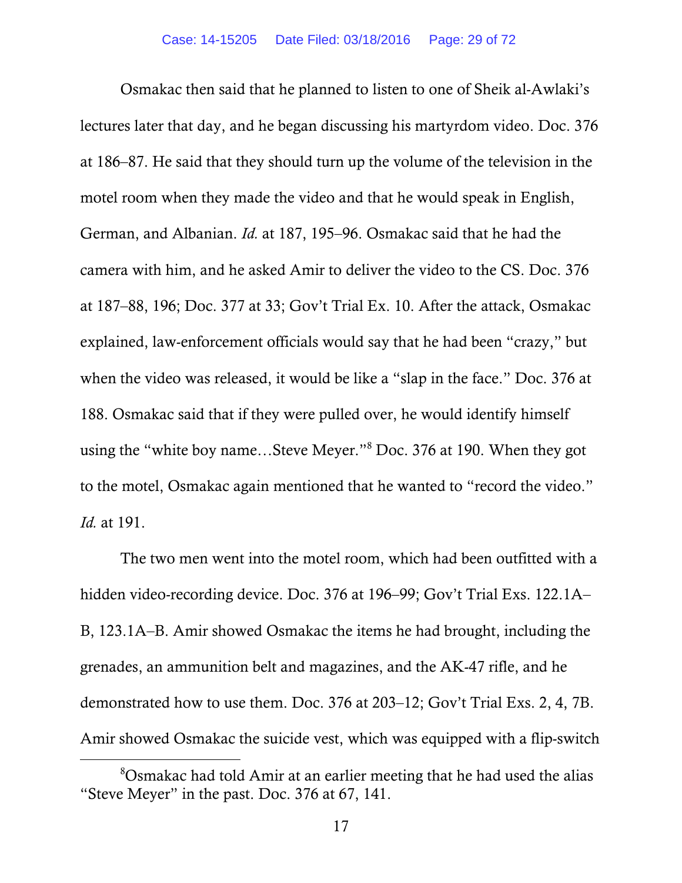Osmakac then said that he planned to listen to one of Sheik al-Awlaki's lectures later that day, and he began discussing his martyrdom video. Doc. 376 at 186–87. He said that they should turn up the volume of the television in the motel room when they made the video and that he would speak in English, German, and Albanian. *Id.* at 187, 195–96. Osmakac said that he had the camera with him, and he asked Amir to deliver the video to the CS. Doc. 376 at 187–88, 196; Doc. 377 at 33; Gov't Trial Ex. 10. After the attack, Osmakac explained, law-enforcement officials would say that he had been "crazy," but when the video was released, it would be like a "slap in the face." Doc. 376 at 188. Osmakac said that if they were pulled over, he would identify himself using the "white boy name…Steve Meyer."[8] Doc. 376 at 190. When they got to the motel, Osmakac again mentioned that he wanted to "record the video." *Id.* at 191.

The two men went into the motel room, which had been outfitted with a hidden video-recording device. Doc. 376 at 196–99; Gov't Trial Exs. 122.1A–B, 123.1A–B. Amir showed Osmakac the items he had brought, including the grenades, an ammunition belt and magazines, and the AK-47 rifle, and he demonstrated how to use them. Doc. 376 at 203–12; Gov't Trial Exs. 2, 4, 7B. Amir showed Osmakac the suicide vest, which was equipped with a flip-switch

[8] Osmakac had told Amir at an earlier meeting that he had used the alias "Steve Meyer" in the past. Doc. 376 at 67, 141.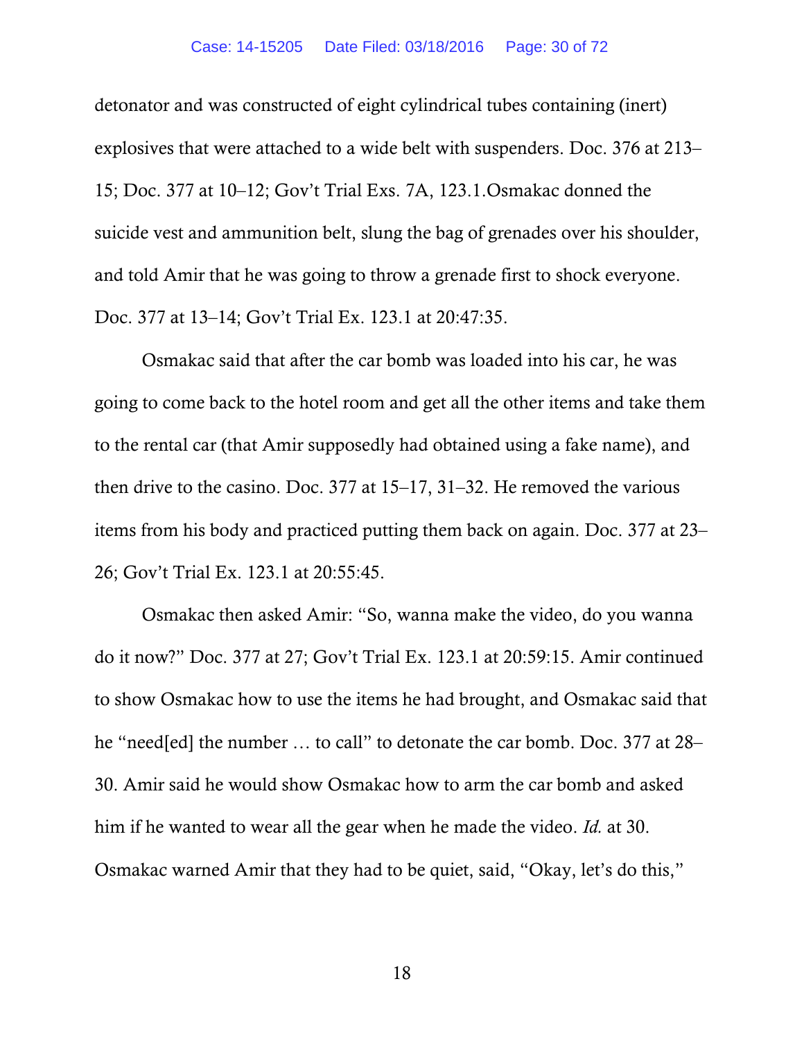detonator and was constructed of eight cylindrical tubes containing (inert) explosives that were attached to a wide belt with suspenders. Doc. 376 at 213–15; Doc. 377 at 10–12; Gov't Trial Exs. 7A, 123.1.Osmakac donned the suicide vest and ammunition belt, slung the bag of grenades over his shoulder, and told Amir that he was going to throw a grenade first to shock everyone. Doc. 377 at 13–14; Gov't Trial Ex. 123.1 at 20:47:35.

Osmakac said that after the car bomb was loaded into his car, he was going to come back to the hotel room and get all the other items and take them to the rental car (that Amir supposedly had obtained using a fake name), and then drive to the casino. Doc. 377 at 15–17, 31–32. He removed the various items from his body and practiced putting them back on again. Doc. 377 at 23–26; Gov't Trial Ex. 123.1 at 20:55:45.

Osmakac then asked Amir: "So, wanna make the video, do you wanna do it now?" Doc. 377 at 27; Gov't Trial Ex. 123.1 at 20:59:15. Amir continued to show Osmakac how to use the items he had brought, and Osmakac said that he "need[ed] the number … to call" to detonate the car bomb. Doc. 377 at 28–30. Amir said he would show Osmakac how to arm the car bomb and asked him if he wanted to wear all the gear when he made the video. *Id.* at 30. Osmakac warned Amir that they had to be quiet, said, "Okay, let's do this,"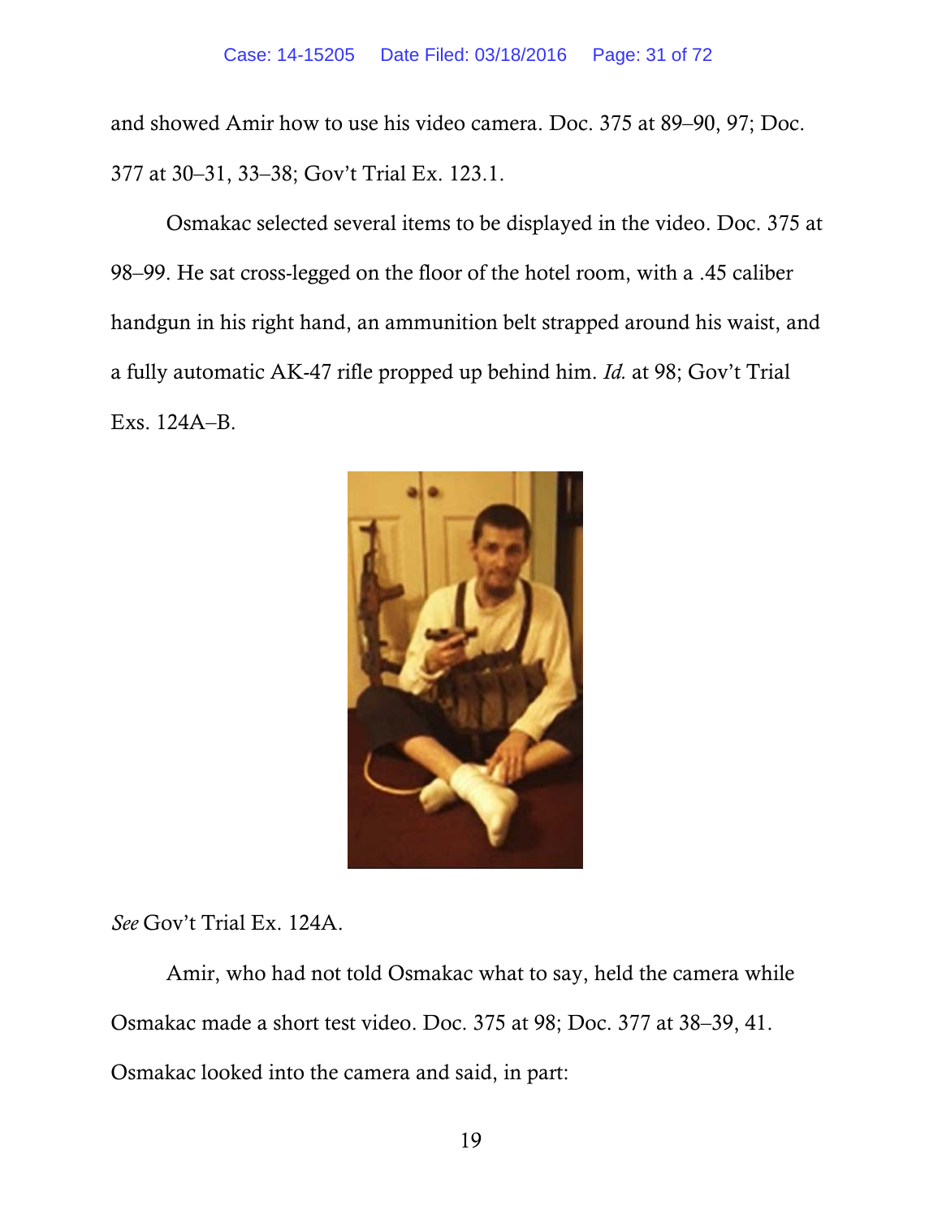and showed Amir how to use his video camera. Doc. 375 at 89–90, 97; Doc. 377 at 30–31, 33–38; Gov't Trial Ex. 123.1.

Osmakac selected several items to be displayed in the video. Doc. 375 at 98–99. He sat cross-legged on the floor of the hotel room, with a .45 caliber handgun in his right hand, an ammunition belt strapped around his waist, and a fully automatic AK-47 rifle propped up behind him. *Id.* at 98; Gov't Trial Exs. 124A–B.

*See* Gov't Trial Ex. 124A.

Amir, who had not told Osmakac what to say, held the camera while Osmakac made a short test video. Doc. 375 at 98; Doc. 377 at 38–39, 41. Osmakac looked into the camera and said, in part: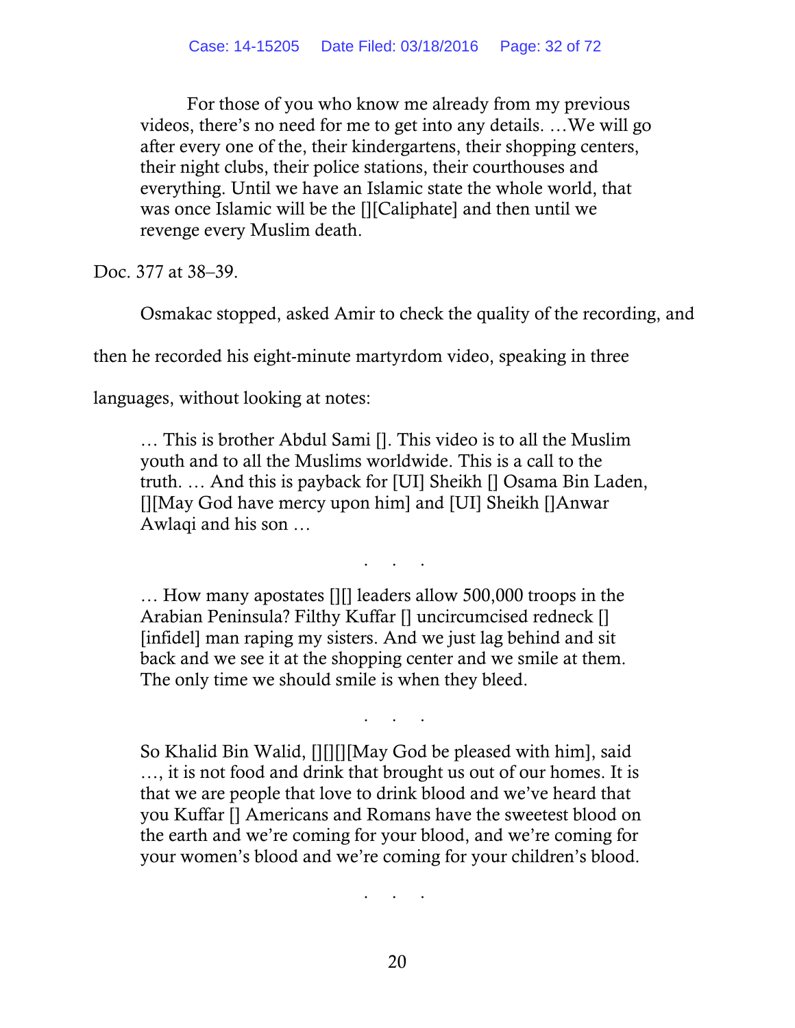> For those of you who know me already from my previous videos, there's no need for me to get into any details. …We will go after every one of the, their kindergartens, their shopping centers, their night clubs, their police stations, their courthouses and everything. Until we have an Islamic state the whole world, that was once Islamic will be the [][Caliphate] and then until we revenge every Muslim death.

Doc. 377 at 38–39.

Osmakac stopped, asked Amir to check the quality of the recording, and then he recorded his eight-minute martyrdom video, speaking in three languages, without looking at notes:

> … This is brother Abdul Sami []. This video is to all the Muslim youth and to all the Muslims worldwide. This is a call to the truth. … And this is payback for [UI] Sheikh [] Osama Bin Laden, [][May God have mercy upon him] and [UI] Sheikh []Anwar Awlaqi and his son …
>
> . . .
>
> … How many apostates [][] leaders allow 500,000 troops in the Arabian Peninsula? Filthy Kuffar [] uncircumcised redneck [] [infidel] man raping my sisters. And we just lag behind and sit back and we see it at the shopping center and we smile at them. The only time we should smile is when they bleed.
>
> . . .
>
> So Khalid Bin Walid, [][][][May God be pleased with him], said …, it is not food and drink that brought us out of our homes. It is that we are people that love to drink blood and we've heard that you Kuffar [] Americans and Romans have the sweetest blood on the earth and we're coming for your blood, and we're coming for your women's blood and we're coming for your children's blood.
>
> . . .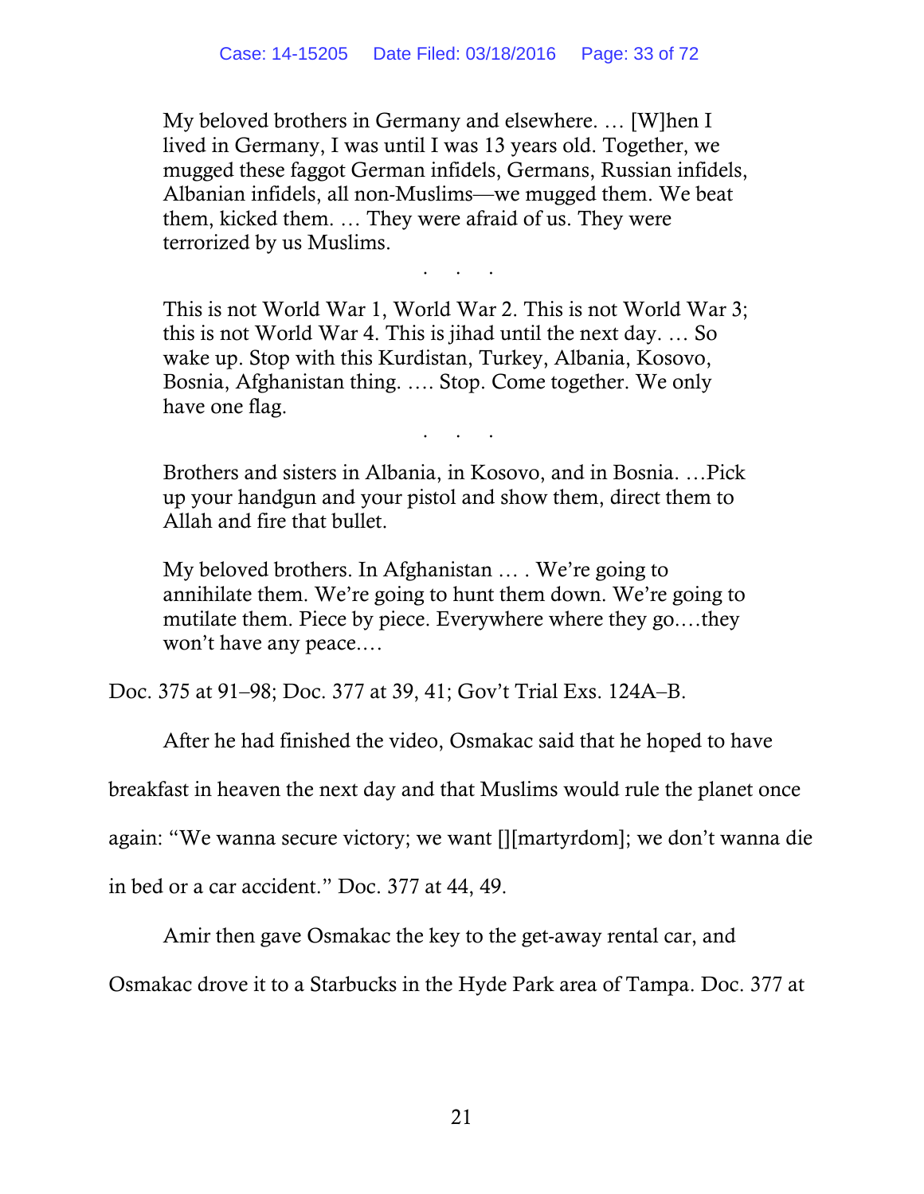> My beloved brothers in Germany and elsewhere. … [W]hen I lived in Germany, I was until I was 13 years old. Together, we mugged these faggot German infidels, Germans, Russian infidels, Albanian infidels, all non-Muslims—we mugged them. We beat them, kicked them. … They were afraid of us. They were terrorized by us Muslims.
>
> . . .
>
> This is not World War 1, World War 2. This is not World War 3; this is not World War 4. This is jihad until the next day. … So wake up. Stop with this Kurdistan, Turkey, Albania, Kosovo, Bosnia, Afghanistan thing. …. Stop. Come together. We only have one flag.
>
> . . .
>
> Brothers and sisters in Albania, in Kosovo, and in Bosnia. …Pick up your handgun and your pistol and show them, direct them to Allah and fire that bullet.
>
> My beloved brothers. In Afghanistan … . We're going to annihilate them. We're going to hunt them down. We're going to mutilate them. Piece by piece. Everywhere where they go….they won't have any peace.…

Doc. 375 at 91–98; Doc. 377 at 39, 41; Gov't Trial Exs. 124A–B.

After he had finished the video, Osmakac said that he hoped to have breakfast in heaven the next day and that Muslims would rule the planet once again: "We wanna secure victory; we want [][martyrdom]; we don't wanna die in bed or a car accident." Doc. 377 at 44, 49.

Amir then gave Osmakac the key to the get-away rental car, and Osmakac drove it to a Starbucks in the Hyde Park area of Tampa. Doc. 377 at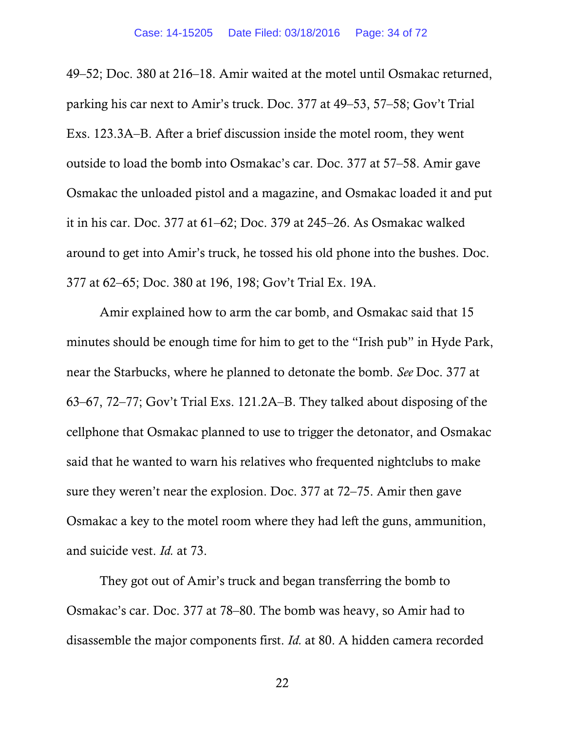49–52; Doc. 380 at 216–18. Amir waited at the motel until Osmakac returned, parking his car next to Amir's truck. Doc. 377 at 49–53, 57–58; Gov't Trial Exs. 123.3A–B. After a brief discussion inside the motel room, they went outside to load the bomb into Osmakac's car. Doc. 377 at 57–58. Amir gave Osmakac the unloaded pistol and a magazine, and Osmakac loaded it and put it in his car. Doc. 377 at 61–62; Doc. 379 at 245–26. As Osmakac walked around to get into Amir's truck, he tossed his old phone into the bushes. Doc. 377 at 62–65; Doc. 380 at 196, 198; Gov't Trial Ex. 19A.

Amir explained how to arm the car bomb, and Osmakac said that 15 minutes should be enough time for him to get to the "Irish pub" in Hyde Park, near the Starbucks, where he planned to detonate the bomb. *See* Doc. 377 at 63–67, 72–77; Gov't Trial Exs. 121.2A–B. They talked about disposing of the cellphone that Osmakac planned to use to trigger the detonator, and Osmakac said that he wanted to warn his relatives who frequented nightclubs to make sure they weren't near the explosion. Doc. 377 at 72–75. Amir then gave Osmakac a key to the motel room where they had left the guns, ammunition, and suicide vest. *Id.* at 73.

They got out of Amir's truck and began transferring the bomb to Osmakac's car. Doc. 377 at 78–80. The bomb was heavy, so Amir had to disassemble the major components first. *Id.* at 80. A hidden camera recorded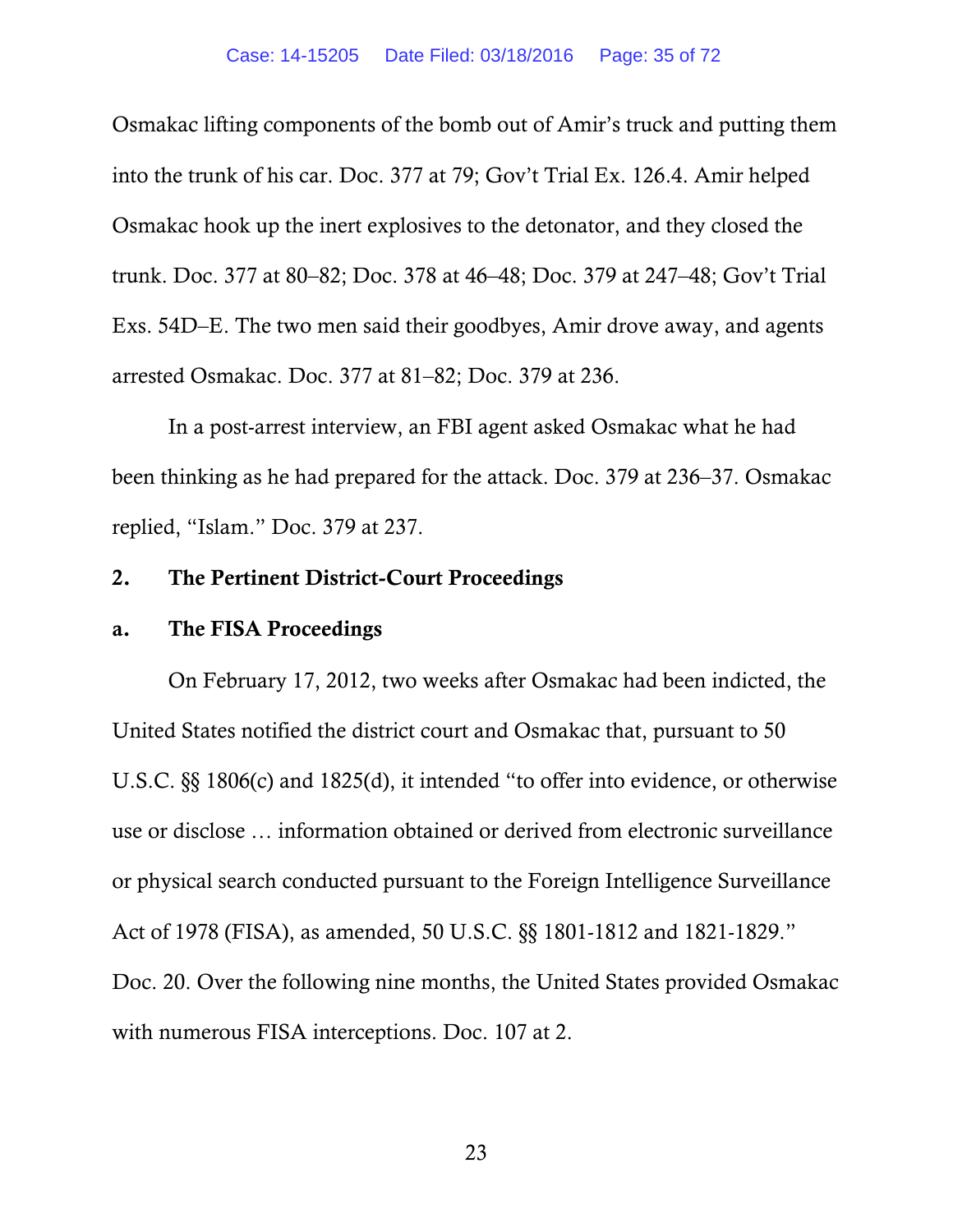Osmakac lifting components of the bomb out of Amir's truck and putting them into the trunk of his car. Doc. 377 at 79; Gov't Trial Ex. 126.4. Amir helped Osmakac hook up the inert explosives to the detonator, and they closed the trunk. Doc. 377 at 80–82; Doc. 378 at 46–48; Doc. 379 at 247–48; Gov't Trial Exs. 54D–E. The two men said their goodbyes, Amir drove away, and agents arrested Osmakac. Doc. 377 at 81–82; Doc. 379 at 236.

In a post-arrest interview, an FBI agent asked Osmakac what he had been thinking as he had prepared for the attack. Doc. 379 at 236–37. Osmakac replied, "Islam." Doc. 379 at 237.

### 2. The Pertinent District-Court Proceedings

#### a. The FISA Proceedings

On February 17, 2012, two weeks after Osmakac had been indicted, the United States notified the district court and Osmakac that, pursuant to 50 U.S.C. §§ 1806(c) and 1825(d), it intended "to offer into evidence, or otherwise use or disclose … information obtained or derived from electronic surveillance or physical search conducted pursuant to the Foreign Intelligence Surveillance Act of 1978 (FISA), as amended, 50 U.S.C. §§ 1801-1812 and 1821-1829." Doc. 20. Over the following nine months, the United States provided Osmakac with numerous FISA interceptions. Doc. 107 at 2.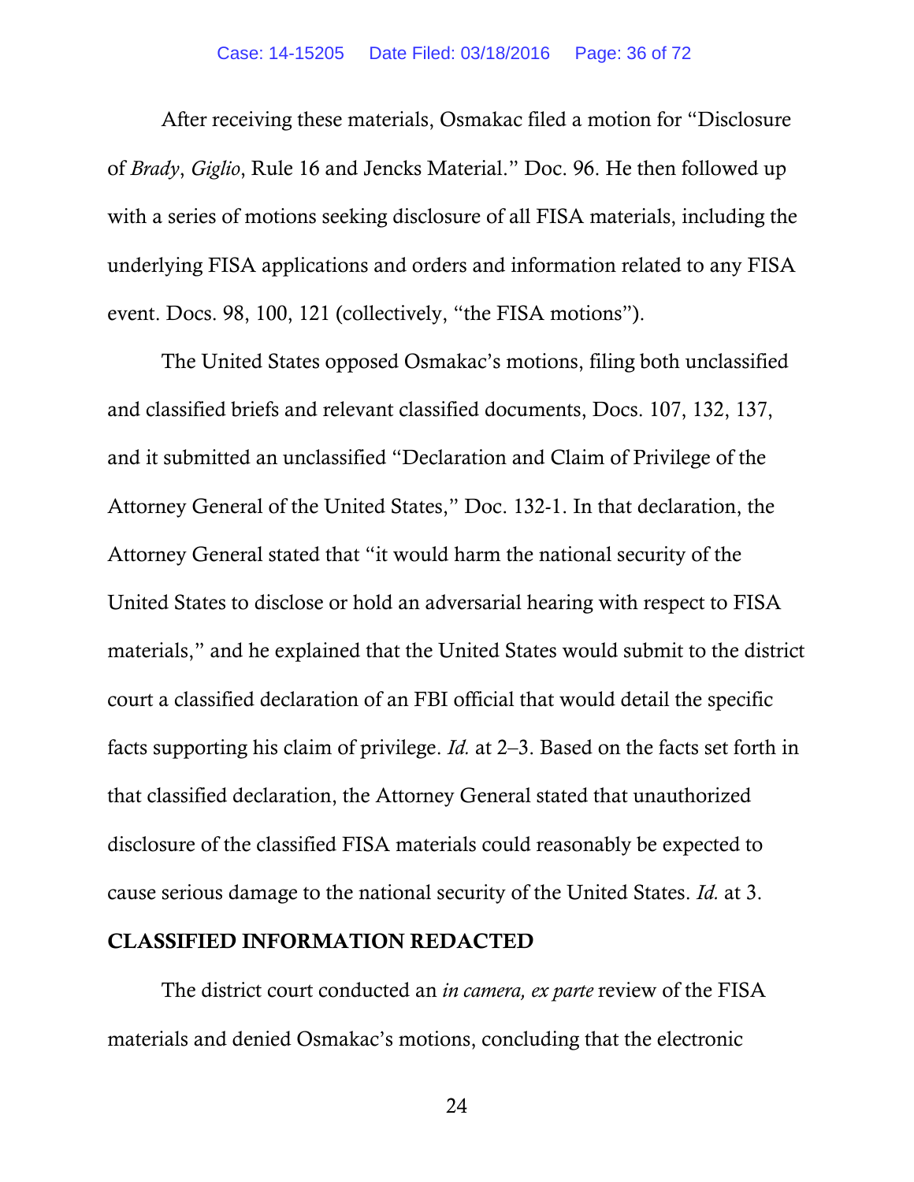After receiving these materials, Osmakac filed a motion for "Disclosure of *Brady*, *Giglio*, Rule 16 and Jencks Material." Doc. 96. He then followed up with a series of motions seeking disclosure of all FISA materials, including the underlying FISA applications and orders and information related to any FISA event. Docs. 98, 100, 121 (collectively, "the FISA motions").

The United States opposed Osmakac's motions, filing both unclassified and classified briefs and relevant classified documents, Docs. 107, 132, 137, and it submitted an unclassified "Declaration and Claim of Privilege of the Attorney General of the United States," Doc. 132-1. In that declaration, the Attorney General stated that "it would harm the national security of the United States to disclose or hold an adversarial hearing with respect to FISA materials," and he explained that the United States would submit to the district court a classified declaration of an FBI official that would detail the specific facts supporting his claim of privilege. *Id.* at 2–3. Based on the facts set forth in that classified declaration, the Attorney General stated that unauthorized disclosure of the classified FISA materials could reasonably be expected to cause serious damage to the national security of the United States. *Id.* at 3.

**CLASSIFIED INFORMATION REDACTED**

The district court conducted an *in camera, ex parte* review of the FISA materials and denied Osmakac's motions, concluding that the electronic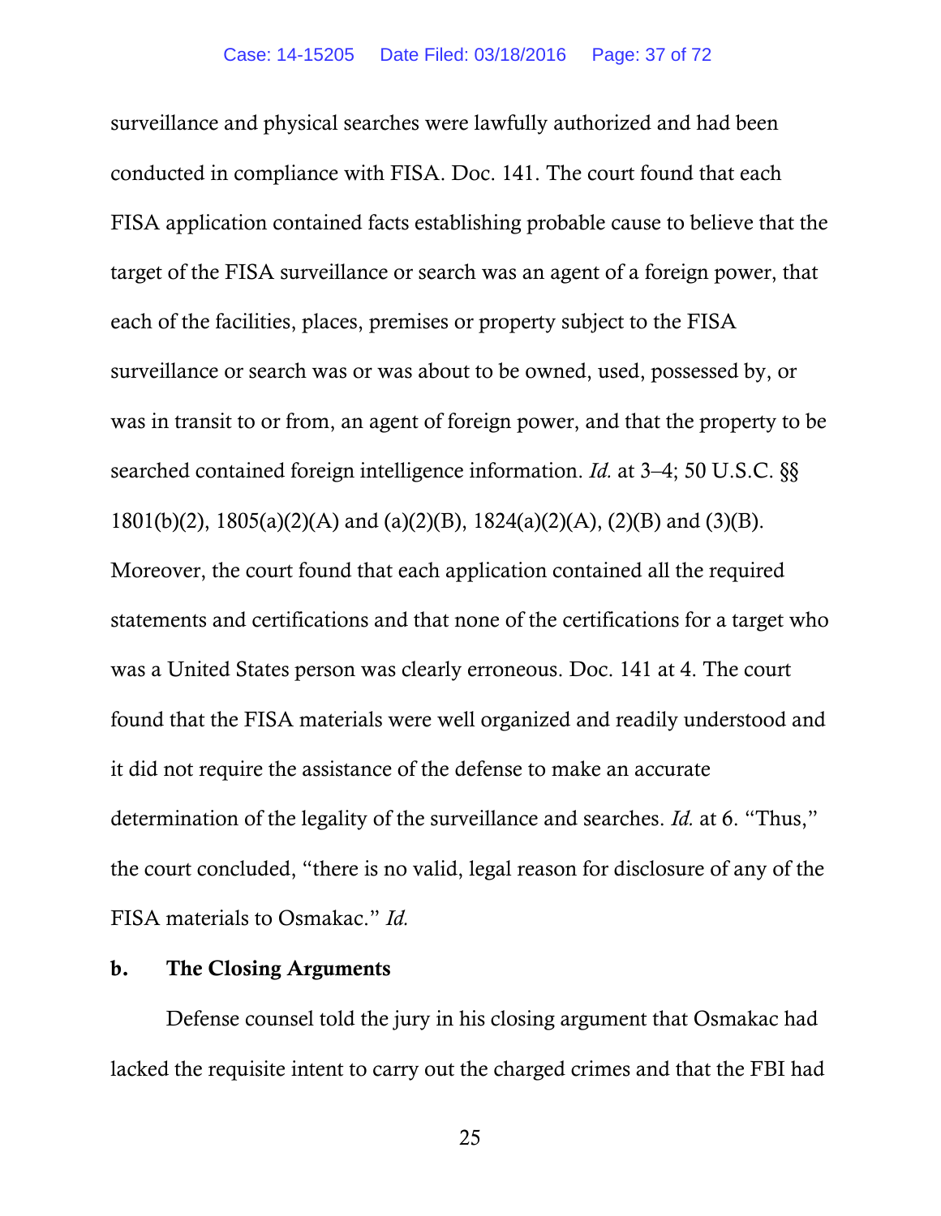surveillance and physical searches were lawfully authorized and had been conducted in compliance with FISA. Doc. 141. The court found that each FISA application contained facts establishing probable cause to believe that the target of the FISA surveillance or search was an agent of a foreign power, that each of the facilities, places, premises or property subject to the FISA surveillance or search was or was about to be owned, used, possessed by, or was in transit to or from, an agent of foreign power, and that the property to be searched contained foreign intelligence information. *Id.* at 3–4; 50 U.S.C. §§ 1801(b)(2), 1805(a)(2)(A) and (a)(2)(B), 1824(a)(2)(A), (2)(B) and (3)(B). Moreover, the court found that each application contained all the required statements and certifications and that none of the certifications for a target who was a United States person was clearly erroneous. Doc. 141 at 4. The court found that the FISA materials were well organized and readily understood and it did not require the assistance of the defense to make an accurate determination of the legality of the surveillance and searches. *Id.* at 6. "Thus," the court concluded, "there is no valid, legal reason for disclosure of any of the FISA materials to Osmakac." *Id.*

**b. The Closing Arguments**

Defense counsel told the jury in his closing argument that Osmakac had lacked the requisite intent to carry out the charged crimes and that the FBI had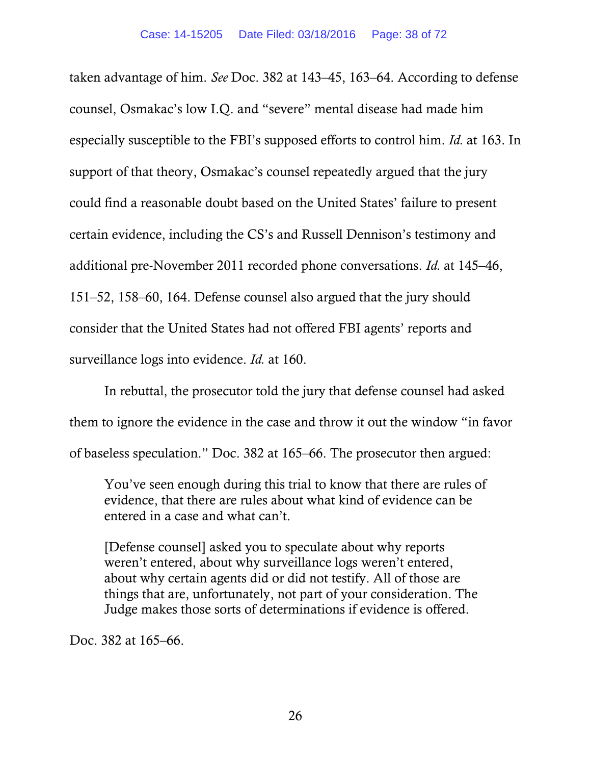taken advantage of him. *See* Doc. 382 at 143–45, 163–64. According to defense counsel, Osmakac's low I.Q. and "severe" mental disease had made him especially susceptible to the FBI's supposed efforts to control him. *Id.* at 163. In support of that theory, Osmakac's counsel repeatedly argued that the jury could find a reasonable doubt based on the United States' failure to present certain evidence, including the CS's and Russell Dennison's testimony and additional pre-November 2011 recorded phone conversations. *Id.* at 145–46, 151–52, 158–60, 164. Defense counsel also argued that the jury should consider that the United States had not offered FBI agents' reports and surveillance logs into evidence. *Id.* at 160.

In rebuttal, the prosecutor told the jury that defense counsel had asked them to ignore the evidence in the case and throw it out the window "in favor of baseless speculation." Doc. 382 at 165–66. The prosecutor then argued:

> You've seen enough during this trial to know that there are rules of evidence, that there are rules about what kind of evidence can be entered in a case and what can't.
>
> [Defense counsel] asked you to speculate about why reports weren't entered, about why surveillance logs weren't entered, about why certain agents did or did not testify. All of those are things that are, unfortunately, not part of your consideration. The Judge makes those sorts of determinations if evidence is offered.

Doc. 382 at 165–66.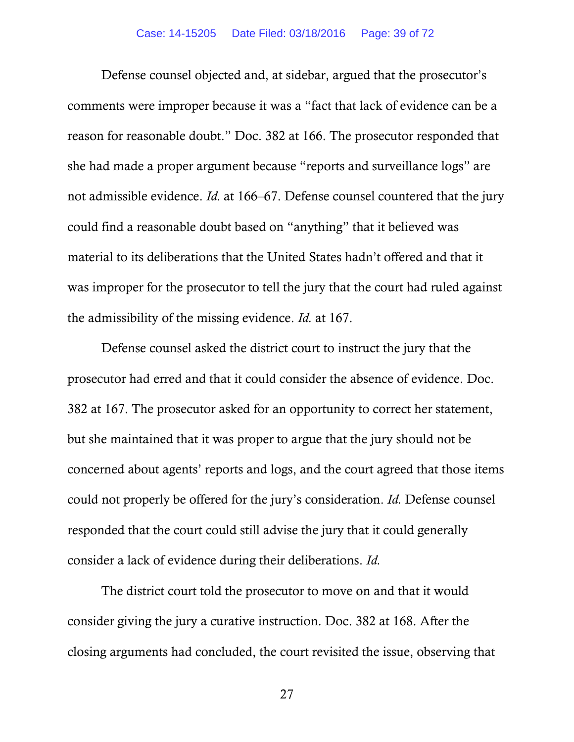Defense counsel objected and, at sidebar, argued that the prosecutor's comments were improper because it was a "fact that lack of evidence can be a reason for reasonable doubt." Doc. 382 at 166. The prosecutor responded that she had made a proper argument because "reports and surveillance logs" are not admissible evidence. *Id.* at 166–67. Defense counsel countered that the jury could find a reasonable doubt based on "anything" that it believed was material to its deliberations that the United States hadn't offered and that it was improper for the prosecutor to tell the jury that the court had ruled against the admissibility of the missing evidence. *Id.* at 167.

Defense counsel asked the district court to instruct the jury that the prosecutor had erred and that it could consider the absence of evidence. Doc. 382 at 167. The prosecutor asked for an opportunity to correct her statement, but she maintained that it was proper to argue that the jury should not be concerned about agents' reports and logs, and the court agreed that those items could not properly be offered for the jury's consideration. *Id.* Defense counsel responded that the court could still advise the jury that it could generally consider a lack of evidence during their deliberations. *Id.*

The district court told the prosecutor to move on and that it would consider giving the jury a curative instruction. Doc. 382 at 168. After the closing arguments had concluded, the court revisited the issue, observing that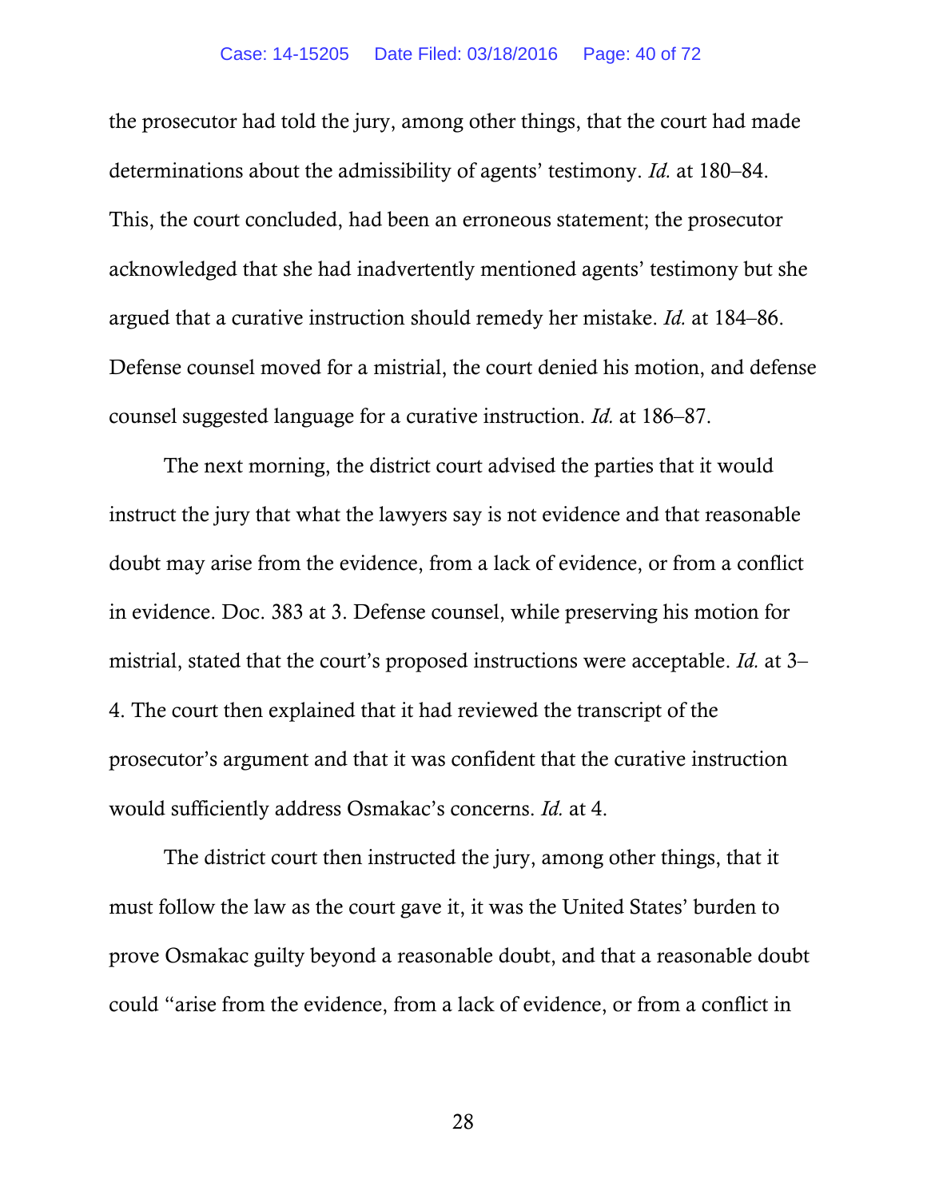the prosecutor had told the jury, among other things, that the court had made determinations about the admissibility of agents' testimony. *Id.* at 180–84. This, the court concluded, had been an erroneous statement; the prosecutor acknowledged that she had inadvertently mentioned agents' testimony but she argued that a curative instruction should remedy her mistake. *Id.* at 184–86. Defense counsel moved for a mistrial, the court denied his motion, and defense counsel suggested language for a curative instruction. *Id.* at 186–87.

The next morning, the district court advised the parties that it would instruct the jury that what the lawyers say is not evidence and that reasonable doubt may arise from the evidence, from a lack of evidence, or from a conflict in evidence. Doc. 383 at 3. Defense counsel, while preserving his motion for mistrial, stated that the court's proposed instructions were acceptable. *Id.* at 3–4. The court then explained that it had reviewed the transcript of the prosecutor's argument and that it was confident that the curative instruction would sufficiently address Osmakac's concerns. *Id.* at 4.

The district court then instructed the jury, among other things, that it must follow the law as the court gave it, it was the United States' burden to prove Osmakac guilty beyond a reasonable doubt, and that a reasonable doubt could "arise from the evidence, from a lack of evidence, or from a conflict in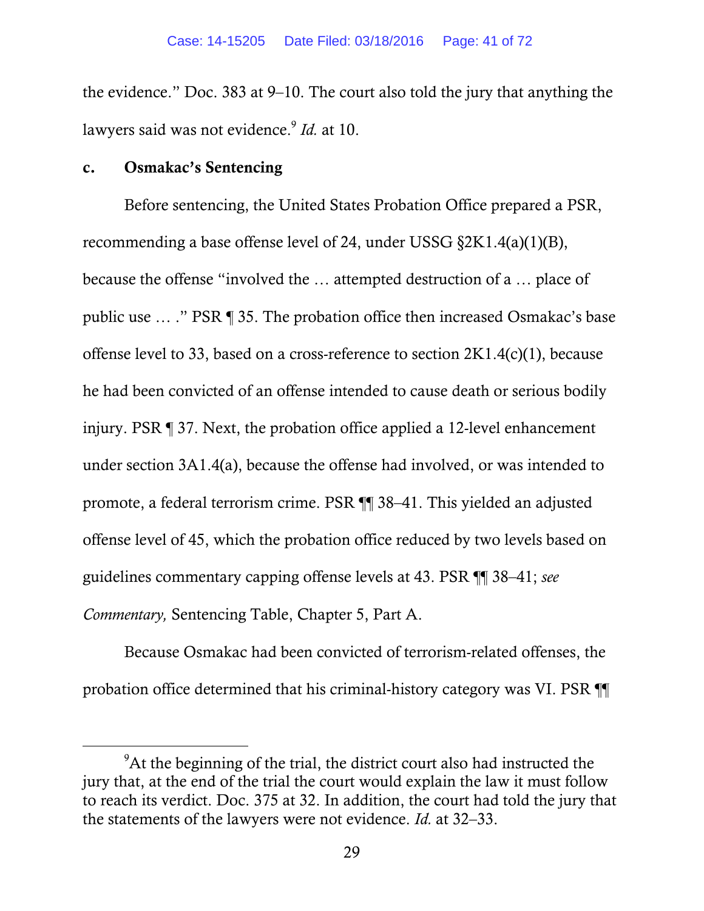the evidence." Doc. 383 at 9–10. The court also told the jury that anything the lawyers said was not evidence.[9] *Id.* at 10.

### c. Osmakac's Sentencing

Before sentencing, the United States Probation Office prepared a PSR, recommending a base offense level of 24, under USSG §2K1.4(a)(1)(B), because the offense "involved the … attempted destruction of a … place of public use … ." PSR ¶ 35. The probation office then increased Osmakac's base offense level to 33, based on a cross-reference to section 2K1.4(c)(1), because he had been convicted of an offense intended to cause death or serious bodily injury. PSR ¶ 37. Next, the probation office applied a 12-level enhancement under section 3A1.4(a), because the offense had involved, or was intended to promote, a federal terrorism crime. PSR ¶¶ 38–41. This yielded an adjusted offense level of 45, which the probation office reduced by two levels based on guidelines commentary capping offense levels at 43. PSR ¶¶ 38–41; *see Commentary,* Sentencing Table, Chapter 5, Part A.

Because Osmakac had been convicted of terrorism-related offenses, the probation office determined that his criminal-history category was VI. PSR ¶¶

---

[9] At the beginning of the trial, the district court also had instructed the jury that, at the end of the trial the court would explain the law it must follow to reach its verdict. Doc. 375 at 32. In addition, the court had told the jury that the statements of the lawyers were not evidence. *Id.* at 32–33.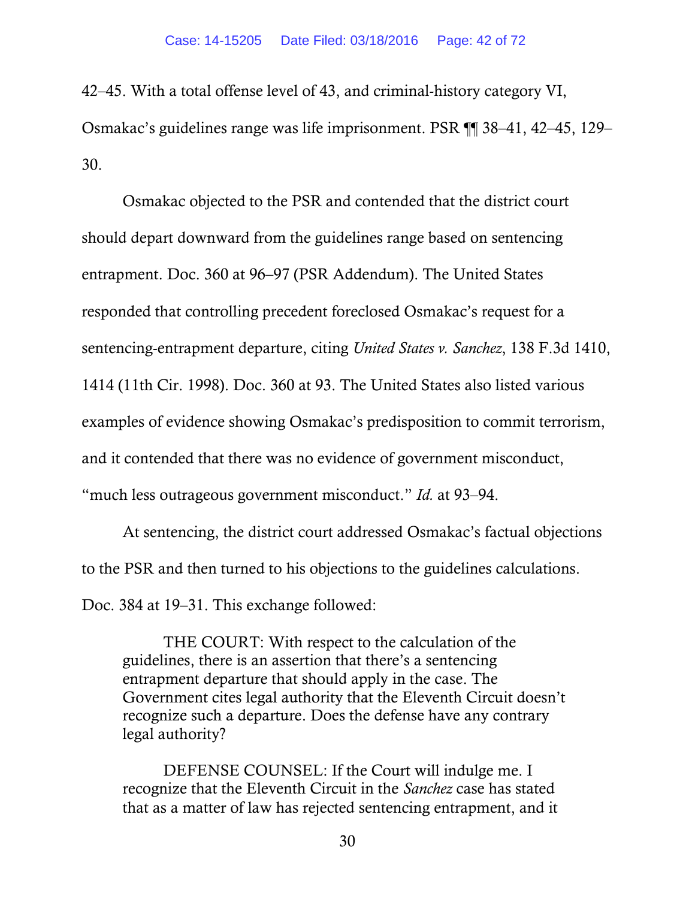42–45. With a total offense level of 43, and criminal-history category VI, Osmakac's guidelines range was life imprisonment. PSR ¶¶ 38–41, 42–45, 129–30.

Osmakac objected to the PSR and contended that the district court should depart downward from the guidelines range based on sentencing entrapment. Doc. 360 at 96–97 (PSR Addendum). The United States responded that controlling precedent foreclosed Osmakac's request for a sentencing-entrapment departure, citing *United States v. Sanchez*, 138 F.3d 1410, 1414 (11th Cir. 1998). Doc. 360 at 93. The United States also listed various examples of evidence showing Osmakac's predisposition to commit terrorism, and it contended that there was no evidence of government misconduct, "much less outrageous government misconduct." *Id.* at 93–94.

At sentencing, the district court addressed Osmakac's factual objections to the PSR and then turned to his objections to the guidelines calculations. Doc. 384 at 19–31. This exchange followed:

> THE COURT: With respect to the calculation of the guidelines, there is an assertion that there's a sentencing entrapment departure that should apply in the case. The Government cites legal authority that the Eleventh Circuit doesn't recognize such a departure. Does the defense have any contrary legal authority?
>
> DEFENSE COUNSEL: If the Court will indulge me. I recognize that the Eleventh Circuit in the *Sanchez* case has stated that as a matter of law has rejected sentencing entrapment, and it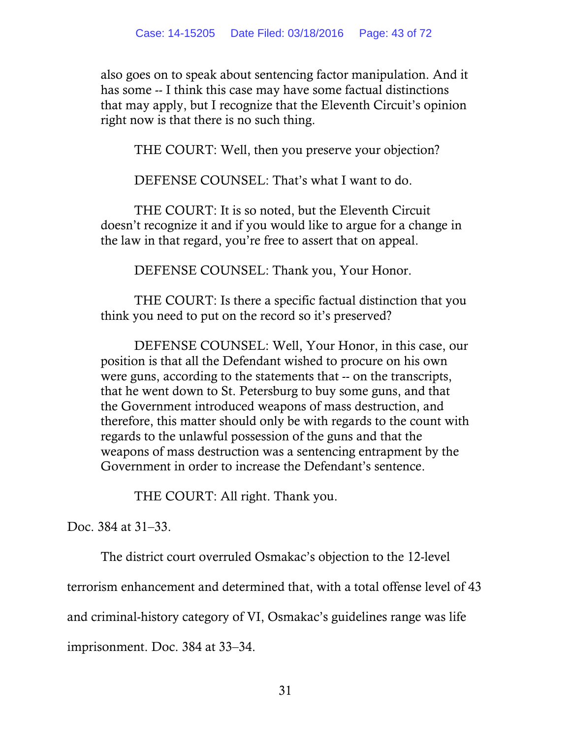also goes on to speak about sentencing factor manipulation. And it has some -- I think this case may have some factual distinctions that may apply, but I recognize that the Eleventh Circuit's opinion right now is that there is no such thing.

THE COURT: Well, then you preserve your objection?

DEFENSE COUNSEL: That's what I want to do.

THE COURT: It is so noted, but the Eleventh Circuit doesn't recognize it and if you would like to argue for a change in the law in that regard, you're free to assert that on appeal.

DEFENSE COUNSEL: Thank you, Your Honor.

THE COURT: Is there a specific factual distinction that you think you need to put on the record so it's preserved?

DEFENSE COUNSEL: Well, Your Honor, in this case, our position is that all the Defendant wished to procure on his own were guns, according to the statements that -- on the transcripts, that he went down to St. Petersburg to buy some guns, and that the Government introduced weapons of mass destruction, and therefore, this matter should only be with regards to the count with regards to the unlawful possession of the guns and that the weapons of mass destruction was a sentencing entrapment by the Government in order to increase the Defendant's sentence.

THE COURT: All right. Thank you.

Doc. 384 at 31–33.

The district court overruled Osmakac's objection to the 12-level terrorism enhancement and determined that, with a total offense level of 43 and criminal-history category of VI, Osmakac's guidelines range was life imprisonment. Doc. 384 at 33–34.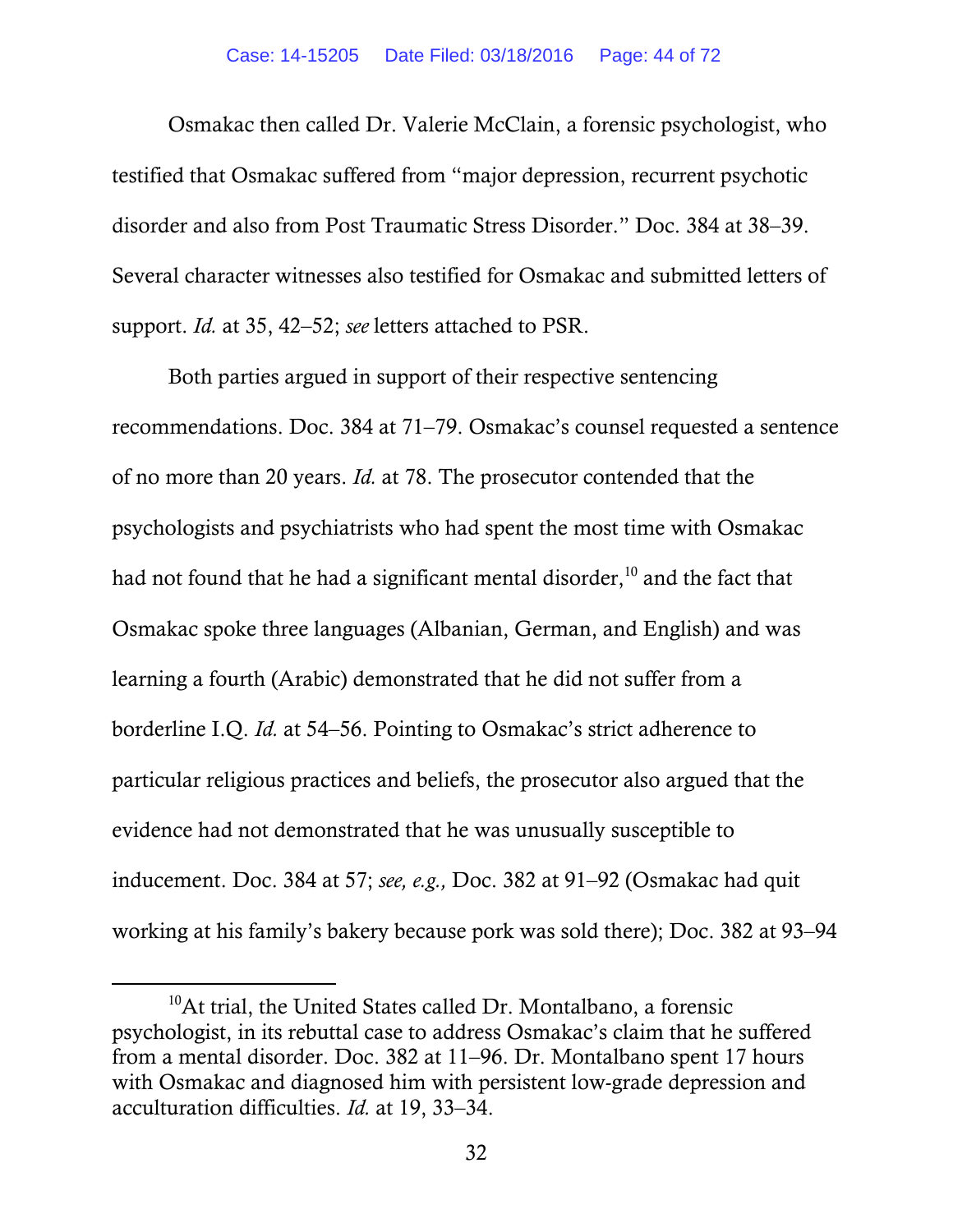Osmakac then called Dr. Valerie McClain, a forensic psychologist, who testified that Osmakac suffered from "major depression, recurrent psychotic disorder and also from Post Traumatic Stress Disorder." Doc. 384 at 38–39. Several character witnesses also testified for Osmakac and submitted letters of support. *Id.* at 35, 42–52; *see* letters attached to PSR.

Both parties argued in support of their respective sentencing recommendations. Doc. 384 at 71–79. Osmakac's counsel requested a sentence of no more than 20 years. *Id.* at 78. The prosecutor contended that the psychologists and psychiatrists who had spent the most time with Osmakac had not found that he had a significant mental disorder,[10] and the fact that Osmakac spoke three languages (Albanian, German, and English) and was learning a fourth (Arabic) demonstrated that he did not suffer from a borderline I.Q. *Id.* at 54–56. Pointing to Osmakac's strict adherence to particular religious practices and beliefs, the prosecutor also argued that the evidence had not demonstrated that he was unusually susceptible to inducement. Doc. 384 at 57; *see, e.g.,* Doc. 382 at 91–92 (Osmakac had quit working at his family's bakery because pork was sold there); Doc. 382 at 93–94

[10] At trial, the United States called Dr. Montalbano, a forensic psychologist, in its rebuttal case to address Osmakac's claim that he suffered from a mental disorder. Doc. 382 at 11–96. Dr. Montalbano spent 17 hours with Osmakac and diagnosed him with persistent low-grade depression and acculturation difficulties. *Id.* at 19, 33–34.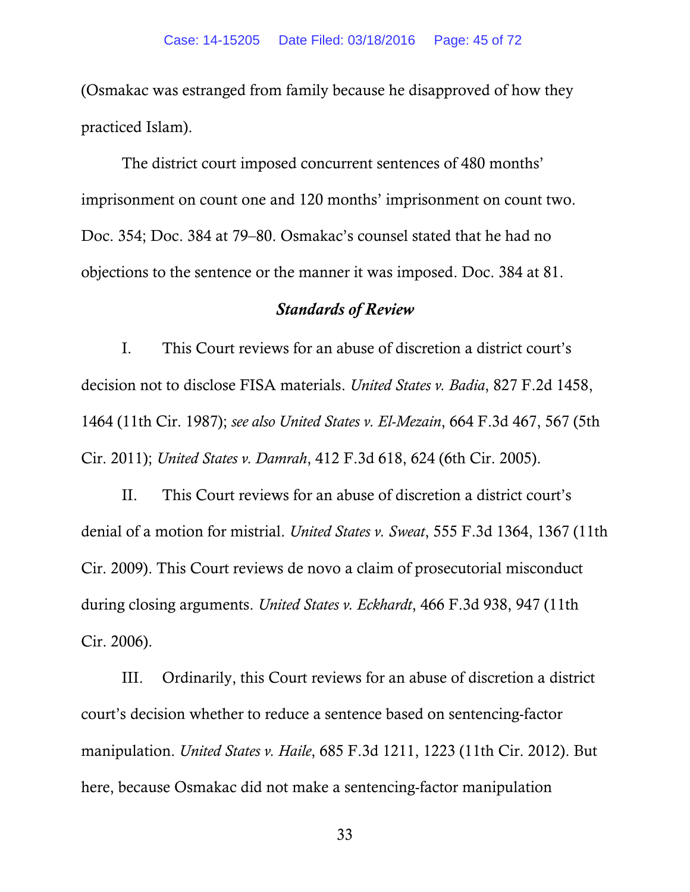(Osmakac was estranged from family because he disapproved of how they practiced Islam).

The district court imposed concurrent sentences of 480 months' imprisonment on count one and 120 months' imprisonment on count two. Doc. 354; Doc. 384 at 79–80. Osmakac's counsel stated that he had no objections to the sentence or the manner it was imposed. Doc. 384 at 81.

### *Standards of Review*

I. This Court reviews for an abuse of discretion a district court's decision not to disclose FISA materials. *United States v. Badia*, 827 F.2d 1458, 1464 (11th Cir. 1987); *see also United States v. El-Mezain*, 664 F.3d 467, 567 (5th Cir. 2011); *United States v. Damrah*, 412 F.3d 618, 624 (6th Cir. 2005).

II. This Court reviews for an abuse of discretion a district court's denial of a motion for mistrial. *United States v. Sweat*, 555 F.3d 1364, 1367 (11th Cir. 2009). This Court reviews de novo a claim of prosecutorial misconduct during closing arguments. *United States v. Eckhardt*, 466 F.3d 938, 947 (11th Cir. 2006).

III. Ordinarily, this Court reviews for an abuse of discretion a district court's decision whether to reduce a sentence based on sentencing-factor manipulation. *United States v. Haile*, 685 F.3d 1211, 1223 (11th Cir. 2012). But here, because Osmakac did not make a sentencing-factor manipulation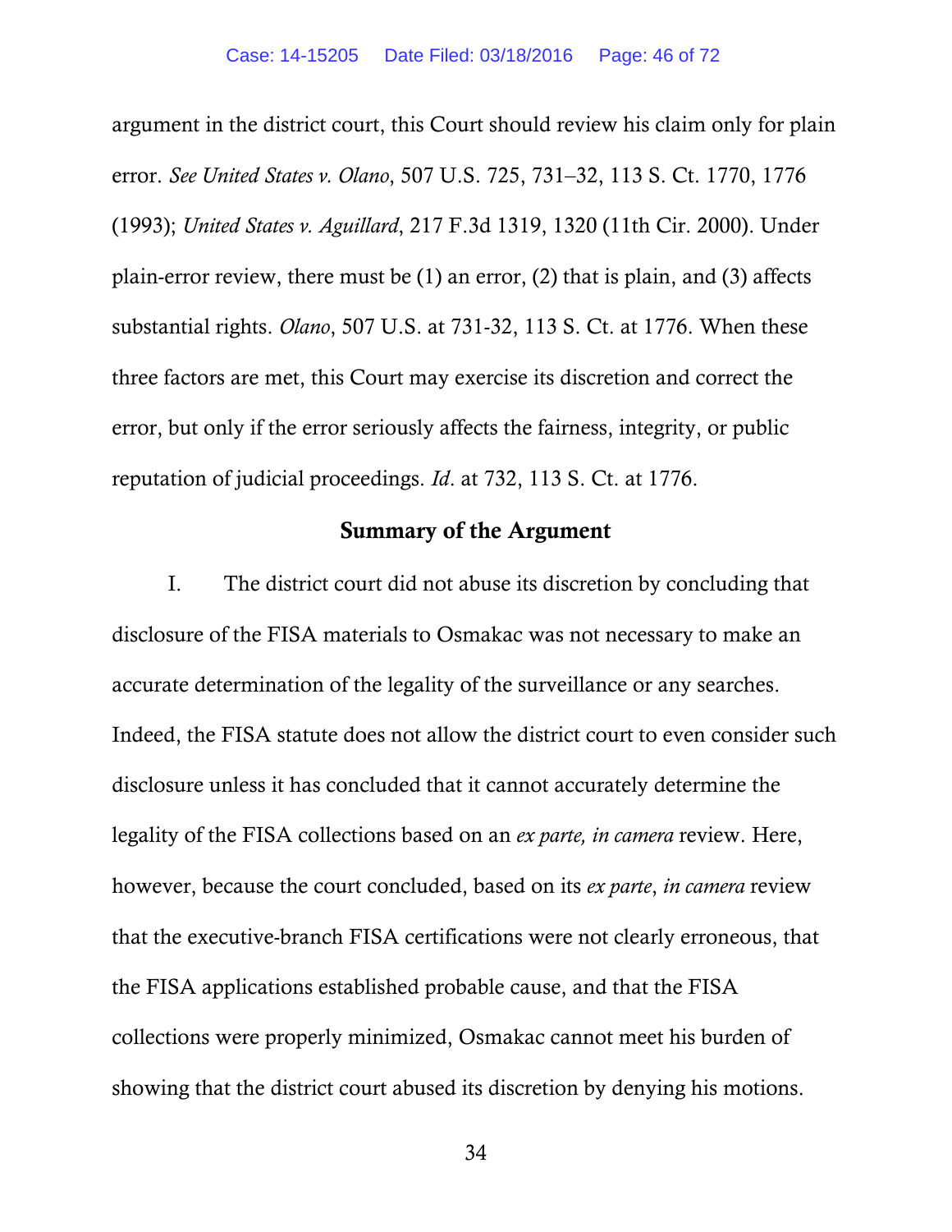argument in the district court, this Court should review his claim only for plain error. *See United States v. Olano*, 507 U.S. 725, 731–32, 113 S. Ct. 1770, 1776 (1993); *United States v. Aguillard*, 217 F.3d 1319, 1320 (11th Cir. 2000). Under plain-error review, there must be (1) an error, (2) that is plain, and (3) affects substantial rights. *Olano*, 507 U.S. at 731-32, 113 S. Ct. at 1776. When these three factors are met, this Court may exercise its discretion and correct the error, but only if the error seriously affects the fairness, integrity, or public reputation of judicial proceedings. *Id*. at 732, 113 S. Ct. at 1776.

## Summary of the Argument

I. The district court did not abuse its discretion by concluding that disclosure of the FISA materials to Osmakac was not necessary to make an accurate determination of the legality of the surveillance or any searches. Indeed, the FISA statute does not allow the district court to even consider such disclosure unless it has concluded that it cannot accurately determine the legality of the FISA collections based on an *ex parte, in camera* review. Here, however, because the court concluded, based on its *ex parte*, *in camera* review that the executive-branch FISA certifications were not clearly erroneous, that the FISA applications established probable cause, and that the FISA collections were properly minimized, Osmakac cannot meet his burden of showing that the district court abused its discretion by denying his motions.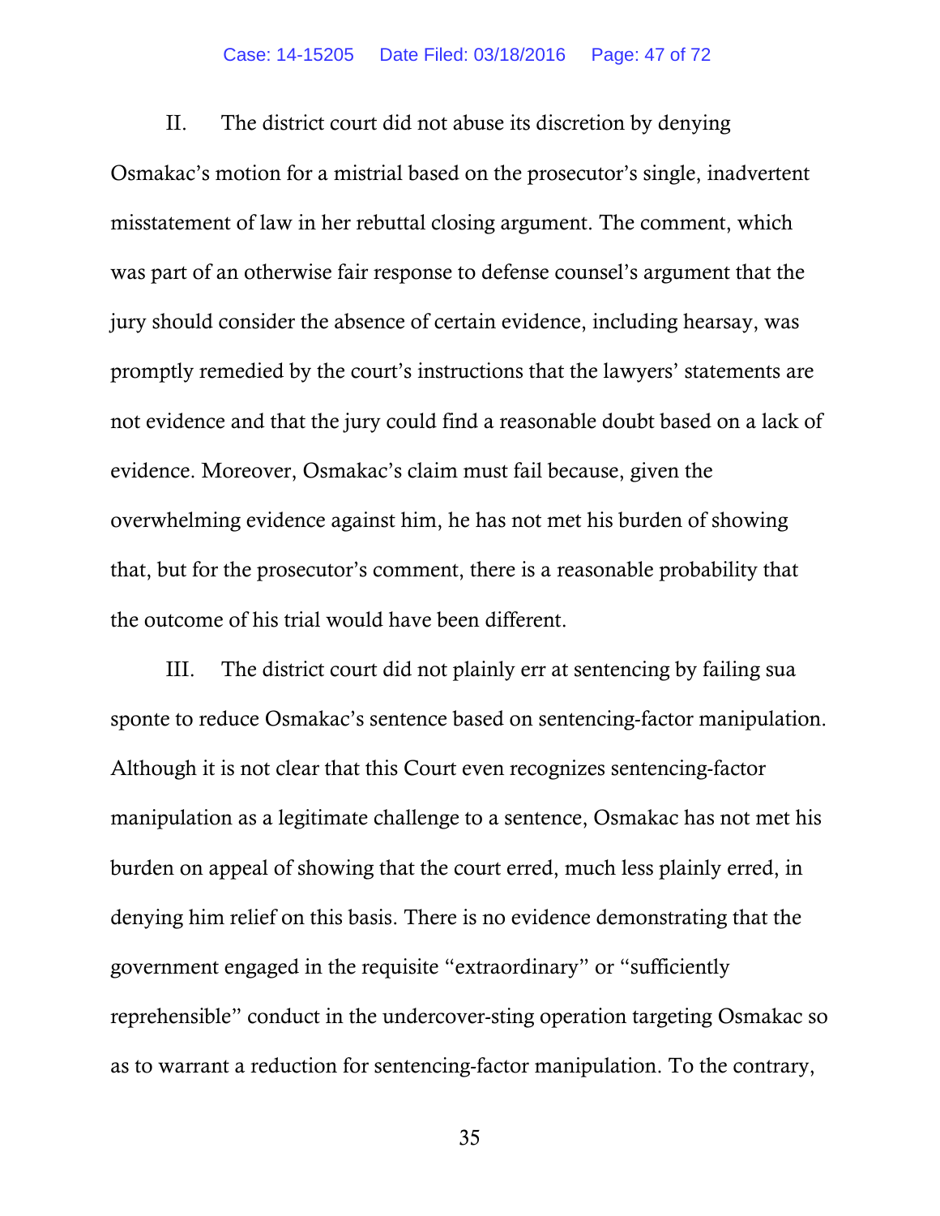II. The district court did not abuse its discretion by denying Osmakac's motion for a mistrial based on the prosecutor's single, inadvertent misstatement of law in her rebuttal closing argument. The comment, which was part of an otherwise fair response to defense counsel's argument that the jury should consider the absence of certain evidence, including hearsay, was promptly remedied by the court's instructions that the lawyers' statements are not evidence and that the jury could find a reasonable doubt based on a lack of evidence. Moreover, Osmakac's claim must fail because, given the overwhelming evidence against him, he has not met his burden of showing that, but for the prosecutor's comment, there is a reasonable probability that the outcome of his trial would have been different.

III. The district court did not plainly err at sentencing by failing sua sponte to reduce Osmakac's sentence based on sentencing-factor manipulation. Although it is not clear that this Court even recognizes sentencing-factor manipulation as a legitimate challenge to a sentence, Osmakac has not met his burden on appeal of showing that the court erred, much less plainly erred, in denying him relief on this basis. There is no evidence demonstrating that the government engaged in the requisite "extraordinary" or "sufficiently reprehensible" conduct in the undercover-sting operation targeting Osmakac so as to warrant a reduction for sentencing-factor manipulation. To the contrary,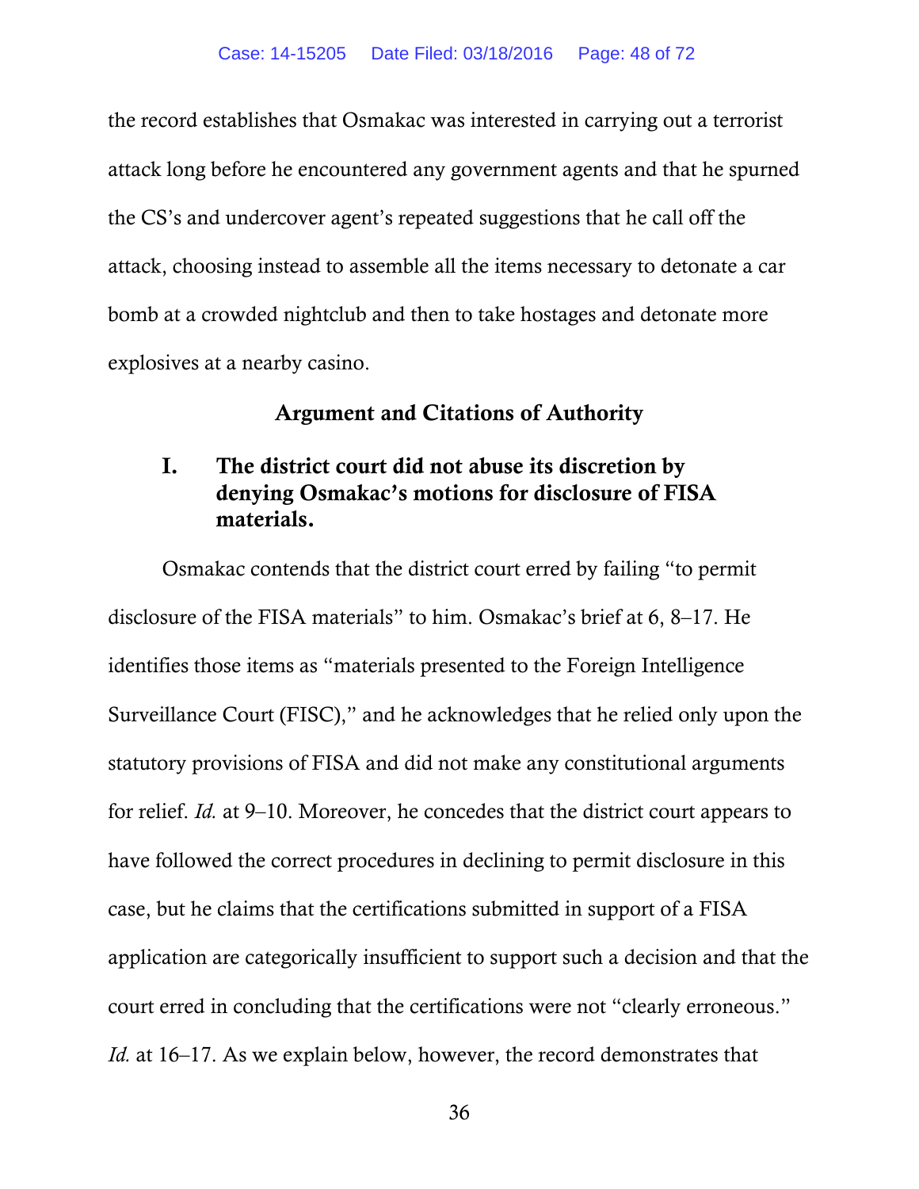the record establishes that Osmakac was interested in carrying out a terrorist attack long before he encountered any government agents and that he spurned the CS's and undercover agent's repeated suggestions that he call off the attack, choosing instead to assemble all the items necessary to detonate a car bomb at a crowded nightclub and then to take hostages and detonate more explosives at a nearby casino.

## Argument and Citations of Authority

### I. The district court did not abuse its discretion by denying Osmakac's motions for disclosure of FISA materials.

Osmakac contends that the district court erred by failing "to permit disclosure of the FISA materials" to him. Osmakac's brief at 6, 8–17. He identifies those items as "materials presented to the Foreign Intelligence Surveillance Court (FISC)," and he acknowledges that he relied only upon the statutory provisions of FISA and did not make any constitutional arguments for relief. *Id.* at 9–10. Moreover, he concedes that the district court appears to have followed the correct procedures in declining to permit disclosure in this case, but he claims that the certifications submitted in support of a FISA application are categorically insufficient to support such a decision and that the court erred in concluding that the certifications were not "clearly erroneous." *Id.* at 16–17. As we explain below, however, the record demonstrates that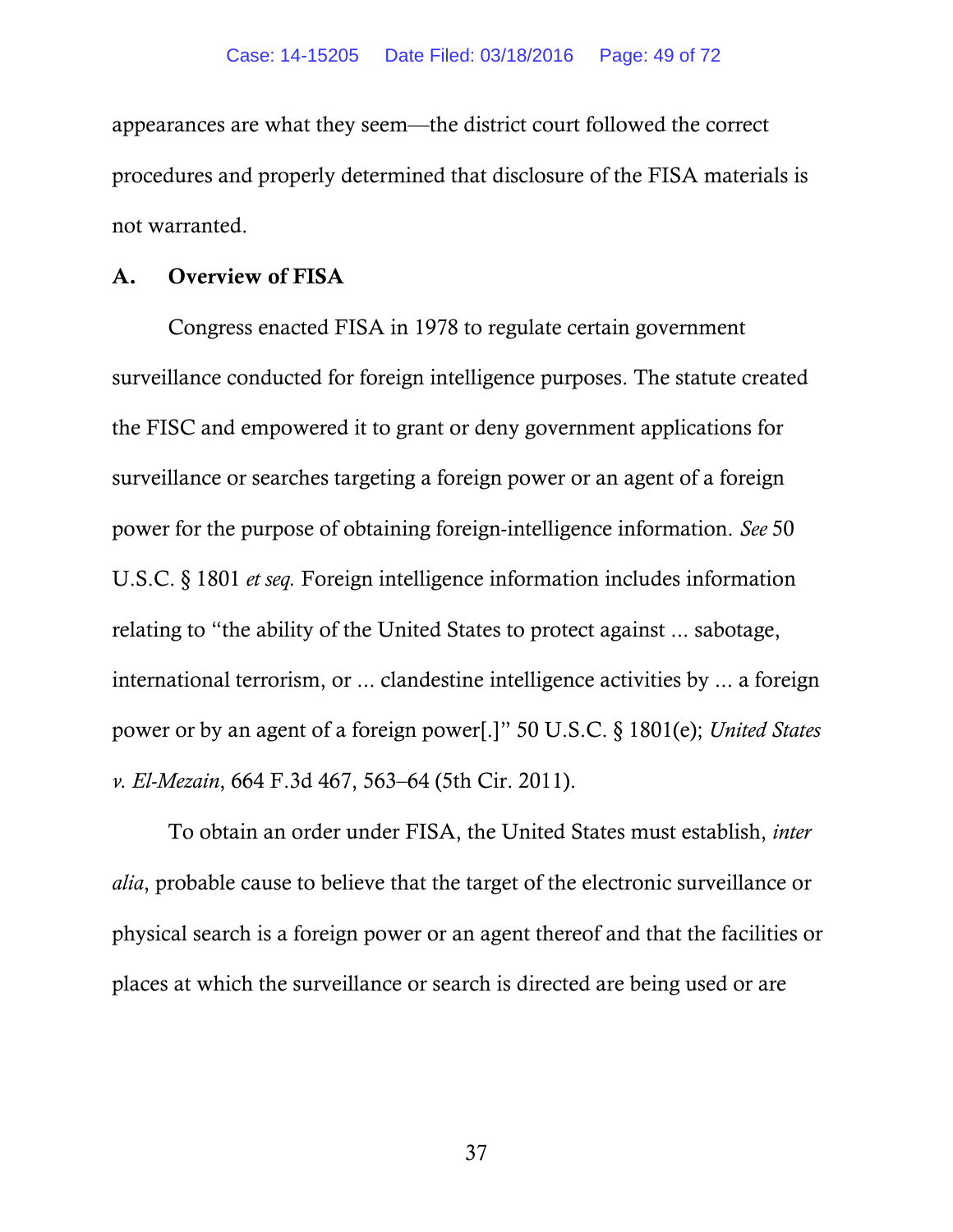appearances are what they seem—the district court followed the correct procedures and properly determined that disclosure of the FISA materials is not warranted.

### A. Overview of FISA

Congress enacted FISA in 1978 to regulate certain government surveillance conducted for foreign intelligence purposes. The statute created the FISC and empowered it to grant or deny government applications for surveillance or searches targeting a foreign power or an agent of a foreign power for the purpose of obtaining foreign-intelligence information. *See* 50 U.S.C. § 1801 *et seq.* Foreign intelligence information includes information relating to "the ability of the United States to protect against ... sabotage, international terrorism, or ... clandestine intelligence activities by ... a foreign power or by an agent of a foreign power[.]" 50 U.S.C. § 1801(e); *United States v. El-Mezain*, 664 F.3d 467, 563–64 (5th Cir. 2011).

To obtain an order under FISA, the United States must establish, *inter alia*, probable cause to believe that the target of the electronic surveillance or physical search is a foreign power or an agent thereof and that the facilities or places at which the surveillance or search is directed are being used or are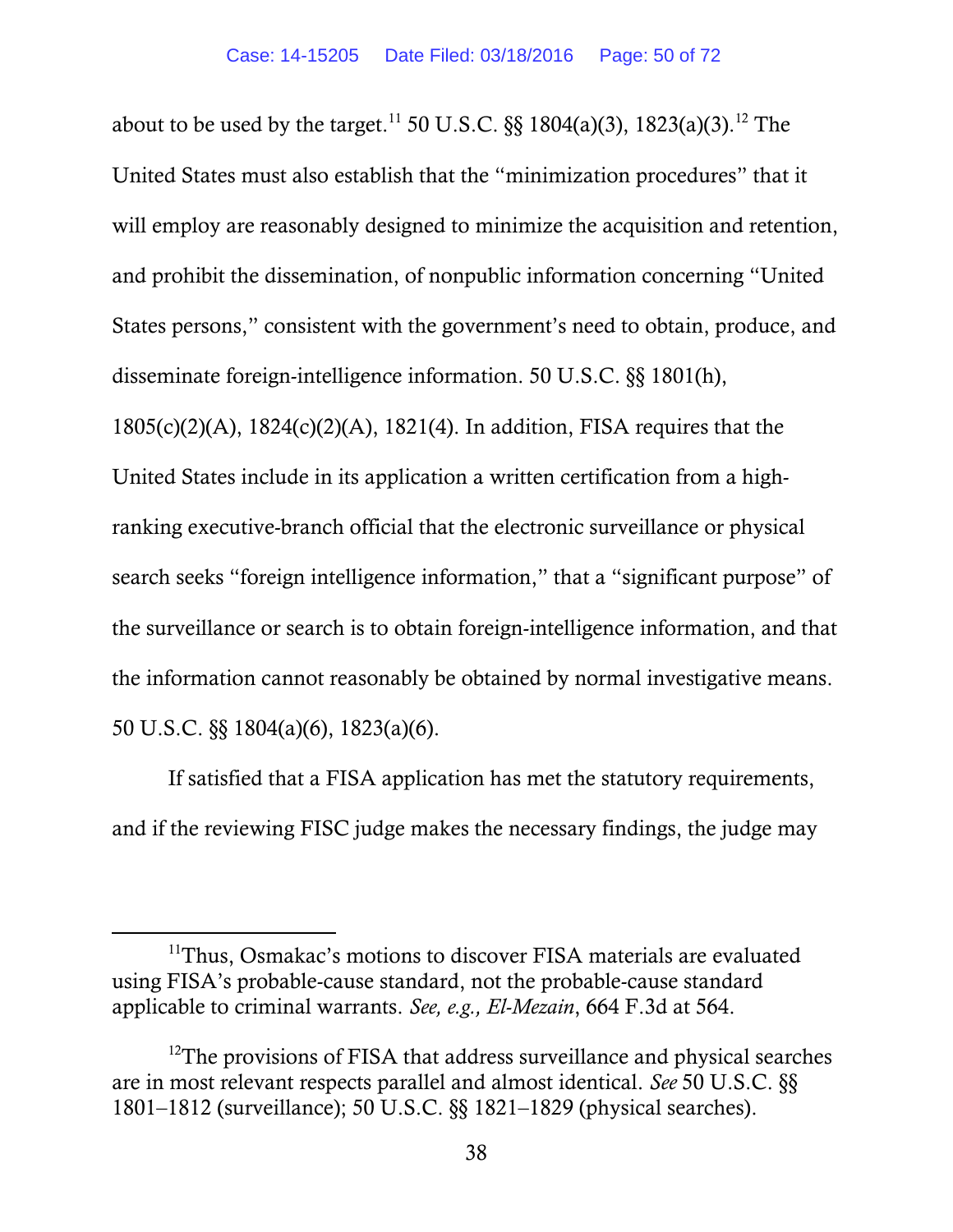about to be used by the target.[11] 50 U.S.C. §§ 1804(a)(3), 1823(a)(3).[12] The United States must also establish that the "minimization procedures" that it will employ are reasonably designed to minimize the acquisition and retention, and prohibit the dissemination, of nonpublic information concerning "United States persons," consistent with the government's need to obtain, produce, and disseminate foreign-intelligence information. 50 U.S.C. §§ 1801(h), 1805(c)(2)(A), 1824(c)(2)(A), 1821(4). In addition, FISA requires that the United States include in its application a written certification from a high-ranking executive-branch official that the electronic surveillance or physical search seeks "foreign intelligence information," that a "significant purpose" of the surveillance or search is to obtain foreign-intelligence information, and that the information cannot reasonably be obtained by normal investigative means. 50 U.S.C. §§ 1804(a)(6), 1823(a)(6).

If satisfied that a FISA application has met the statutory requirements, and if the reviewing FISC judge makes the necessary findings, the judge may

---

[11] Thus, Osmakac's motions to discover FISA materials are evaluated using FISA's probable-cause standard, not the probable-cause standard applicable to criminal warrants. *See, e.g.*, *El-Mezain*, 664 F.3d at 564.

[12] The provisions of FISA that address surveillance and physical searches are in most relevant respects parallel and almost identical. *See* 50 U.S.C. §§ 1801–1812 (surveillance); 50 U.S.C. §§ 1821–1829 (physical searches).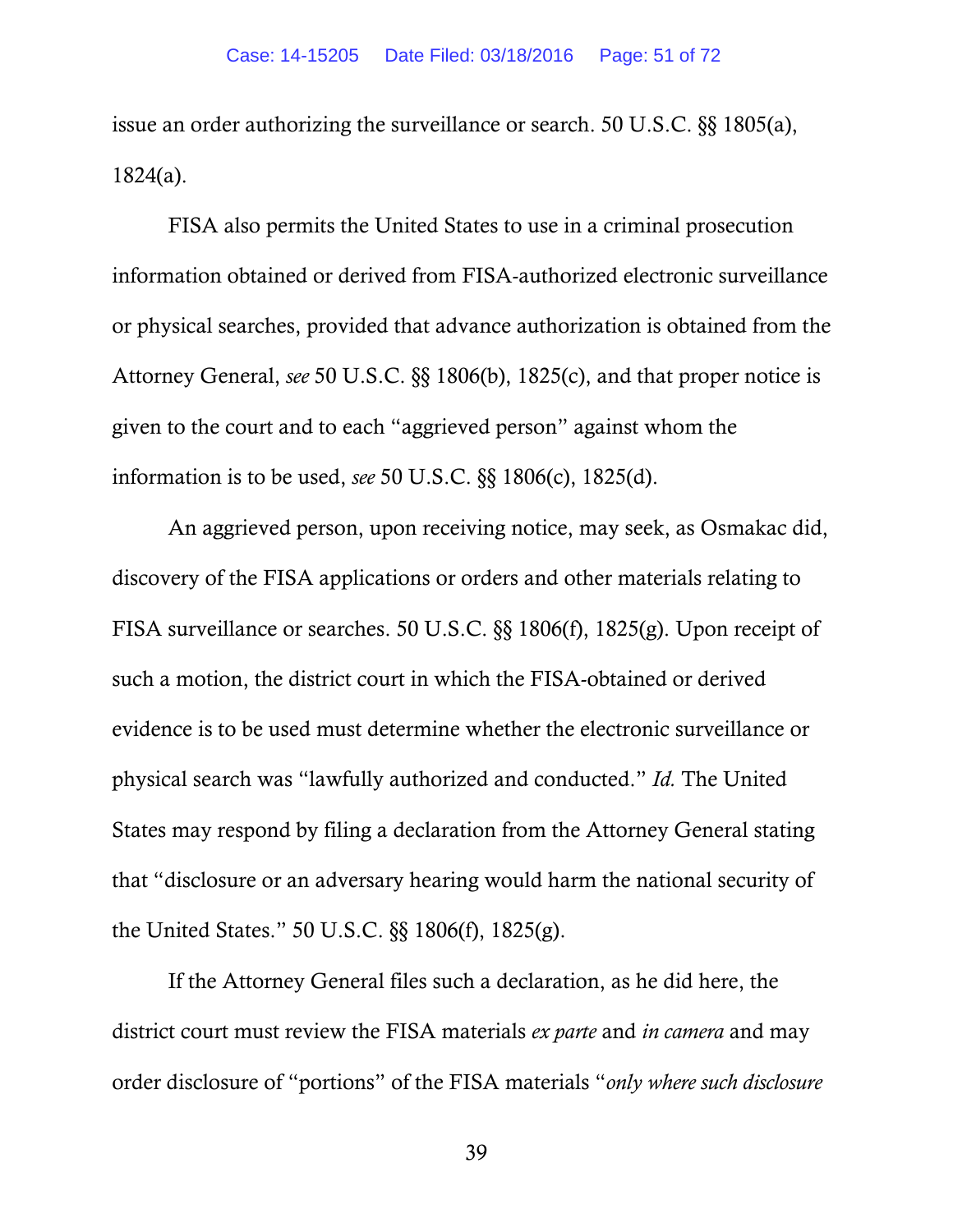issue an order authorizing the surveillance or search. 50 U.S.C. §§ 1805(a), 1824(a).

FISA also permits the United States to use in a criminal prosecution information obtained or derived from FISA-authorized electronic surveillance or physical searches, provided that advance authorization is obtained from the Attorney General, *see* 50 U.S.C. §§ 1806(b), 1825(c), and that proper notice is given to the court and to each "aggrieved person" against whom the information is to be used, *see* 50 U.S.C. §§ 1806(c), 1825(d).

An aggrieved person, upon receiving notice, may seek, as Osmakac did, discovery of the FISA applications or orders and other materials relating to FISA surveillance or searches. 50 U.S.C. §§ 1806(f), 1825(g). Upon receipt of such a motion, the district court in which the FISA-obtained or derived evidence is to be used must determine whether the electronic surveillance or physical search was "lawfully authorized and conducted." *Id.* The United States may respond by filing a declaration from the Attorney General stating that "disclosure or an adversary hearing would harm the national security of the United States." 50 U.S.C. §§ 1806(f), 1825(g).

If the Attorney General files such a declaration, as he did here, the district court must review the FISA materials *ex parte* and *in camera* and may order disclosure of "portions" of the FISA materials "*only where such disclosure*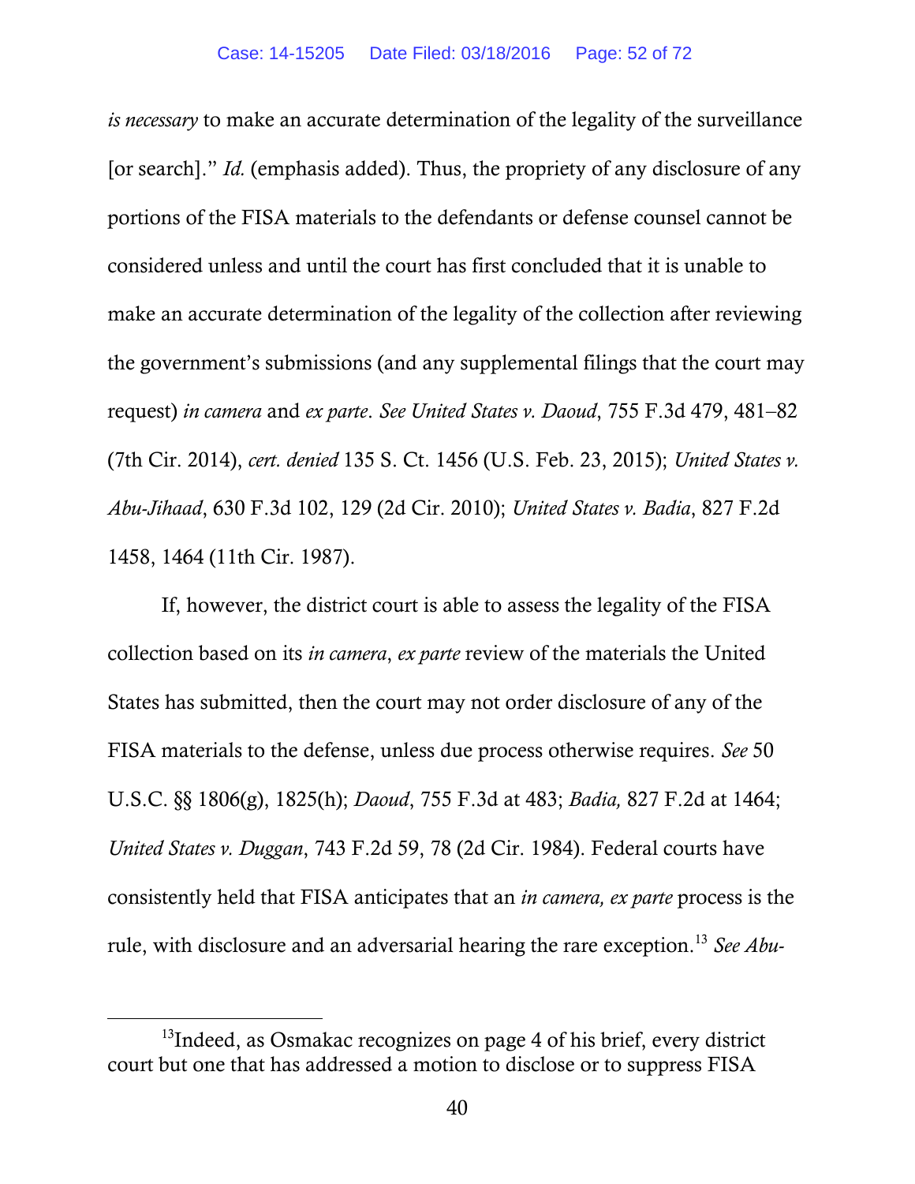*is necessary* to make an accurate determination of the legality of the surveillance [or search]." *Id.* (emphasis added). Thus, the propriety of any disclosure of any portions of the FISA materials to the defendants or defense counsel cannot be considered unless and until the court has first concluded that it is unable to make an accurate determination of the legality of the collection after reviewing the government's submissions (and any supplemental filings that the court may request) *in camera* and *ex parte*. *See United States v. Daoud*, 755 F.3d 479, 481–82 (7th Cir. 2014), *cert. denied* 135 S. Ct. 1456 (U.S. Feb. 23, 2015); *United States v. Abu-Jihaad*, 630 F.3d 102, 129 (2d Cir. 2010); *United States v. Badia*, 827 F.2d 1458, 1464 (11th Cir. 1987).

If, however, the district court is able to assess the legality of the FISA collection based on its *in camera*, *ex parte* review of the materials the United States has submitted, then the court may not order disclosure of any of the FISA materials to the defense, unless due process otherwise requires. *See* 50 U.S.C. §§ 1806(g), 1825(h); *Daoud*, 755 F.3d at 483; *Badia,* 827 F.2d at 1464; *United States v. Duggan*, 743 F.2d 59, 78 (2d Cir. 1984). Federal courts have consistently held that FISA anticipates that an *in camera, ex parte* process is the rule, with disclosure and an adversarial hearing the rare exception.[13] *See Abu-*

[13]Indeed, as Osmakac recognizes on page 4 of his brief, every district court but one that has addressed a motion to disclose or to suppress FISA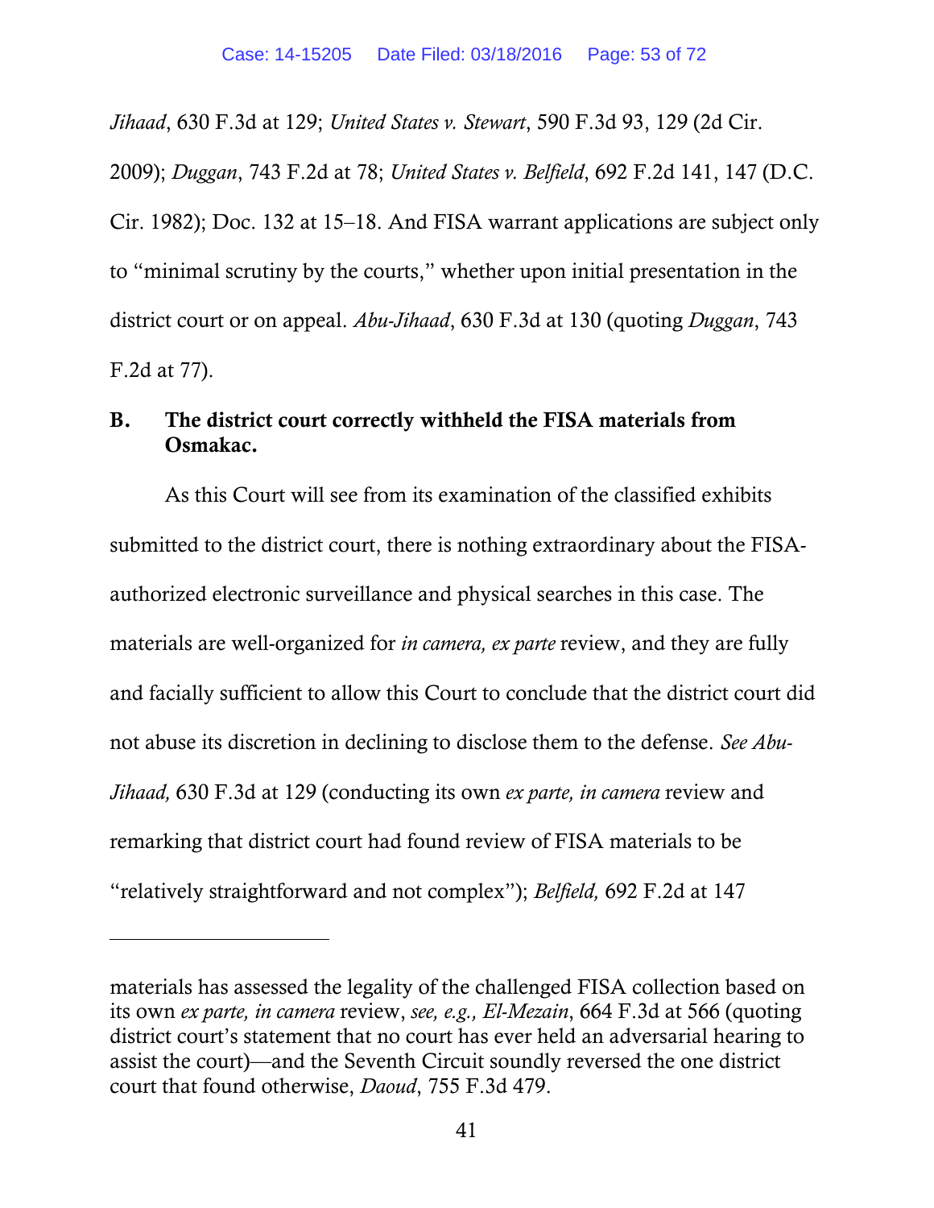*Jihaad*, 630 F.3d at 129; *United States v. Stewart*, 590 F.3d 93, 129 (2d Cir. 2009); *Duggan*, 743 F.2d at 78; *United States v. Belfield*, 692 F.2d 141, 147 (D.C. Cir. 1982); Doc. 132 at 15–18. And FISA warrant applications are subject only to "minimal scrutiny by the courts," whether upon initial presentation in the district court or on appeal. *Abu-Jihaad*, 630 F.3d at 130 (quoting *Duggan*, 743 F.2d at 77).

### B. The district court correctly withheld the FISA materials from Osmakac.

As this Court will see from its examination of the classified exhibits submitted to the district court, there is nothing extraordinary about the FISA-authorized electronic surveillance and physical searches in this case. The materials are well-organized for *in camera, ex parte* review, and they are fully and facially sufficient to allow this Court to conclude that the district court did not abuse its discretion in declining to disclose them to the defense. *See Abu-Jihaad,* 630 F.3d at 129 (conducting its own *ex parte, in camera* review and remarking that district court had found review of FISA materials to be "relatively straightforward and not complex"); *Belfield,* 692 F.2d at 147

---

materials has assessed the legality of the challenged FISA collection based on its own *ex parte, in camera* review, *see, e.g., El-Mezain*, 664 F.3d at 566 (quoting district court's statement that no court has ever held an adversarial hearing to assist the court)—and the Seventh Circuit soundly reversed the one district court that found otherwise, *Daoud*, 755 F.3d 479.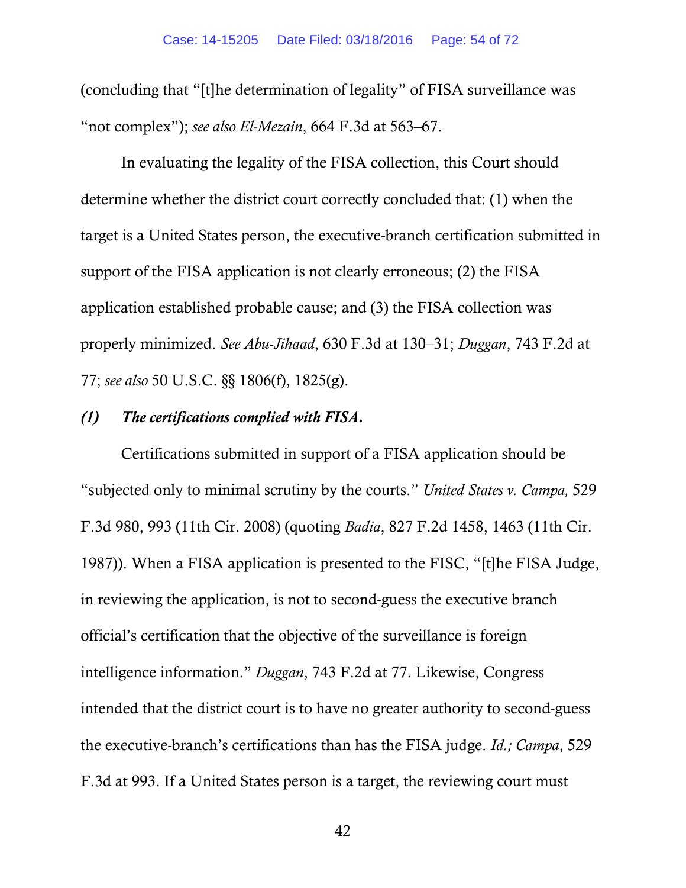(concluding that "[t]he determination of legality" of FISA surveillance was "not complex"); *see also El-Mezain*, 664 F.3d at 563–67.

In evaluating the legality of the FISA collection, this Court should determine whether the district court correctly concluded that: (1) when the target is a United States person, the executive-branch certification submitted in support of the FISA application is not clearly erroneous; (2) the FISA application established probable cause; and (3) the FISA collection was properly minimized. *See Abu-Jihaad*, 630 F.3d at 130–31; *Duggan*, 743 F.2d at 77; *see also* 50 U.S.C. §§ 1806(f), 1825(g).

***(1) The certifications complied with FISA.***

Certifications submitted in support of a FISA application should be "subjected only to minimal scrutiny by the courts." *United States v. Campa,* 529 F.3d 980, 993 (11th Cir. 2008) (quoting *Badia*, 827 F.2d 1458, 1463 (11th Cir. 1987)). When a FISA application is presented to the FISC, "[t]he FISA Judge, in reviewing the application, is not to second-guess the executive branch official's certification that the objective of the surveillance is foreign intelligence information." *Duggan*, 743 F.2d at 77. Likewise, Congress intended that the district court is to have no greater authority to second-guess the executive-branch's certifications than has the FISA judge. *Id.; Campa*, 529 F.3d at 993. If a United States person is a target, the reviewing court must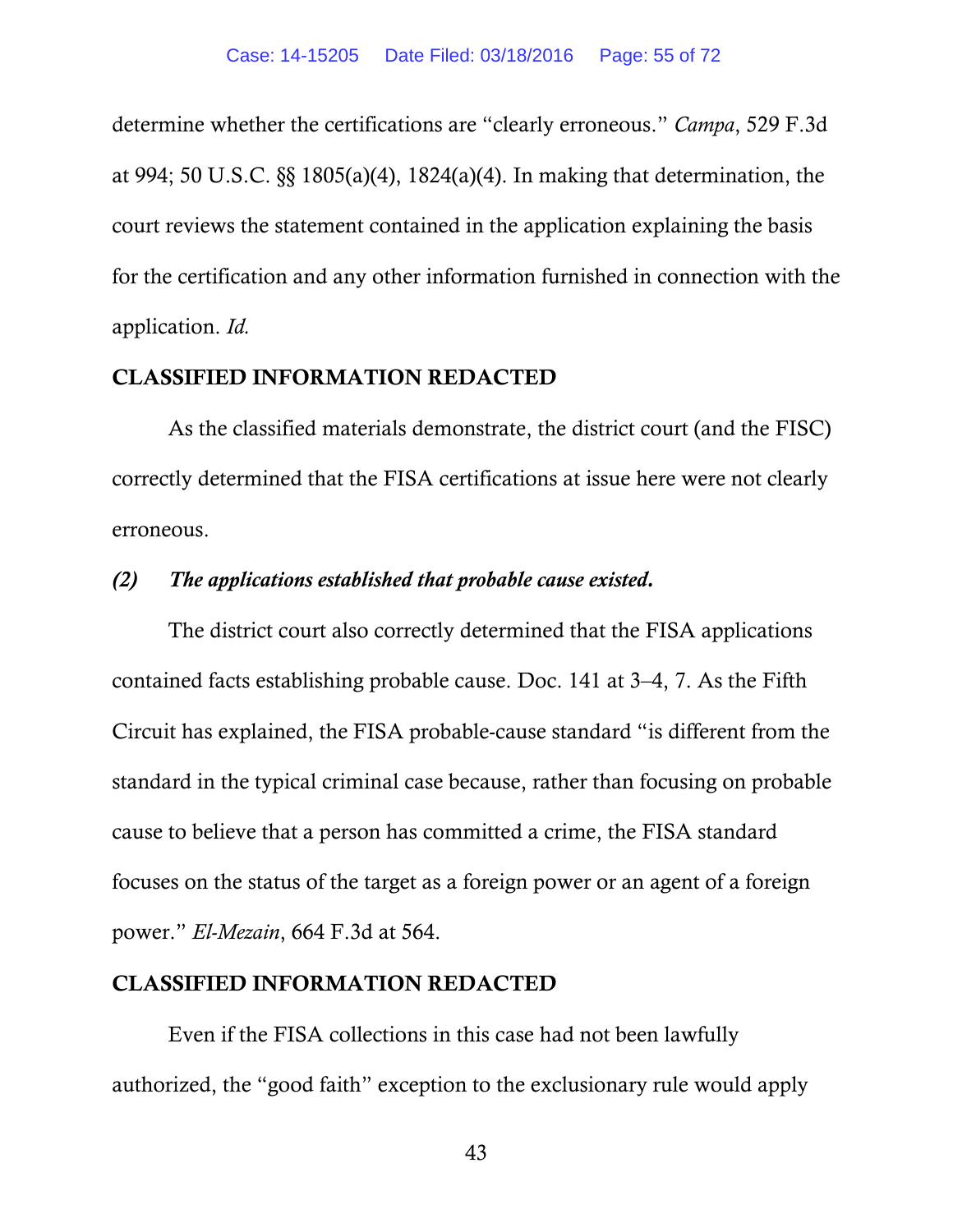determine whether the certifications are "clearly erroneous." *Campa*, 529 F.3d at 994; 50 U.S.C. §§ 1805(a)(4), 1824(a)(4). In making that determination, the court reviews the statement contained in the application explaining the basis for the certification and any other information furnished in connection with the application. *Id.*

**CLASSIFIED INFORMATION REDACTED**

As the classified materials demonstrate, the district court (and the FISC) correctly determined that the FISA certifications at issue here were not clearly erroneous.

***(2) The applications established that probable cause existed.***

The district court also correctly determined that the FISA applications contained facts establishing probable cause. Doc. 141 at 3–4, 7. As the Fifth Circuit has explained, the FISA probable-cause standard "is different from the standard in the typical criminal case because, rather than focusing on probable cause to believe that a person has committed a crime, the FISA standard focuses on the status of the target as a foreign power or an agent of a foreign power." *El-Mezain*, 664 F.3d at 564.

**CLASSIFIED INFORMATION REDACTED**

Even if the FISA collections in this case had not been lawfully authorized, the "good faith" exception to the exclusionary rule would apply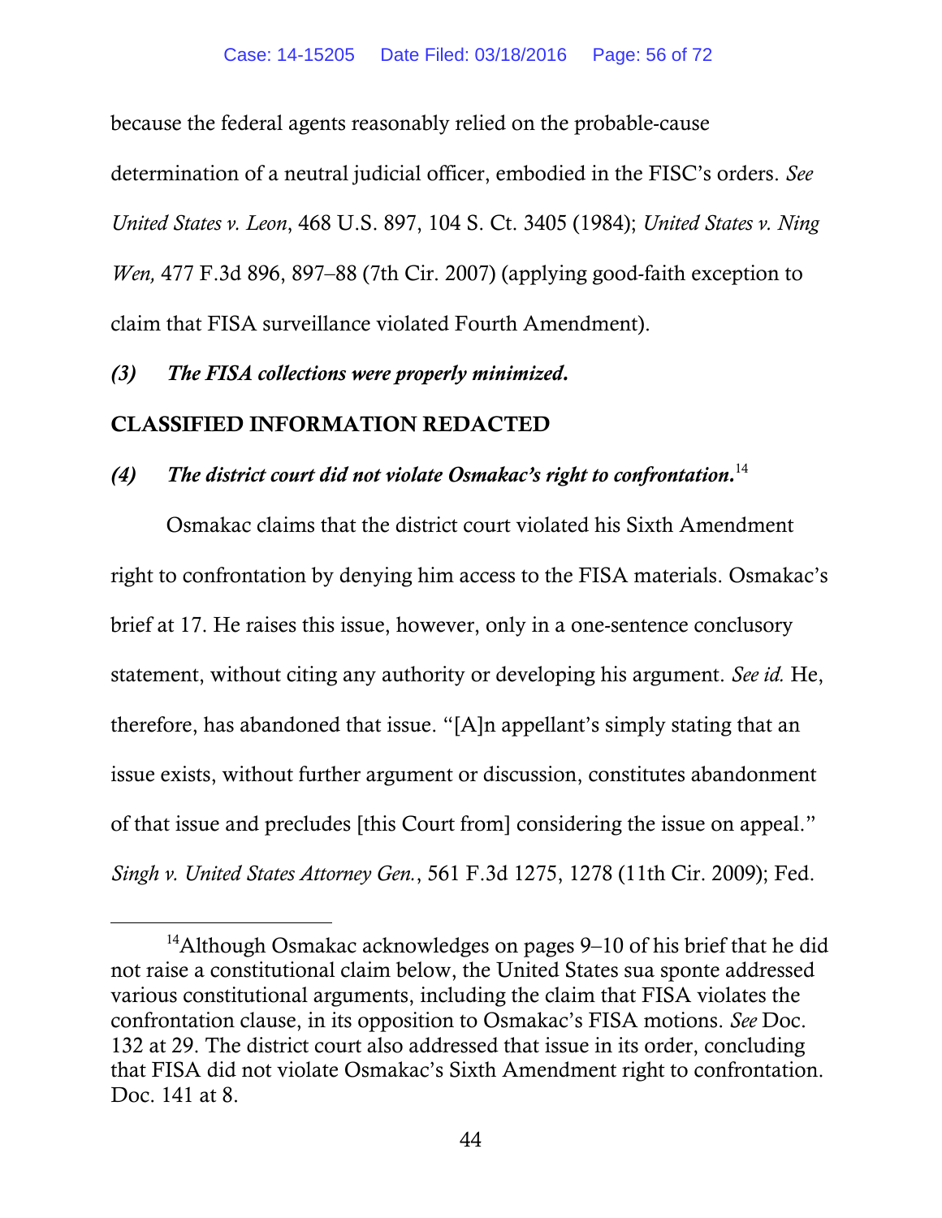because the federal agents reasonably relied on the probable-cause determination of a neutral judicial officer, embodied in the FISC's orders. *See United States v. Leon*, 468 U.S. 897, 104 S. Ct. 3405 (1984); *United States v. Ning Wen,* 477 F.3d 896, 897–88 (7th Cir. 2007) (applying good-faith exception to claim that FISA surveillance violated Fourth Amendment).

***(3) The FISA collections were properly minimized.***

**CLASSIFIED INFORMATION REDACTED**

***(4) The district court did not violate Osmakac's right to confrontation.***[14]

Osmakac claims that the district court violated his Sixth Amendment right to confrontation by denying him access to the FISA materials. Osmakac's brief at 17. He raises this issue, however, only in a one-sentence conclusory statement, without citing any authority or developing his argument. *See id.* He, therefore, has abandoned that issue. "[A]n appellant's simply stating that an issue exists, without further argument or discussion, constitutes abandonment of that issue and precludes [this Court from] considering the issue on appeal." *Singh v. United States Attorney Gen.*, 561 F.3d 1275, 1278 (11th Cir. 2009); Fed.

---

[14]Although Osmakac acknowledges on pages 9–10 of his brief that he did not raise a constitutional claim below, the United States sua sponte addressed various constitutional arguments, including the claim that FISA violates the confrontation clause, in its opposition to Osmakac's FISA motions. *See* Doc. 132 at 29. The district court also addressed that issue in its order, concluding that FISA did not violate Osmakac's Sixth Amendment right to confrontation. Doc. 141 at 8.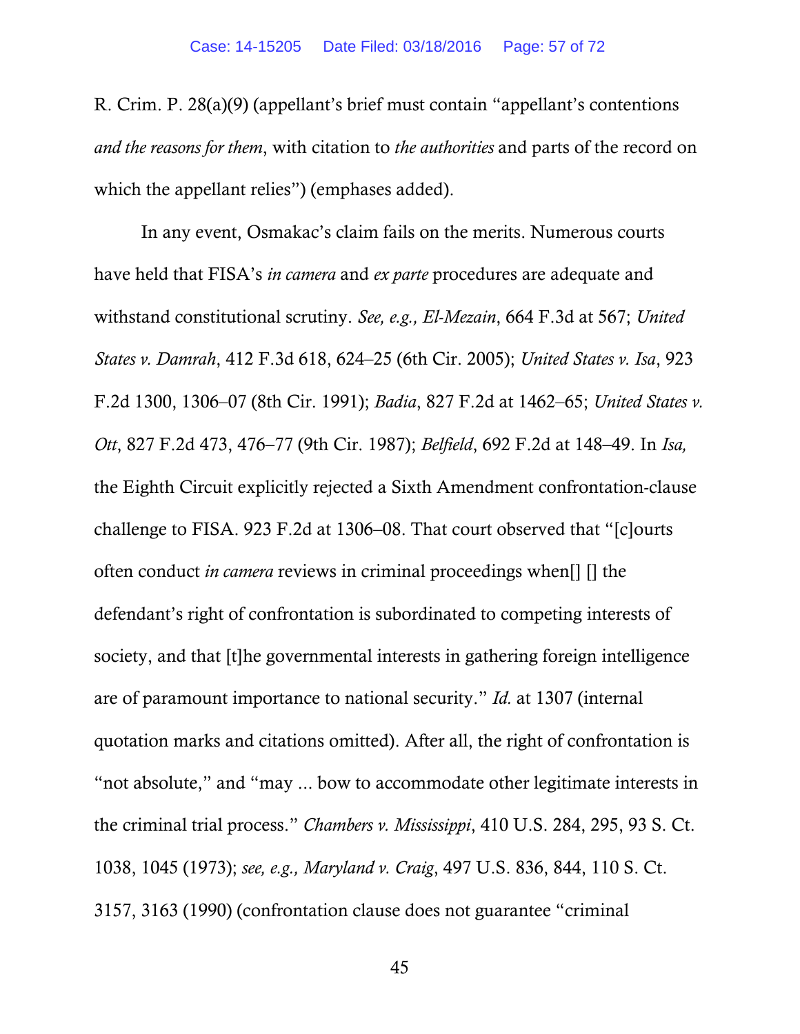R. Crim. P. 28(a)(9) (appellant's brief must contain "appellant's contentions *and the reasons for them*, with citation to *the authorities* and parts of the record on which the appellant relies") (emphases added).

In any event, Osmakac's claim fails on the merits. Numerous courts have held that FISA's *in camera* and *ex parte* procedures are adequate and withstand constitutional scrutiny. *See, e.g., El-Mezain*, 664 F.3d at 567; *United States v. Damrah*, 412 F.3d 618, 624–25 (6th Cir. 2005); *United States v. Isa*, 923 F.2d 1300, 1306–07 (8th Cir. 1991); *Badia*, 827 F.2d at 1462–65; *United States v. Ott*, 827 F.2d 473, 476–77 (9th Cir. 1987); *Belfield*, 692 F.2d at 148–49. In *Isa,* the Eighth Circuit explicitly rejected a Sixth Amendment confrontation-clause challenge to FISA. 923 F.2d at 1306–08. That court observed that "[c]ourts often conduct *in camera* reviews in criminal proceedings when[] [] the defendant's right of confrontation is subordinated to competing interests of society, and that [t]he governmental interests in gathering foreign intelligence are of paramount importance to national security." *Id.* at 1307 (internal quotation marks and citations omitted). After all, the right of confrontation is "not absolute," and "may ... bow to accommodate other legitimate interests in the criminal trial process." *Chambers v. Mississippi*, 410 U.S. 284, 295, 93 S. Ct. 1038, 1045 (1973); *see, e.g., Maryland v. Craig*, 497 U.S. 836, 844, 110 S. Ct. 3157, 3163 (1990) (confrontation clause does not guarantee "criminal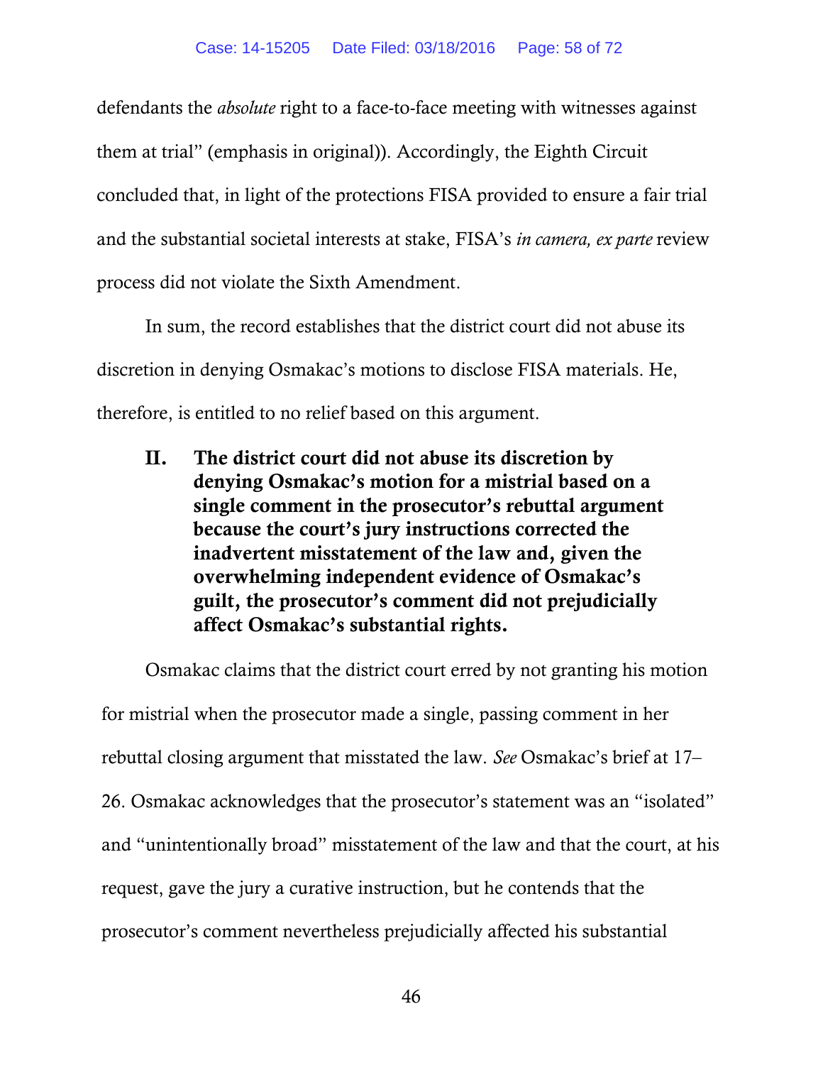defendants the *absolute* right to a face-to-face meeting with witnesses against them at trial" (emphasis in original)). Accordingly, the Eighth Circuit concluded that, in light of the protections FISA provided to ensure a fair trial and the substantial societal interests at stake, FISA's *in camera, ex parte* review process did not violate the Sixth Amendment.

In sum, the record establishes that the district court did not abuse its discretion in denying Osmakac's motions to disclose FISA materials. He, therefore, is entitled to no relief based on this argument.

## II. The district court did not abuse its discretion by denying Osmakac's motion for a mistrial based on a single comment in the prosecutor's rebuttal argument because the court's jury instructions corrected the inadvertent misstatement of the law and, given the overwhelming independent evidence of Osmakac's guilt, the prosecutor's comment did not prejudicially affect Osmakac's substantial rights.

Osmakac claims that the district court erred by not granting his motion for mistrial when the prosecutor made a single, passing comment in her rebuttal closing argument that misstated the law. *See* Osmakac's brief at 17–26. Osmakac acknowledges that the prosecutor's statement was an "isolated" and "unintentionally broad" misstatement of the law and that the court, at his request, gave the jury a curative instruction, but he contends that the prosecutor's comment nevertheless prejudicially affected his substantial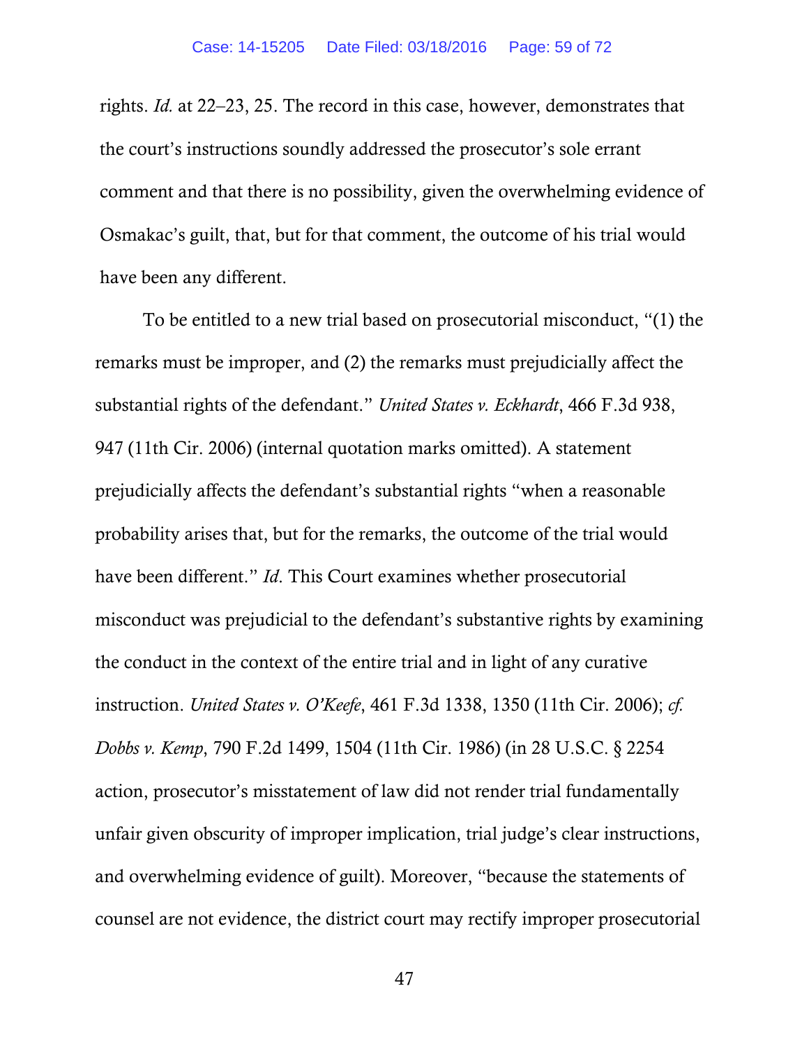rights. *Id.* at 22–23, 25. The record in this case, however, demonstrates that the court's instructions soundly addressed the prosecutor's sole errant comment and that there is no possibility, given the overwhelming evidence of Osmakac's guilt, that, but for that comment, the outcome of his trial would have been any different.

To be entitled to a new trial based on prosecutorial misconduct, "(1) the remarks must be improper, and (2) the remarks must prejudicially affect the substantial rights of the defendant." *United States v. Eckhardt*, 466 F.3d 938, 947 (11th Cir. 2006) (internal quotation marks omitted). A statement prejudicially affects the defendant's substantial rights "when a reasonable probability arises that, but for the remarks, the outcome of the trial would have been different." *Id.* This Court examines whether prosecutorial misconduct was prejudicial to the defendant's substantive rights by examining the conduct in the context of the entire trial and in light of any curative instruction. *United States v. O'Keefe*, 461 F.3d 1338, 1350 (11th Cir. 2006); *cf. Dobbs v. Kemp*, 790 F.2d 1499, 1504 (11th Cir. 1986) (in 28 U.S.C. § 2254 action, prosecutor's misstatement of law did not render trial fundamentally unfair given obscurity of improper implication, trial judge's clear instructions, and overwhelming evidence of guilt). Moreover, "because the statements of counsel are not evidence, the district court may rectify improper prosecutorial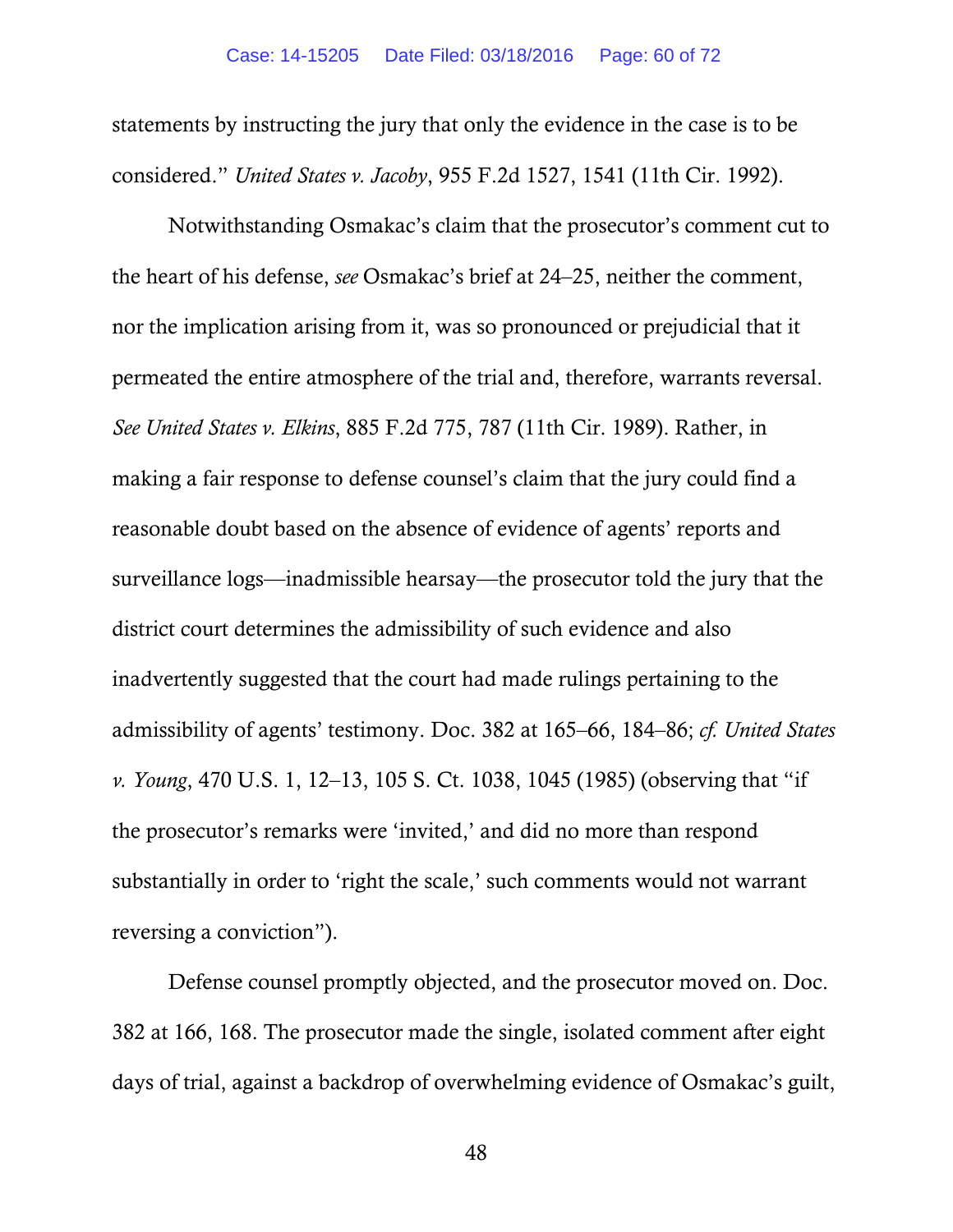statements by instructing the jury that only the evidence in the case is to be considered." *United States v. Jacoby*, 955 F.2d 1527, 1541 (11th Cir. 1992).

Notwithstanding Osmakac's claim that the prosecutor's comment cut to the heart of his defense, *see* Osmakac's brief at 24–25, neither the comment, nor the implication arising from it, was so pronounced or prejudicial that it permeated the entire atmosphere of the trial and, therefore, warrants reversal. *See United States v. Elkins*, 885 F.2d 775, 787 (11th Cir. 1989). Rather, in making a fair response to defense counsel's claim that the jury could find a reasonable doubt based on the absence of evidence of agents' reports and surveillance logs—inadmissible hearsay—the prosecutor told the jury that the district court determines the admissibility of such evidence and also inadvertently suggested that the court had made rulings pertaining to the admissibility of agents' testimony. Doc. 382 at 165–66, 184–86; *cf. United States v. Young*, 470 U.S. 1, 12–13, 105 S. Ct. 1038, 1045 (1985) (observing that "if the prosecutor's remarks were 'invited,' and did no more than respond substantially in order to 'right the scale,' such comments would not warrant reversing a conviction").

Defense counsel promptly objected, and the prosecutor moved on. Doc. 382 at 166, 168. The prosecutor made the single, isolated comment after eight days of trial, against a backdrop of overwhelming evidence of Osmakac's guilt,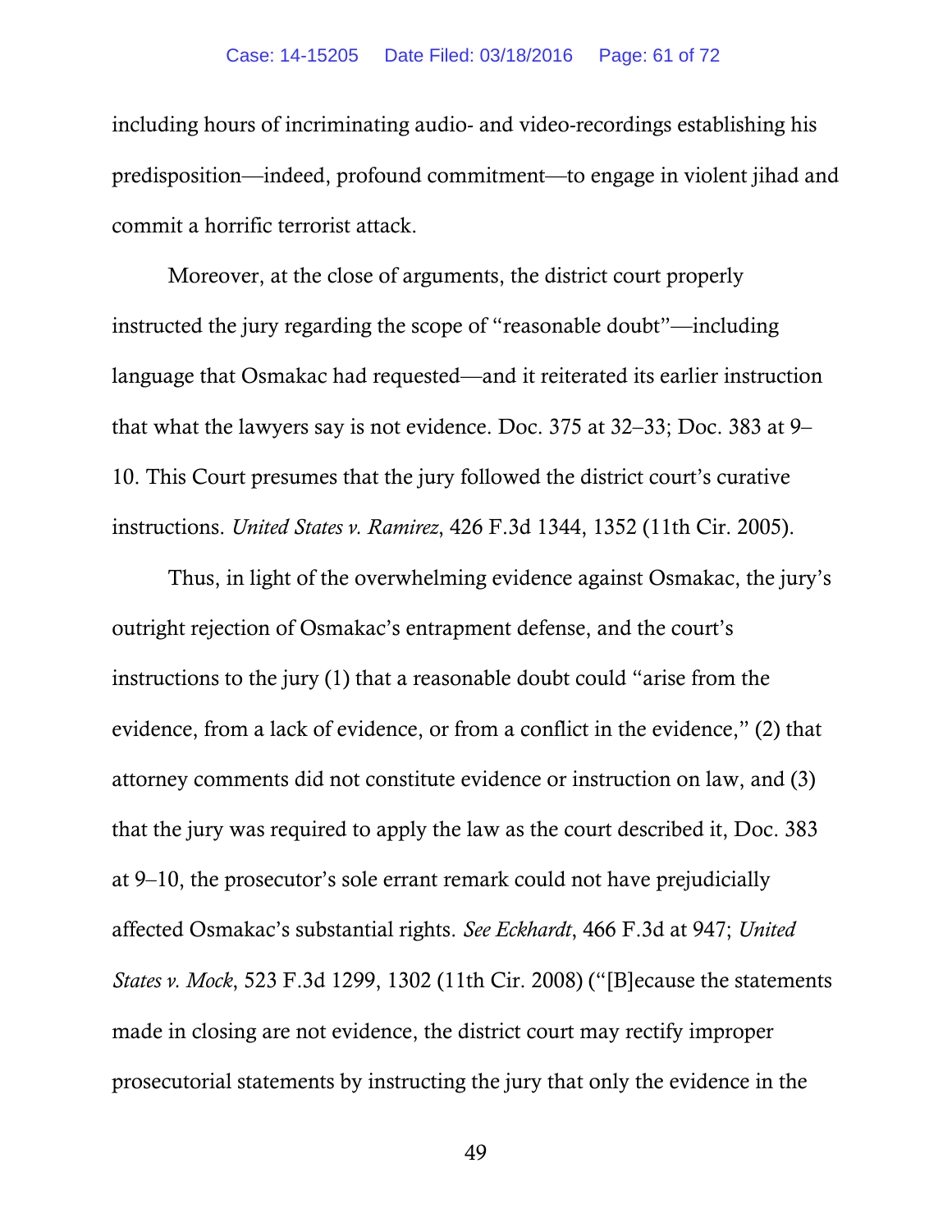including hours of incriminating audio- and video-recordings establishing his predisposition—indeed, profound commitment—to engage in violent jihad and commit a horrific terrorist attack.

Moreover, at the close of arguments, the district court properly instructed the jury regarding the scope of "reasonable doubt"—including language that Osmakac had requested—and it reiterated its earlier instruction that what the lawyers say is not evidence. Doc. 375 at 32–33; Doc. 383 at 9–10. This Court presumes that the jury followed the district court's curative instructions. *United States v. Ramirez*, 426 F.3d 1344, 1352 (11th Cir. 2005).

Thus, in light of the overwhelming evidence against Osmakac, the jury's outright rejection of Osmakac's entrapment defense, and the court's instructions to the jury (1) that a reasonable doubt could "arise from the evidence, from a lack of evidence, or from a conflict in the evidence," (2) that attorney comments did not constitute evidence or instruction on law, and (3) that the jury was required to apply the law as the court described it, Doc. 383 at 9–10, the prosecutor's sole errant remark could not have prejudicially affected Osmakac's substantial rights. *See Eckhardt*, 466 F.3d at 947; *United States v. Mock*, 523 F.3d 1299, 1302 (11th Cir. 2008) ("[B]ecause the statements made in closing are not evidence, the district court may rectify improper prosecutorial statements by instructing the jury that only the evidence in the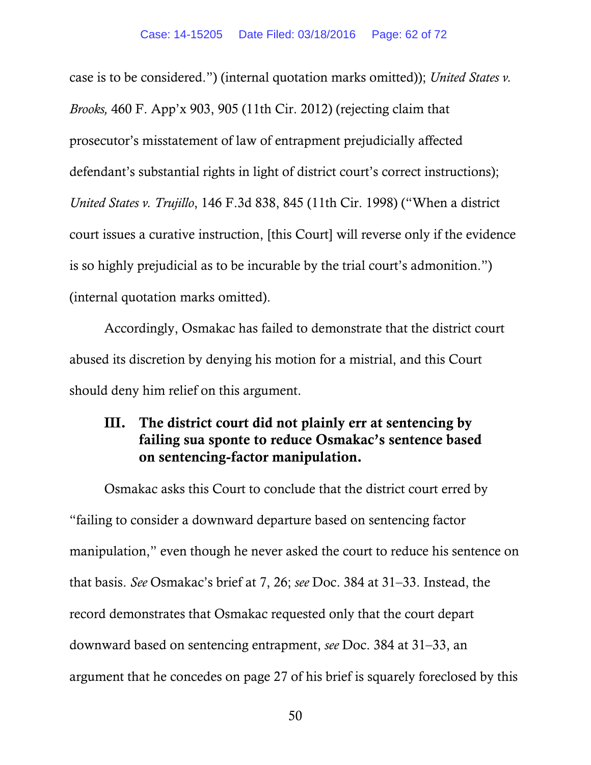case is to be considered.") (internal quotation marks omitted)); *United States v. Brooks,* 460 F. App'x 903, 905 (11th Cir. 2012) (rejecting claim that prosecutor's misstatement of law of entrapment prejudicially affected defendant's substantial rights in light of district court's correct instructions); *United States v. Trujillo*, 146 F.3d 838, 845 (11th Cir. 1998) ("When a district court issues a curative instruction, [this Court] will reverse only if the evidence is so highly prejudicial as to be incurable by the trial court's admonition.") (internal quotation marks omitted).

Accordingly, Osmakac has failed to demonstrate that the district court abused its discretion by denying his motion for a mistrial, and this Court should deny him relief on this argument.

## III. The district court did not plainly err at sentencing by failing sua sponte to reduce Osmakac's sentence based on sentencing-factor manipulation.

Osmakac asks this Court to conclude that the district court erred by "failing to consider a downward departure based on sentencing factor manipulation," even though he never asked the court to reduce his sentence on that basis. *See* Osmakac's brief at 7, 26; *see* Doc. 384 at 31–33. Instead, the record demonstrates that Osmakac requested only that the court depart downward based on sentencing entrapment, *see* Doc. 384 at 31–33, an argument that he concedes on page 27 of his brief is squarely foreclosed by this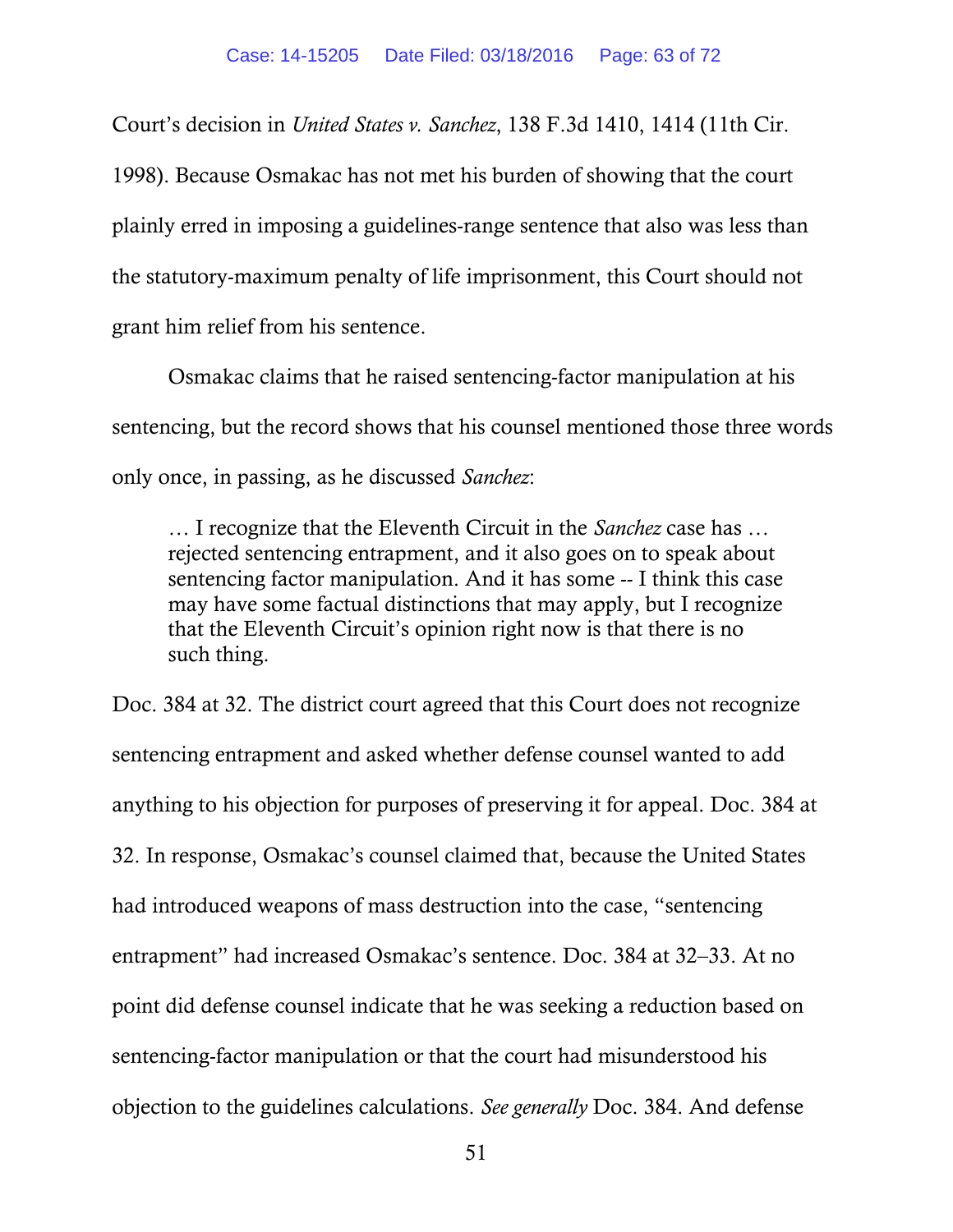Court's decision in *United States v. Sanchez*, 138 F.3d 1410, 1414 (11th Cir. 1998). Because Osmakac has not met his burden of showing that the court plainly erred in imposing a guidelines-range sentence that also was less than the statutory-maximum penalty of life imprisonment, this Court should not grant him relief from his sentence.

Osmakac claims that he raised sentencing-factor manipulation at his sentencing, but the record shows that his counsel mentioned those three words only once, in passing, as he discussed *Sanchez*:

> … I recognize that the Eleventh Circuit in the *Sanchez* case has … rejected sentencing entrapment, and it also goes on to speak about sentencing factor manipulation. And it has some -- I think this case may have some factual distinctions that may apply, but I recognize that the Eleventh Circuit's opinion right now is that there is no such thing.

Doc. 384 at 32. The district court agreed that this Court does not recognize sentencing entrapment and asked whether defense counsel wanted to add anything to his objection for purposes of preserving it for appeal. Doc. 384 at 32. In response, Osmakac's counsel claimed that, because the United States had introduced weapons of mass destruction into the case, "sentencing entrapment" had increased Osmakac's sentence. Doc. 384 at 32–33. At no point did defense counsel indicate that he was seeking a reduction based on sentencing-factor manipulation or that the court had misunderstood his objection to the guidelines calculations. *See generally* Doc. 384. And defense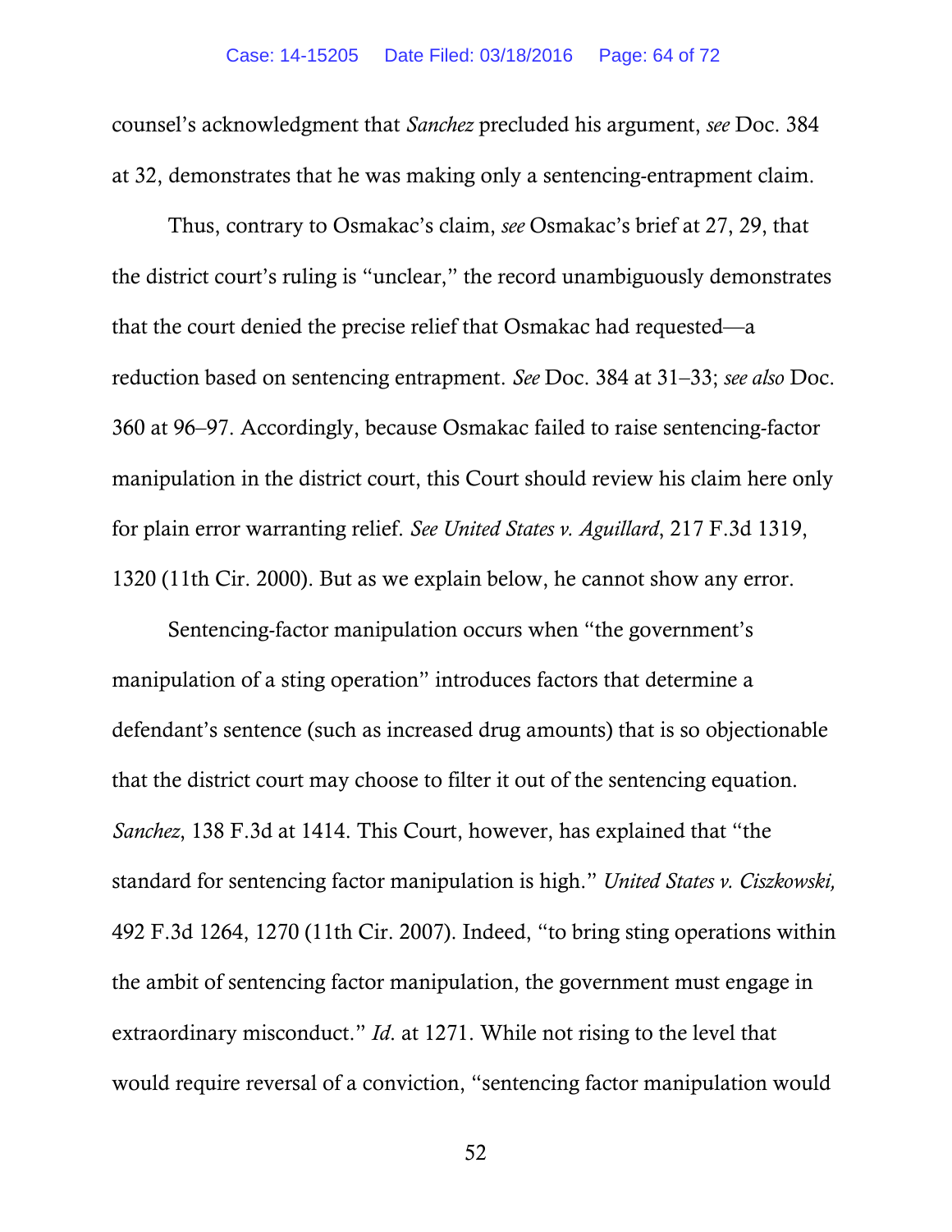counsel's acknowledgment that *Sanchez* precluded his argument, *see* Doc. 384 at 32, demonstrates that he was making only a sentencing-entrapment claim.

Thus, contrary to Osmakac's claim, *see* Osmakac's brief at 27, 29, that the district court's ruling is "unclear," the record unambiguously demonstrates that the court denied the precise relief that Osmakac had requested—a reduction based on sentencing entrapment. *See* Doc. 384 at 31–33; *see also* Doc. 360 at 96–97. Accordingly, because Osmakac failed to raise sentencing-factor manipulation in the district court, this Court should review his claim here only for plain error warranting relief. *See United States v. Aguillard*, 217 F.3d 1319, 1320 (11th Cir. 2000). But as we explain below, he cannot show any error.

Sentencing-factor manipulation occurs when "the government's manipulation of a sting operation" introduces factors that determine a defendant's sentence (such as increased drug amounts) that is so objectionable that the district court may choose to filter it out of the sentencing equation. *Sanchez*, 138 F.3d at 1414. This Court, however, has explained that "the standard for sentencing factor manipulation is high." *United States v. Ciszkowski,* 492 F.3d 1264, 1270 (11th Cir. 2007). Indeed, "to bring sting operations within the ambit of sentencing factor manipulation, the government must engage in extraordinary misconduct." *Id*. at 1271. While not rising to the level that would require reversal of a conviction, "sentencing factor manipulation would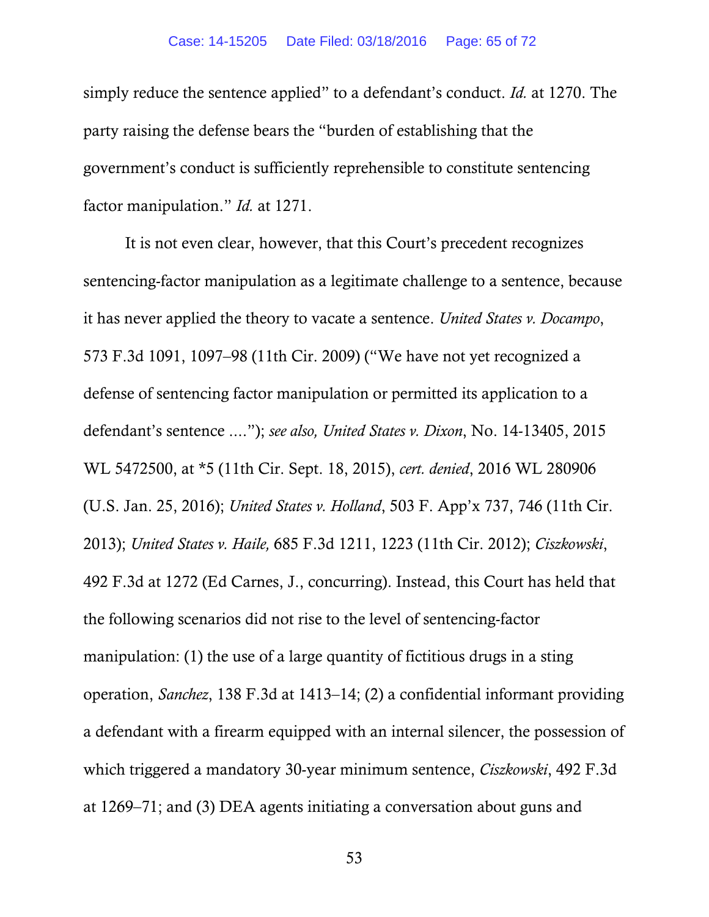simply reduce the sentence applied" to a defendant's conduct. *Id.* at 1270. The party raising the defense bears the "burden of establishing that the government's conduct is sufficiently reprehensible to constitute sentencing factor manipulation." *Id.* at 1271.

It is not even clear, however, that this Court's precedent recognizes sentencing-factor manipulation as a legitimate challenge to a sentence, because it has never applied the theory to vacate a sentence. *United States v. Docampo*, 573 F.3d 1091, 1097–98 (11th Cir. 2009) ("We have not yet recognized a defense of sentencing factor manipulation or permitted its application to a defendant's sentence ...."); *see also, United States v. Dixon*, No. 14-13405, 2015 WL 5472500, at *5 (11th Cir. Sept. 18, 2015), *cert. denied*, 2016 WL 280906 (U.S. Jan. 25, 2016); *United States v. Holland*, 503 F. App'x 737, 746 (11th Cir. 2013); *United States v. Haile,* 685 F.3d 1211, 1223 (11th Cir. 2012); *Ciszkowski*, 492 F.3d at 1272 (Ed Carnes, J., concurring). Instead, this Court has held that the following scenarios did not rise to the level of sentencing-factor manipulation: (1) the use of a large quantity of fictitious drugs in a sting operation, *Sanchez*, 138 F.3d at 1413–14; (2) a confidential informant providing a defendant with a firearm equipped with an internal silencer, the possession of which triggered a mandatory 30-year minimum sentence, *Ciszkowski*, 492 F.3d at 1269–71; and (3) DEA agents initiating a conversation about guns and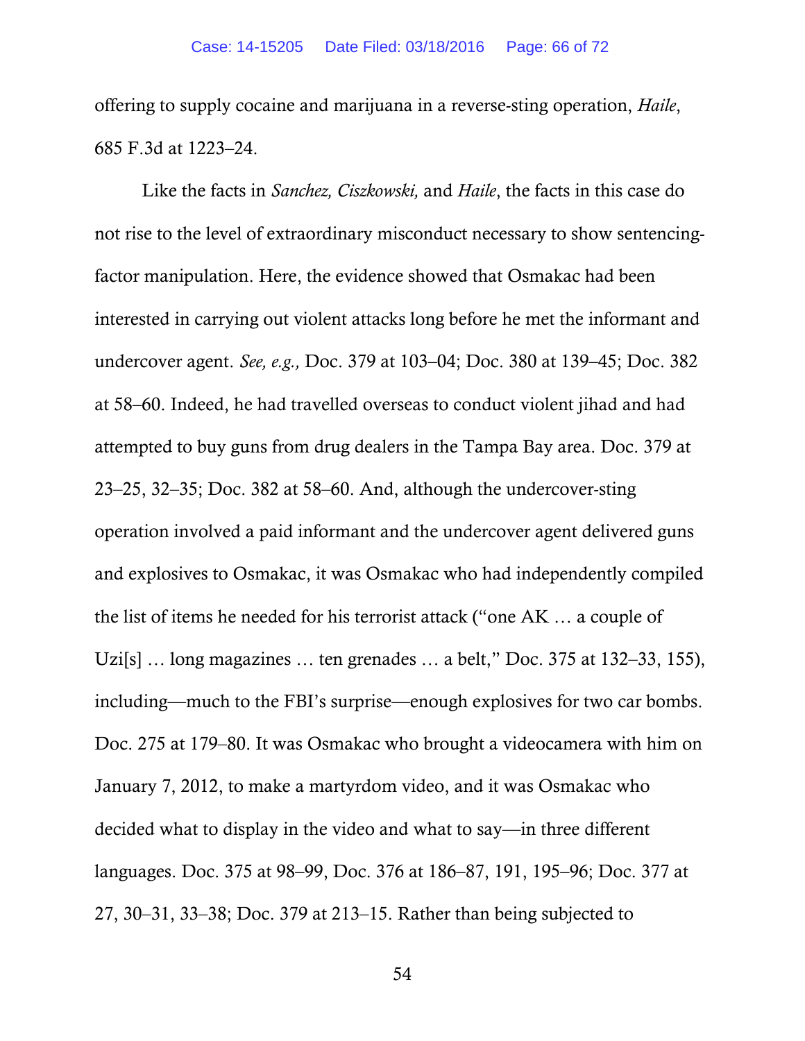offering to supply cocaine and marijuana in a reverse-sting operation, *Haile*, 685 F.3d at 1223–24.

Like the facts in *Sanchez, Ciszkowski,* and *Haile*, the facts in this case do not rise to the level of extraordinary misconduct necessary to show sentencing-factor manipulation. Here, the evidence showed that Osmakac had been interested in carrying out violent attacks long before he met the informant and undercover agent. *See, e.g.,* Doc. 379 at 103–04; Doc. 380 at 139–45; Doc. 382 at 58–60. Indeed, he had travelled overseas to conduct violent jihad and had attempted to buy guns from drug dealers in the Tampa Bay area. Doc. 379 at 23–25, 32–35; Doc. 382 at 58–60. And, although the undercover-sting operation involved a paid informant and the undercover agent delivered guns and explosives to Osmakac, it was Osmakac who had independently compiled the list of items he needed for his terrorist attack ("one AK … a couple of Uzi[s] … long magazines … ten grenades … a belt," Doc. 375 at 132–33, 155), including—much to the FBI's surprise—enough explosives for two car bombs. Doc. 275 at 179–80. It was Osmakac who brought a videocamera with him on January 7, 2012, to make a martyrdom video, and it was Osmakac who decided what to display in the video and what to say—in three different languages. Doc. 375 at 98–99, Doc. 376 at 186–87, 191, 195–96; Doc. 377 at 27, 30–31, 33–38; Doc. 379 at 213–15. Rather than being subjected to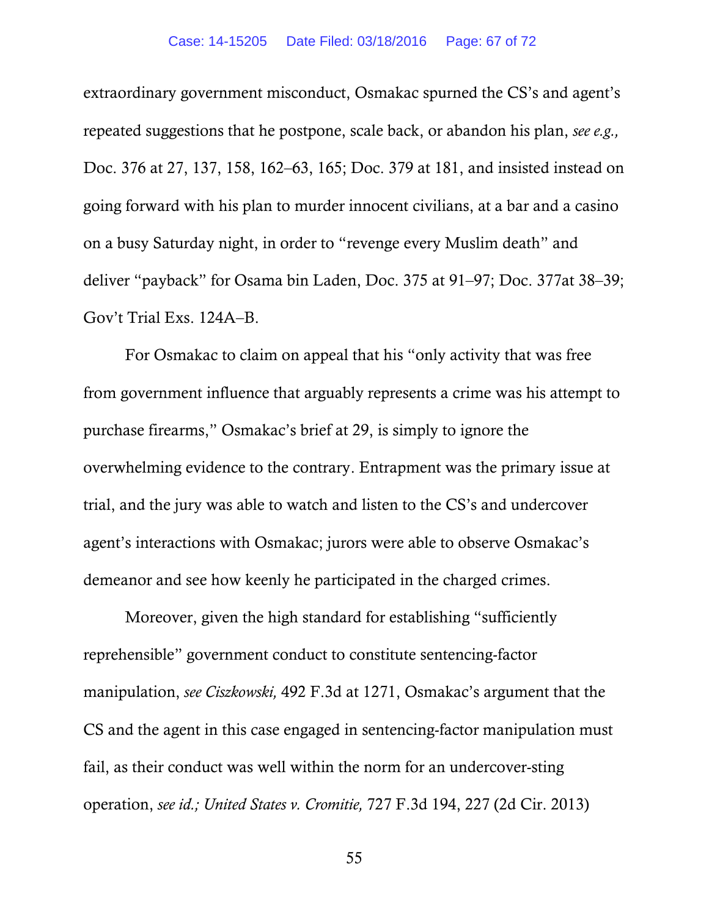extraordinary government misconduct, Osmakac spurned the CS's and agent's repeated suggestions that he postpone, scale back, or abandon his plan, *see e.g.,* Doc. 376 at 27, 137, 158, 162–63, 165; Doc. 379 at 181, and insisted instead on going forward with his plan to murder innocent civilians, at a bar and a casino on a busy Saturday night, in order to "revenge every Muslim death" and deliver "payback" for Osama bin Laden, Doc. 375 at 91–97; Doc. 377at 38–39; Gov't Trial Exs. 124A–B.

For Osmakac to claim on appeal that his "only activity that was free from government influence that arguably represents a crime was his attempt to purchase firearms," Osmakac's brief at 29, is simply to ignore the overwhelming evidence to the contrary. Entrapment was the primary issue at trial, and the jury was able to watch and listen to the CS's and undercover agent's interactions with Osmakac; jurors were able to observe Osmakac's demeanor and see how keenly he participated in the charged crimes.

Moreover, given the high standard for establishing "sufficiently reprehensible" government conduct to constitute sentencing-factor manipulation, *see Ciszkowski,* 492 F.3d at 1271, Osmakac's argument that the CS and the agent in this case engaged in sentencing-factor manipulation must fail, as their conduct was well within the norm for an undercover-sting operation, *see id.; United States v. Cromitie,* 727 F.3d 194, 227 (2d Cir. 2013)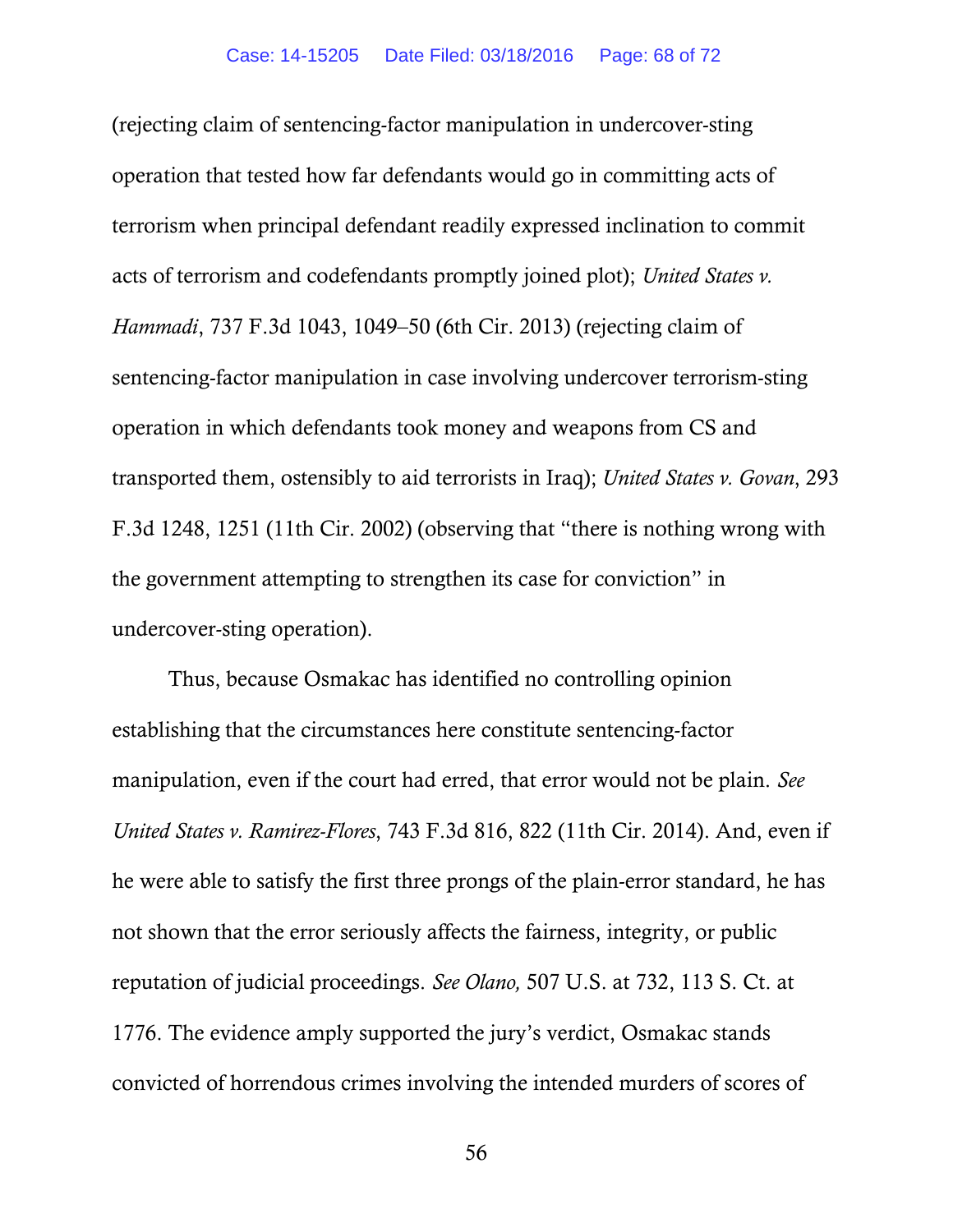(rejecting claim of sentencing-factor manipulation in undercover-sting operation that tested how far defendants would go in committing acts of terrorism when principal defendant readily expressed inclination to commit acts of terrorism and codefendants promptly joined plot); *United States v. Hammadi*, 737 F.3d 1043, 1049–50 (6th Cir. 2013) (rejecting claim of sentencing-factor manipulation in case involving undercover terrorism-sting operation in which defendants took money and weapons from CS and transported them, ostensibly to aid terrorists in Iraq); *United States v. Govan*, 293 F.3d 1248, 1251 (11th Cir. 2002) (observing that "there is nothing wrong with the government attempting to strengthen its case for conviction" in undercover-sting operation).

Thus, because Osmakac has identified no controlling opinion establishing that the circumstances here constitute sentencing-factor manipulation, even if the court had erred, that error would not be plain. *See United States v. Ramirez-Flores*, 743 F.3d 816, 822 (11th Cir. 2014). And, even if he were able to satisfy the first three prongs of the plain-error standard, he has not shown that the error seriously affects the fairness, integrity, or public reputation of judicial proceedings. *See Olano,* 507 U.S. at 732, 113 S. Ct. at 1776. The evidence amply supported the jury's verdict, Osmakac stands convicted of horrendous crimes involving the intended murders of scores of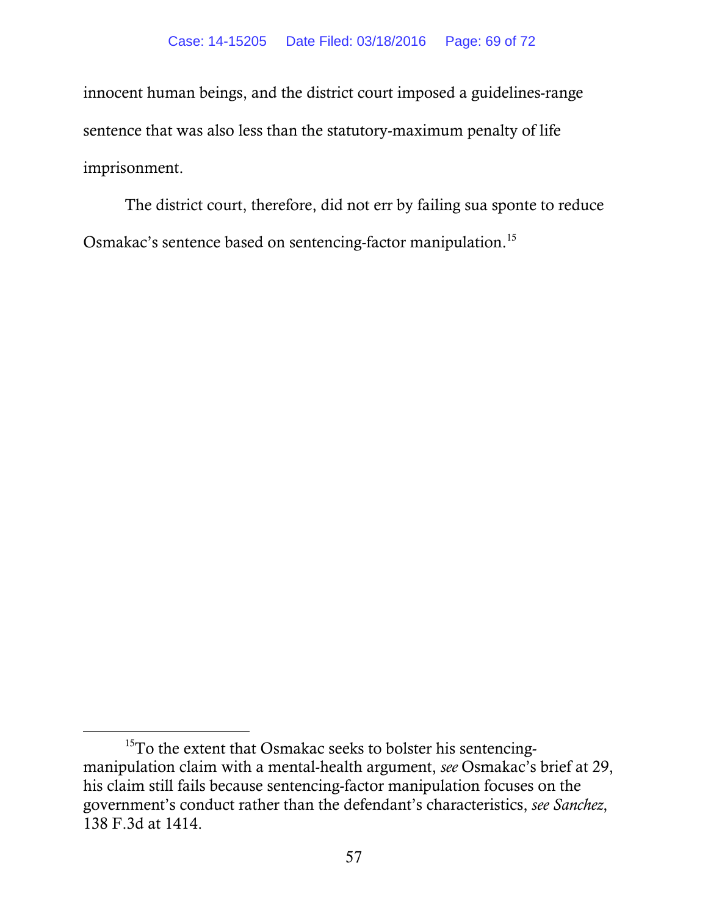innocent human beings, and the district court imposed a guidelines-range sentence that was also less than the statutory-maximum penalty of life imprisonment.

The district court, therefore, did not err by failing sua sponte to reduce Osmakac's sentence based on sentencing-factor manipulation.[15]

[15] To the extent that Osmakac seeks to bolster his sentencing-manipulation claim with a mental-health argument, *see* Osmakac's brief at 29, his claim still fails because sentencing-factor manipulation focuses on the government's conduct rather than the defendant's characteristics, *see Sanchez*, 138 F.3d at 1414.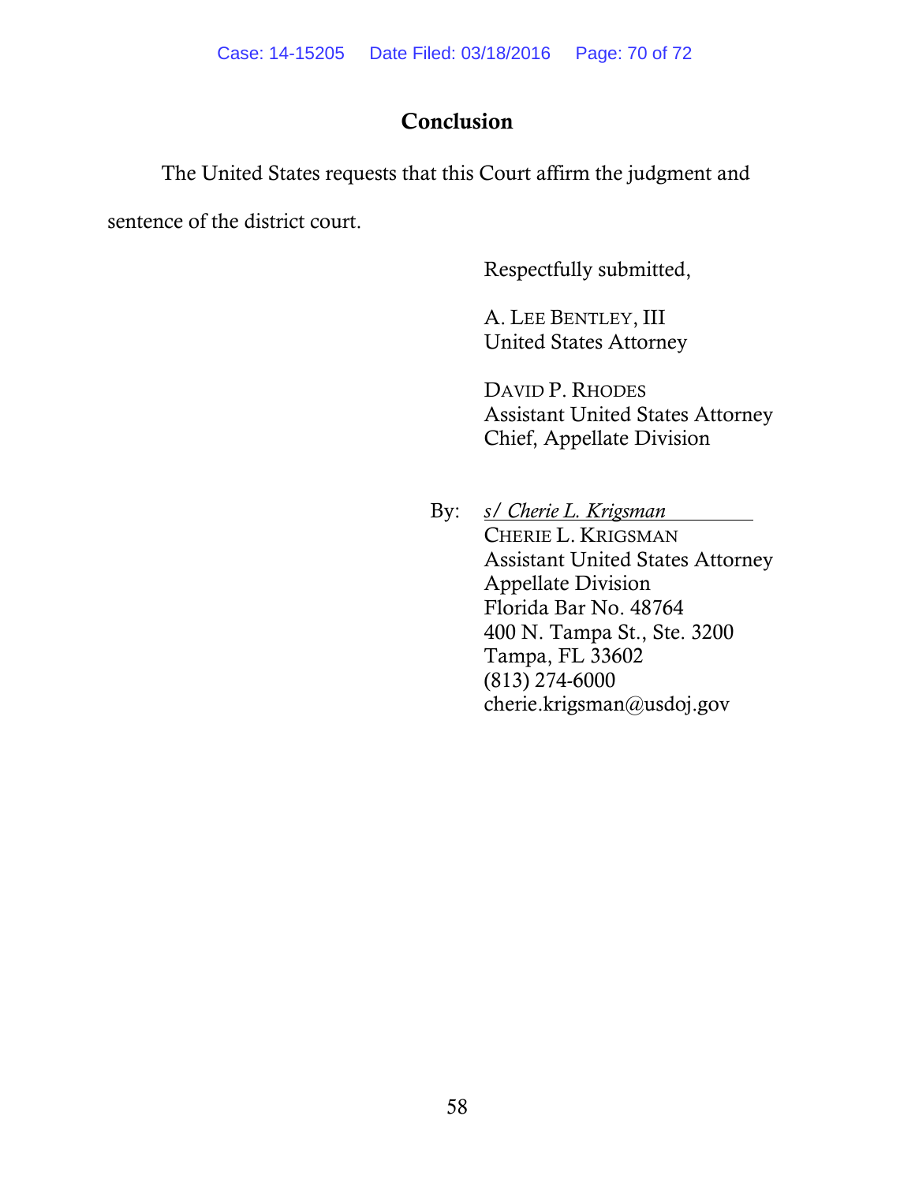## Conclusion

The United States requests that this Court affirm the judgment and sentence of the district court.

Respectfully submitted,

A. LEE BENTLEY, III
United States Attorney

DAVID P. RHODES
Assistant United States Attorney
Chief, Appellate Division

By: *s/ Cherie L. Krigsman*
CHERIE L. KRIGSMAN
Assistant United States Attorney
Appellate Division
Florida Bar No. 48764
400 N. Tampa St., Ste. 3200
Tampa, FL 33602
(813) 274-6000
cherie.krigsman@usdoj.gov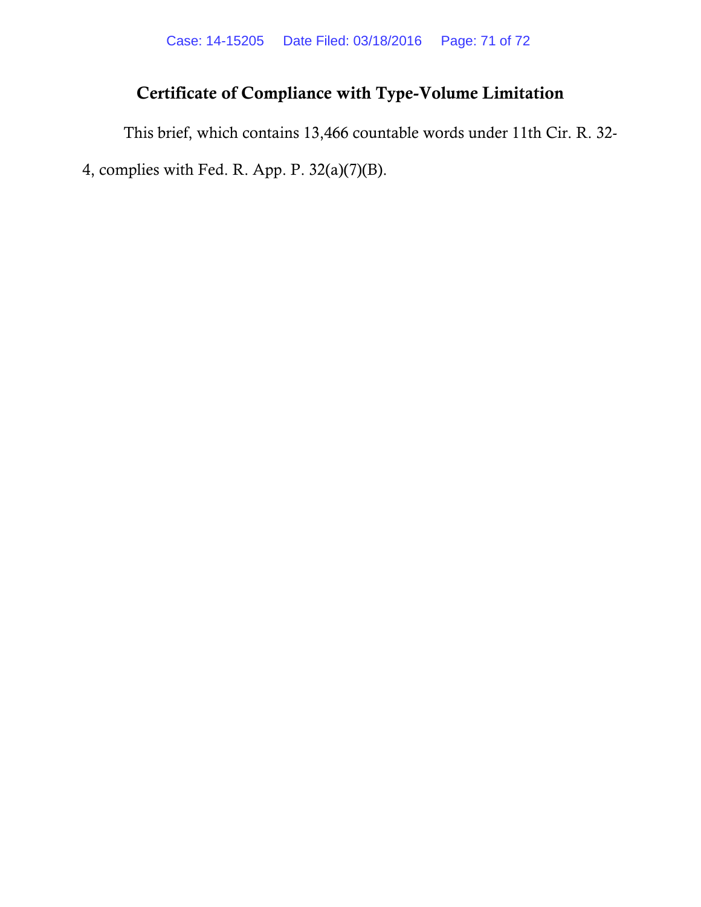## Certificate of Compliance with Type-Volume Limitation

This brief, which contains 13,466 countable words under 11th Cir. R. 32-4, complies with Fed. R. App. P. 32(a)(7)(B).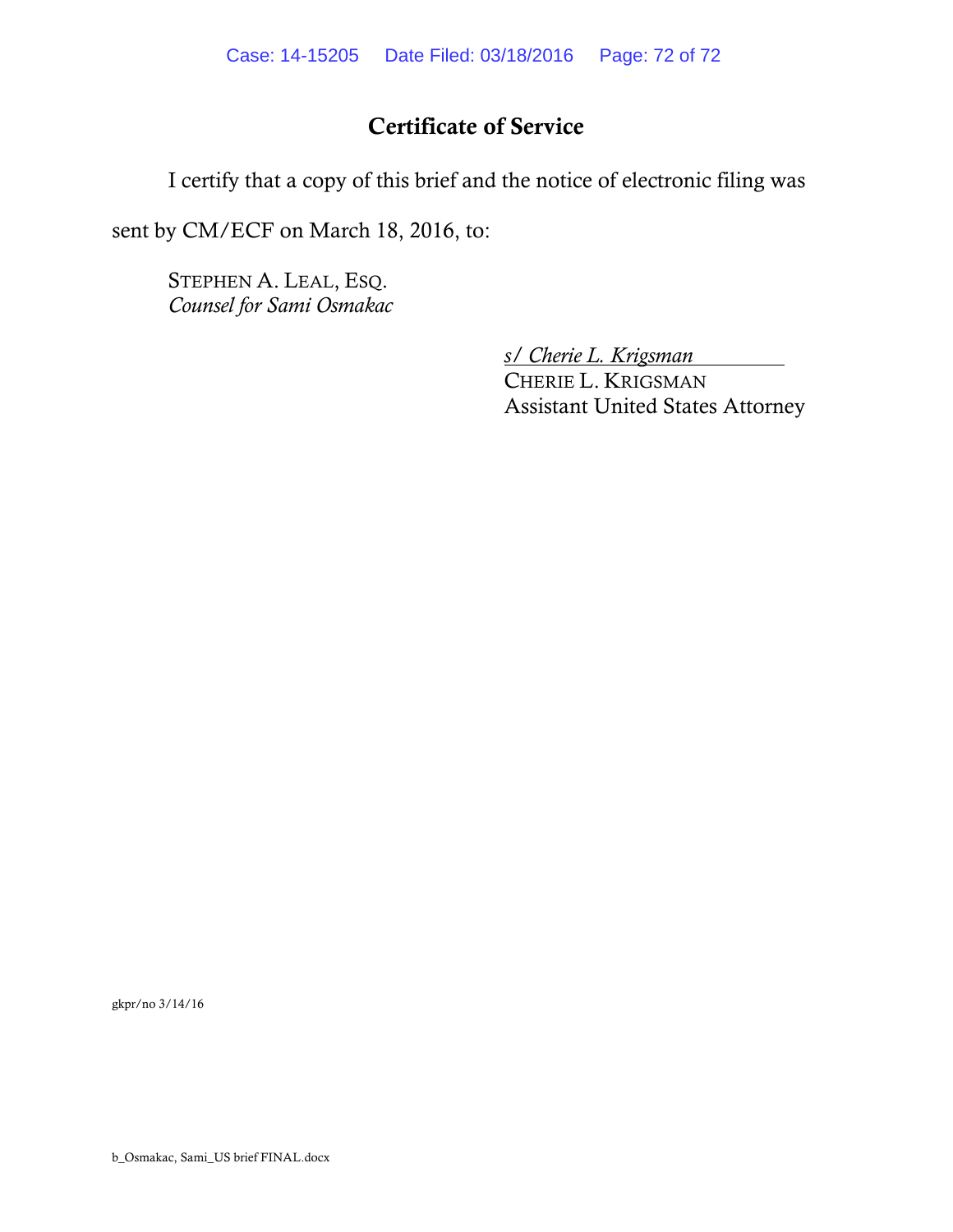## Certificate of Service

I certify that a copy of this brief and the notice of electronic filing was sent by CM/ECF on March 18, 2016, to:

STEPHEN A. LEAL, ESQ.
*Counsel for Sami Osmakac*

*s/ Cherie L. Krigsman*
CHERIE L. KRIGSMAN
Assistant United States Attorney

gkpr/no 3/14/16

b_Osmakac, Sami_US brief FINAL.docx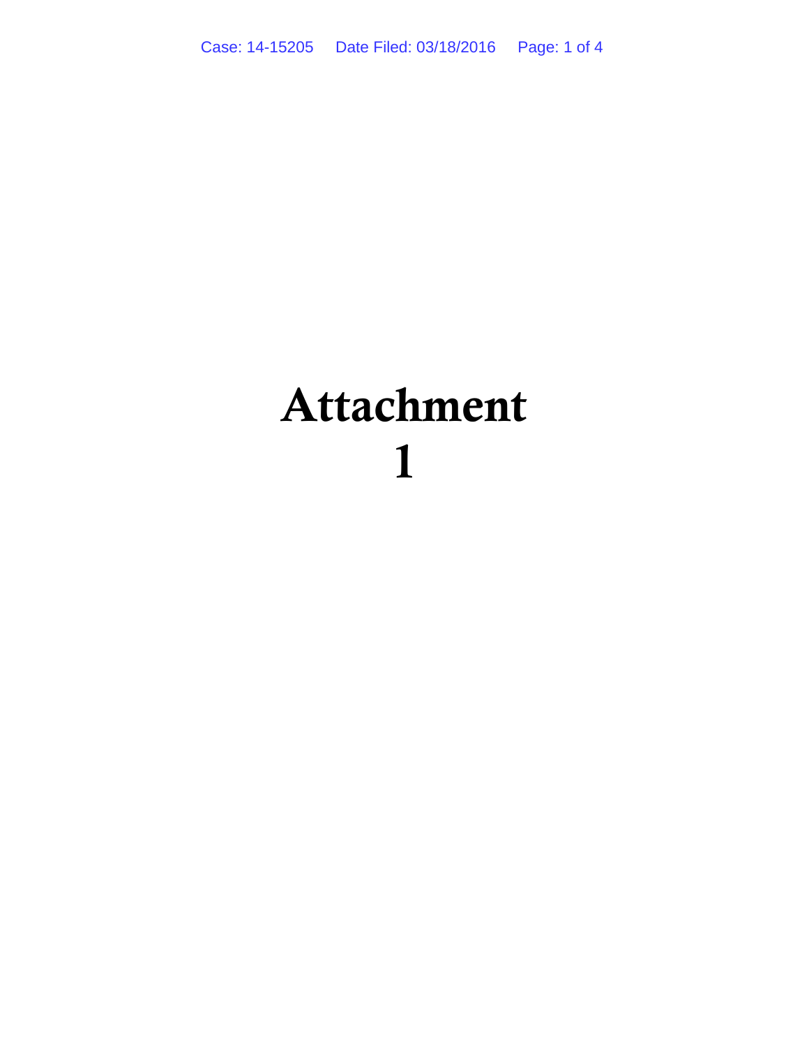# Attachment 1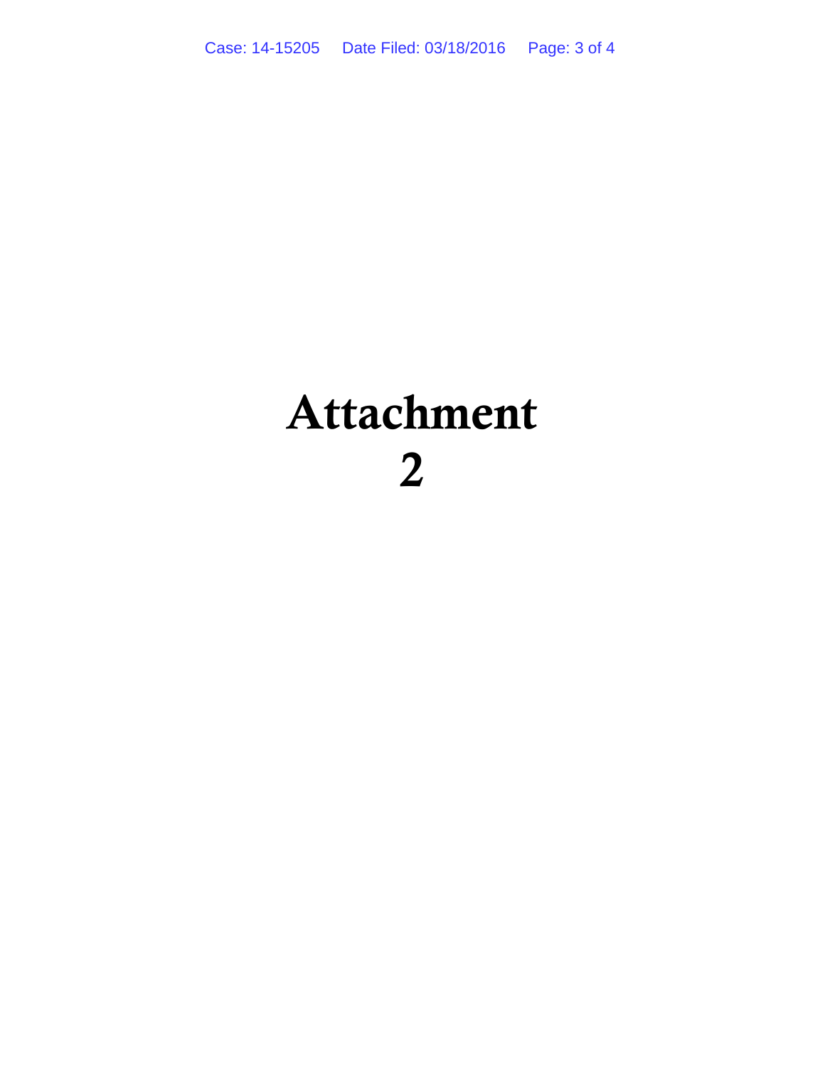# Attachment 2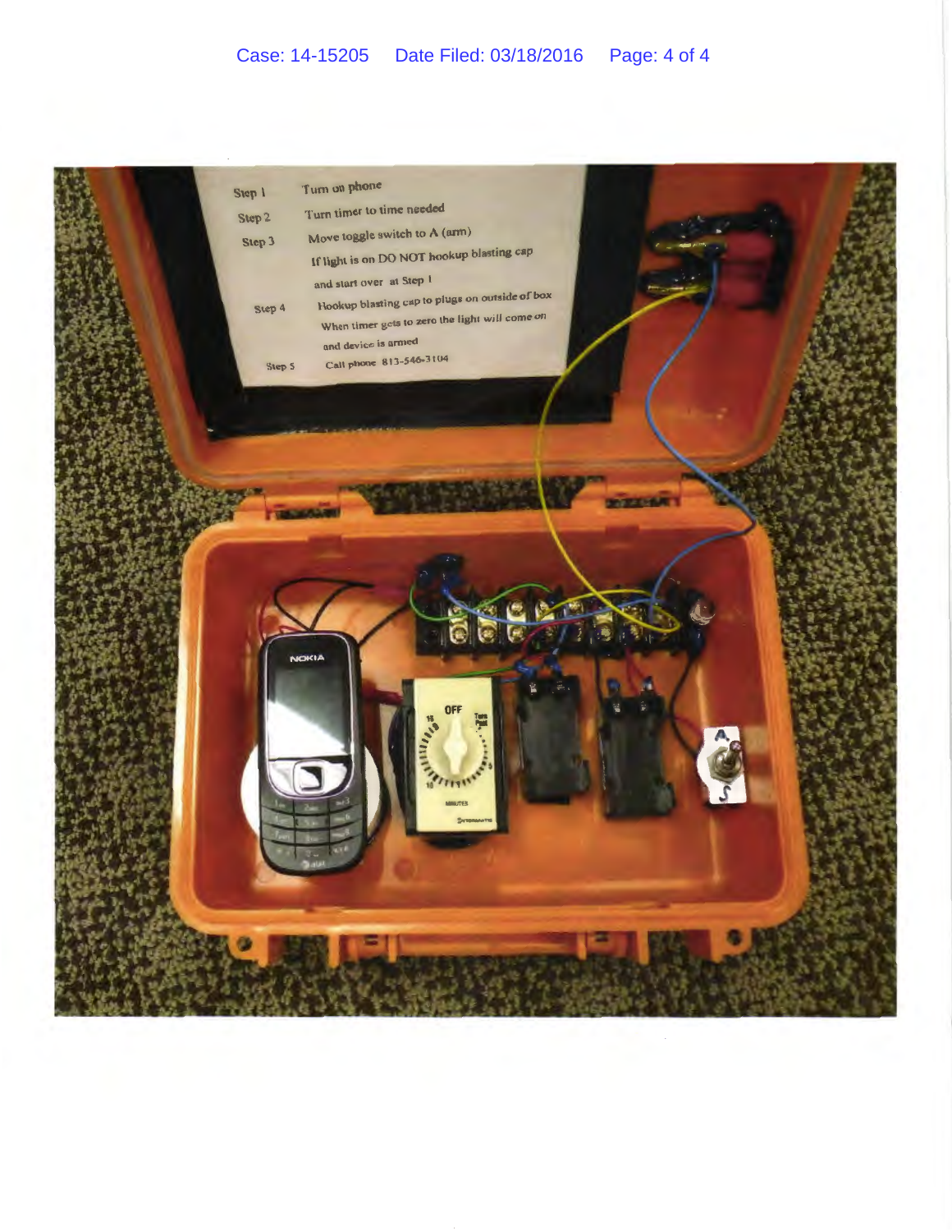Step 1 Turn on phone

Step 2 Turn timer to time needed

Step 3 Move toggle switch to A (arm)

If light is on DO NOT hookup blasting cap and start over at Step 1

Step 4 Hookup blasting cap to plugs on outside of box

When timer gets to zero the light will come on and device is armed

Step 5 Call phone 813-546-3104